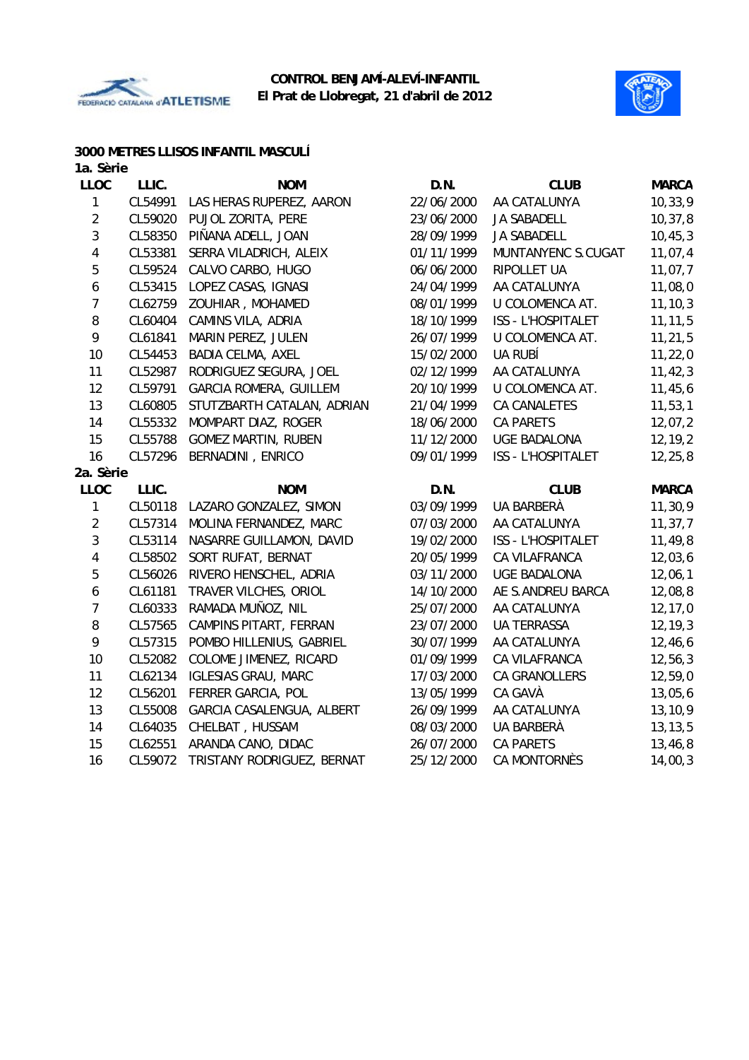**CONTROL BENJAMÍ-ALEVÍ-INFANTIL**
**El Prat de Llobregat, 21 d'abril de 2012**

### 3000 METRES LLISOS INFANTIL MASCULÍ

**1a. Sèrie**

| LLOC | LLIC. | NOM | D.N. | CLUB | MARCA |
|---|---|---|---|---|---|
| 1 | CL54991 | LAS HERAS RUPEREZ, AARON | 22/06/2000 | AA CATALUNYA | 10,33,9 |
| 2 | CL59020 | PUJOL ZORITA, PERE | 23/06/2000 | JA SABADELL | 10,37,8 |
| 3 | CL58350 | PIÑANA ADELL, JOAN | 28/09/1999 | JA SABADELL | 10,45,3 |
| 4 | CL53381 | SERRA VILADRICH, ALEIX | 01/11/1999 | MUNTANYENC S.CUGAT | 11,07,4 |
| 5 | CL59524 | CALVO CARBO, HUGO | 06/06/2000 | RIPOLLET UA | 11,07,7 |
| 6 | CL53415 | LOPEZ CASAS, IGNASI | 24/04/1999 | AA CATALUNYA | 11,08,0 |
| 7 | CL62759 | ZOUHIAR , MOHAMED | 08/01/1999 | U COLOMENCA AT. | 11,10,3 |
| 8 | CL60404 | CAMINS VILA, ADRIA | 18/10/1999 | ISS - L'HOSPITALET | 11,11,5 |
| 9 | CL61841 | MARIN PEREZ, JULEN | 26/07/1999 | U COLOMENCA AT. | 11,21,5 |
| 10 | CL54453 | BADIA CELMA, AXEL | 15/02/2000 | UA RUBÍ | 11,22,0 |
| 11 | CL52987 | RODRIGUEZ SEGURA, JOEL | 02/12/1999 | AA CATALUNYA | 11,42,3 |
| 12 | CL59791 | GARCIA ROMERA, GUILLEM | 20/10/1999 | U COLOMENCA AT. | 11,45,6 |
| 13 | CL60805 | STUTZBARTH CATALAN, ADRIAN | 21/04/1999 | CA CANALETES | 11,53,1 |
| 14 | CL55332 | MOMPART DIAZ, ROGER | 18/06/2000 | CA PARETS | 12,07,2 |
| 15 | CL55788 | GOMEZ MARTIN, RUBEN | 11/12/2000 | UGE BADALONA | 12,19,2 |
| 16 | CL57296 | BERNADINI , ENRICO | 09/01/1999 | ISS - L'HOSPITALET | 12,25,8 |

**2a. Sèrie**

| LLOC | LLIC. | NOM | D.N. | CLUB | MARCA |
|---|---|---|---|---|---|
| 1 | CL50118 | LAZARO GONZALEZ, SIMON | 03/09/1999 | UA BARBERÀ | 11,30,9 |
| 2 | CL57314 | MOLINA FERNANDEZ, MARC | 07/03/2000 | AA CATALUNYA | 11,37,7 |
| 3 | CL53114 | NASARRE GUILLAMON, DAVID | 19/02/2000 | ISS - L'HOSPITALET | 11,49,8 |
| 4 | CL58502 | SORT RUFAT, BERNAT | 20/05/1999 | CA VILAFRANCA | 12,03,6 |
| 5 | CL56026 | RIVERO HENSCHEL, ADRIA | 03/11/2000 | UGE BADALONA | 12,06,1 |
| 6 | CL61181 | TRAVER VILCHES, ORIOL | 14/10/2000 | AE S.ANDREU BARCA | 12,08,8 |
| 7 | CL60333 | RAMADA MUÑOZ, NIL | 25/07/2000 | AA CATALUNYA | 12,17,0 |
| 8 | CL57565 | CAMPINS PITART, FERRAN | 23/07/2000 | UA TERRASSA | 12,19,3 |
| 9 | CL57315 | POMBO HILLENIUS, GABRIEL | 30/07/1999 | AA CATALUNYA | 12,46,6 |
| 10 | CL52082 | COLOME JIMENEZ, RICARD | 01/09/1999 | CA VILAFRANCA | 12,56,3 |
| 11 | CL62134 | IGLESIAS GRAU, MARC | 17/03/2000 | CA GRANOLLERS | 12,59,0 |
| 12 | CL56201 | FERRER GARCIA, POL | 13/05/1999 | CA GAVÀ | 13,05,6 |
| 13 | CL55008 | GARCIA CASALENGUA, ALBERT | 26/09/1999 | AA CATALUNYA | 13,10,9 |
| 14 | CL64035 | CHELBAT , HUSSAM | 08/03/2000 | UA BARBERÀ | 13,13,5 |
| 15 | CL62551 | ARANDA CANO, DIDAC | 26/07/2000 | CA PARETS | 13,46,8 |
| 16 | CL59072 | TRISTANY RODRIGUEZ, BERNAT | 25/12/2000 | CA MONTORNÈS | 14,00,3 |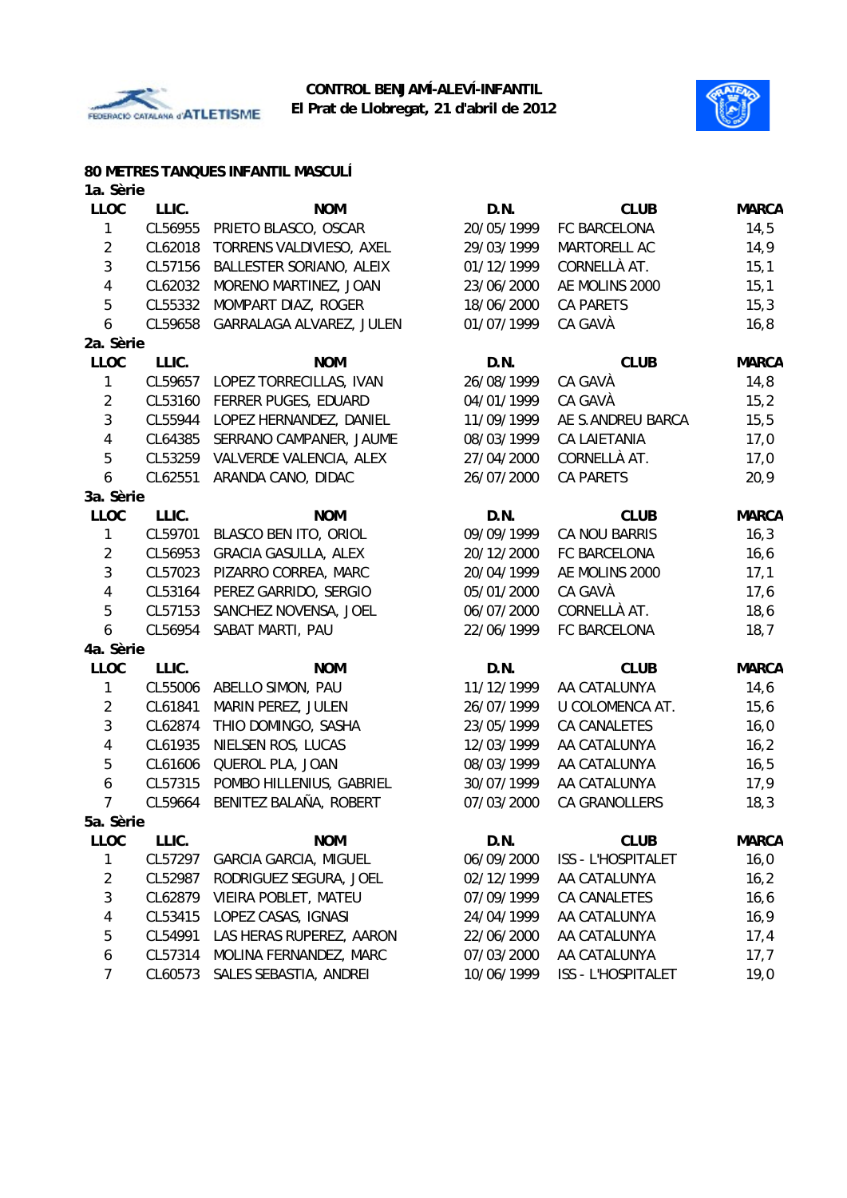**CONTROL BENJAMÍ-ALEVÍ-INFANTIL**
**El Prat de Llobregat, 21 d'abril de 2012**

## 80 METRES TANQUES INFANTIL MASCULÍ

### 1a. Sèrie

| LLOC | LLIC. | NOM | D.N. | CLUB | MARCA |
|---|---|---|---|---|---|
| 1 | CL56955 | PRIETO BLASCO, OSCAR | 20/05/1999 | FC BARCELONA | 14,5 |
| 2 | CL62018 | TORRENS VALDIVIESO, AXEL | 29/03/1999 | MARTORELL AC | 14,9 |
| 3 | CL57156 | BALLESTER SORIANO, ALEIX | 01/12/1999 | CORNELLÀ AT. | 15,1 |
| 4 | CL62032 | MORENO MARTINEZ, JOAN | 23/06/2000 | AE MOLINS 2000 | 15,1 |
| 5 | CL55332 | MOMPART DIAZ, ROGER | 18/06/2000 | CA PARETS | 15,3 |
| 6 | CL59658 | GARRALAGA ALVAREZ, JULEN | 01/07/1999 | CA GAVÀ | 16,8 |

### 2a. Sèrie

| LLOC | LLIC. | NOM | D.N. | CLUB | MARCA |
|---|---|---|---|---|---|
| 1 | CL59657 | LOPEZ TORRECILLAS, IVAN | 26/08/1999 | CA GAVÀ | 14,8 |
| 2 | CL53160 | FERRER PUGES, EDUARD | 04/01/1999 | CA GAVÀ | 15,2 |
| 3 | CL55944 | LOPEZ HERNANDEZ, DANIEL | 11/09/1999 | AE S.ANDREU BARCA | 15,5 |
| 4 | CL64385 | SERRANO CAMPANER, JAUME | 08/03/1999 | CA LAIETANIA | 17,0 |
| 5 | CL53259 | VALVERDE VALENCIA, ALEX | 27/04/2000 | CORNELLÀ AT. | 17,0 |
| 6 | CL62551 | ARANDA CANO, DIDAC | 26/07/2000 | CA PARETS | 20,9 |

### 3a. Sèrie

| LLOC | LLIC. | NOM | D.N. | CLUB | MARCA |
|---|---|---|---|---|---|
| 1 | CL59701 | BLASCO BEN ITO, ORIOL | 09/09/1999 | CA NOU BARRIS | 16,3 |
| 2 | CL56953 | GRACIA GASULLA, ALEX | 20/12/2000 | FC BARCELONA | 16,6 |
| 3 | CL57023 | PIZARRO CORREA, MARC | 20/04/1999 | AE MOLINS 2000 | 17,1 |
| 4 | CL53164 | PEREZ GARRIDO, SERGIO | 05/01/2000 | CA GAVÀ | 17,6 |
| 5 | CL57153 | SANCHEZ NOVENSA, JOEL | 06/07/2000 | CORNELLÀ AT. | 18,6 |
| 6 | CL56954 | SABAT MARTI, PAU | 22/06/1999 | FC BARCELONA | 18,7 |

### 4a. Sèrie

| LLOC | LLIC. | NOM | D.N. | CLUB | MARCA |
|---|---|---|---|---|---|
| 1 | CL55006 | ABELLO SIMON, PAU | 11/12/1999 | AA CATALUNYA | 14,6 |
| 2 | CL61841 | MARIN PEREZ, JULEN | 26/07/1999 | U COLOMENCA AT. | 15,6 |
| 3 | CL62874 | THIO DOMINGO, SASHA | 23/05/1999 | CA CANALETES | 16,0 |
| 4 | CL61935 | NIELSEN ROS, LUCAS | 12/03/1999 | AA CATALUNYA | 16,2 |
| 5 | CL61606 | QUEROL PLA, JOAN | 08/03/1999 | AA CATALUNYA | 16,5 |
| 6 | CL57315 | POMBO HILLENIUS, GABRIEL | 30/07/1999 | AA CATALUNYA | 17,9 |
| 7 | CL59664 | BENITEZ BALAÑA, ROBERT | 07/03/2000 | CA GRANOLLERS | 18,3 |

### 5a. Sèrie

| LLOC | LLIC. | NOM | D.N. | CLUB | MARCA |
|---|---|---|---|---|---|
| 1 | CL57297 | GARCIA GARCIA, MIGUEL | 06/09/2000 | ISS - L'HOSPITALET | 16,0 |
| 2 | CL52987 | RODRIGUEZ SEGURA, JOEL | 02/12/1999 | AA CATALUNYA | 16,2 |
| 3 | CL62879 | VIEIRA POBLET, MATEU | 07/09/1999 | CA CANALETES | 16,6 |
| 4 | CL53415 | LOPEZ CASAS, IGNASI | 24/04/1999 | AA CATALUNYA | 16,9 |
| 5 | CL54991 | LAS HERAS RUPEREZ, AARON | 22/06/2000 | AA CATALUNYA | 17,4 |
| 6 | CL57314 | MOLINA FERNANDEZ, MARC | 07/03/2000 | AA CATALUNYA | 17,7 |
| 7 | CL60573 | SALES SEBASTIA, ANDREI | 10/06/1999 | ISS - L'HOSPITALET | 19,0 |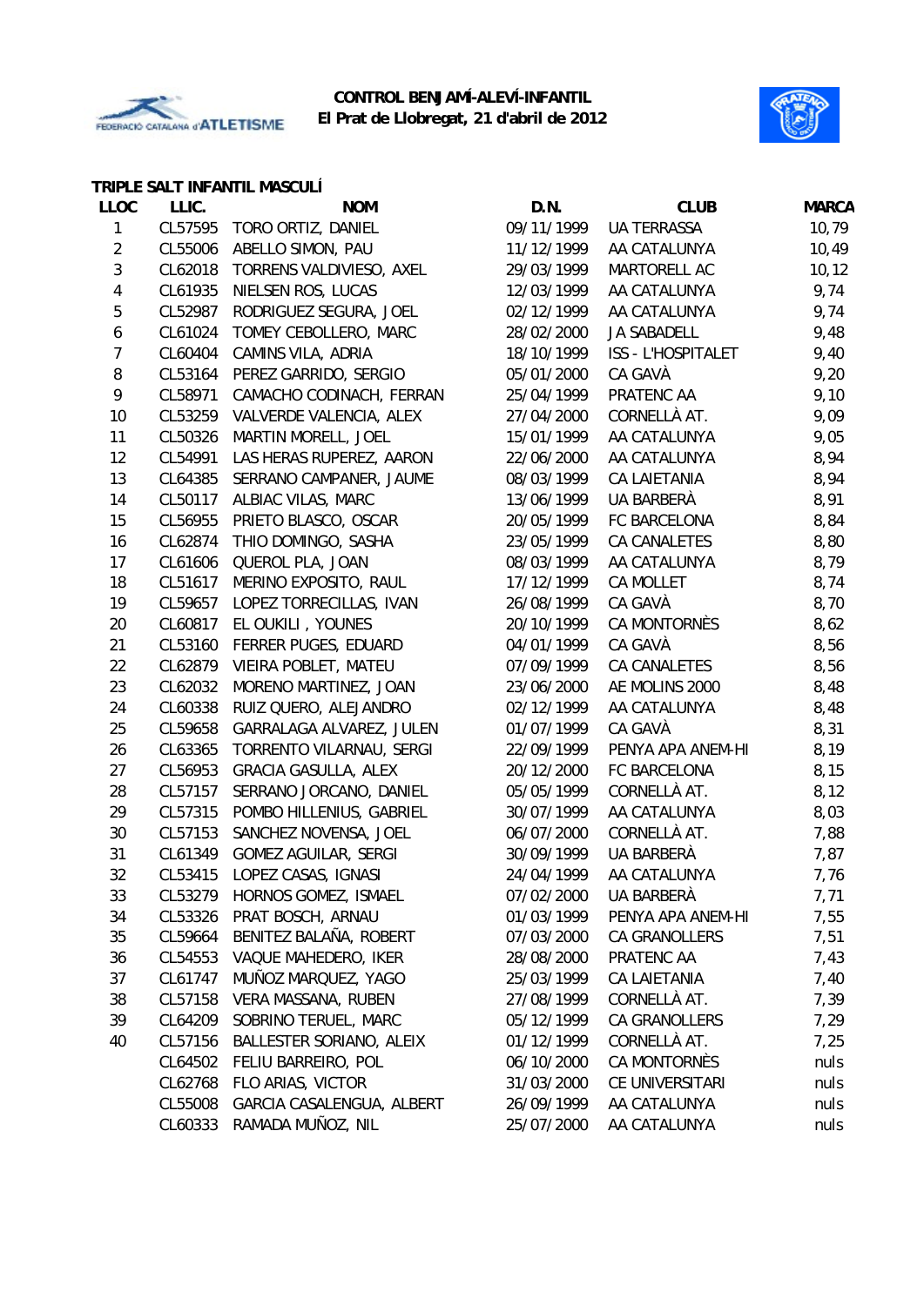**CONTROL BENJAMÍ-ALEVÍ-INFANTIL**
**El Prat de Llobregat, 21 d'abril de 2012**

### TRIPLE SALT INFANTIL MASCULÍ

| LLOC | LLIC. | NOM | D.N. | CLUB | MARCA |
|---|---|---|---|---|---|
| 1 | CL57595 | TORO ORTIZ, DANIEL | 09/11/1999 | UA TERRASSA | 10,79 |
| 2 | CL55006 | ABELLO SIMON, PAU | 11/12/1999 | AA CATALUNYA | 10,49 |
| 3 | CL62018 | TORRENS VALDIVIESO, AXEL | 29/03/1999 | MARTORELL AC | 10,12 |
| 4 | CL61935 | NIELSEN ROS, LUCAS | 12/03/1999 | AA CATALUNYA | 9,74 |
| 5 | CL52987 | RODRIGUEZ SEGURA, JOEL | 02/12/1999 | AA CATALUNYA | 9,74 |
| 6 | CL61024 | TOMEY CEBOLLERO, MARC | 28/02/2000 | JA SABADELL | 9,48 |
| 7 | CL60404 | CAMINS VILA, ADRIA | 18/10/1999 | ISS - L'HOSPITALET | 9,40 |
| 8 | CL53164 | PEREZ GARRIDO, SERGIO | 05/01/2000 | CA GAVÀ | 9,20 |
| 9 | CL58971 | CAMACHO CODINACH, FERRAN | 25/04/1999 | PRATENC AA | 9,10 |
| 10 | CL53259 | VALVERDE VALENCIA, ALEX | 27/04/2000 | CORNELLÀ AT. | 9,09 |
| 11 | CL50326 | MARTIN MORELL, JOEL | 15/01/1999 | AA CATALUNYA | 9,05 |
| 12 | CL54991 | LAS HERAS RUPEREZ, AARON | 22/06/2000 | AA CATALUNYA | 8,94 |
| 13 | CL64385 | SERRANO CAMPANER, JAUME | 08/03/1999 | CA LAIETANIA | 8,94 |
| 14 | CL50117 | ALBIAC VILAS, MARC | 13/06/1999 | UA BARBERÀ | 8,91 |
| 15 | CL56955 | PRIETO BLASCO, OSCAR | 20/05/1999 | FC BARCELONA | 8,84 |
| 16 | CL62874 | THIO DOMINGO, SASHA | 23/05/1999 | CA CANALETES | 8,80 |
| 17 | CL61606 | QUEROL PLA, JOAN | 08/03/1999 | AA CATALUNYA | 8,79 |
| 18 | CL51617 | MERINO EXPOSITO, RAUL | 17/12/1999 | CA MOLLET | 8,74 |
| 19 | CL59657 | LOPEZ TORRECILLAS, IVAN | 26/08/1999 | CA GAVÀ | 8,70 |
| 20 | CL60817 | EL OUKILI , YOUNES | 20/10/1999 | CA MONTORNÈS | 8,62 |
| 21 | CL53160 | FERRER PUGES, EDUARD | 04/01/1999 | CA GAVÀ | 8,56 |
| 22 | CL62879 | VIEIRA POBLET, MATEU | 07/09/1999 | CA CANALETES | 8,56 |
| 23 | CL62032 | MORENO MARTINEZ, JOAN | 23/06/2000 | AE MOLINS 2000 | 8,48 |
| 24 | CL60338 | RUIZ QUERO, ALEJANDRO | 02/12/1999 | AA CATALUNYA | 8,48 |
| 25 | CL59658 | GARRALAGA ALVAREZ, JULEN | 01/07/1999 | CA GAVÀ | 8,31 |
| 26 | CL63365 | TORRENTO VILARNAU, SERGI | 22/09/1999 | PENYA APA ANEM-HI | 8,19 |
| 27 | CL56953 | GRACIA GASULLA, ALEX | 20/12/2000 | FC BARCELONA | 8,15 |
| 28 | CL57157 | SERRANO JORCANO, DANIEL | 05/05/1999 | CORNELLÀ AT. | 8,12 |
| 29 | CL57315 | POMBO HILLENIUS, GABRIEL | 30/07/1999 | AA CATALUNYA | 8,03 |
| 30 | CL57153 | SANCHEZ NOVENSA, JOEL | 06/07/2000 | CORNELLÀ AT. | 7,88 |
| 31 | CL61349 | GOMEZ AGUILAR, SERGI | 30/09/1999 | UA BARBERÀ | 7,87 |
| 32 | CL53415 | LOPEZ CASAS, IGNASI | 24/04/1999 | AA CATALUNYA | 7,76 |
| 33 | CL53279 | HORNOS GOMEZ, ISMAEL | 07/02/2000 | UA BARBERÀ | 7,71 |
| 34 | CL53326 | PRAT BOSCH, ARNAU | 01/03/1999 | PENYA APA ANEM-HI | 7,55 |
| 35 | CL59664 | BENITEZ BALAÑA, ROBERT | 07/03/2000 | CA GRANOLLERS | 7,51 |
| 36 | CL54553 | VAQUE MAHEDERO, IKER | 28/08/2000 | PRATENC AA | 7,43 |
| 37 | CL61747 | MUÑOZ MARQUEZ, YAGO | 25/03/1999 | CA LAIETANIA | 7,40 |
| 38 | CL57158 | VERA MASSANA, RUBEN | 27/08/1999 | CORNELLÀ AT. | 7,39 |
| 39 | CL64209 | SOBRINO TERUEL, MARC | 05/12/1999 | CA GRANOLLERS | 7,29 |
| 40 | CL57156 | BALLESTER SORIANO, ALEIX | 01/12/1999 | CORNELLÀ AT. | 7,25 |
| | CL64502 | FELIU BARREIRO, POL | 06/10/2000 | CA MONTORNÈS | nuls |
| | CL62768 | FLO ARIAS, VICTOR | 31/03/2000 | CE UNIVERSITARI | nuls |
| | CL55008 | GARCIA CASALENGUA, ALBERT | 26/09/1999 | AA CATALUNYA | nuls |
| | CL60333 | RAMADA MUÑOZ, NIL | 25/07/2000 | AA CATALUNYA | nuls |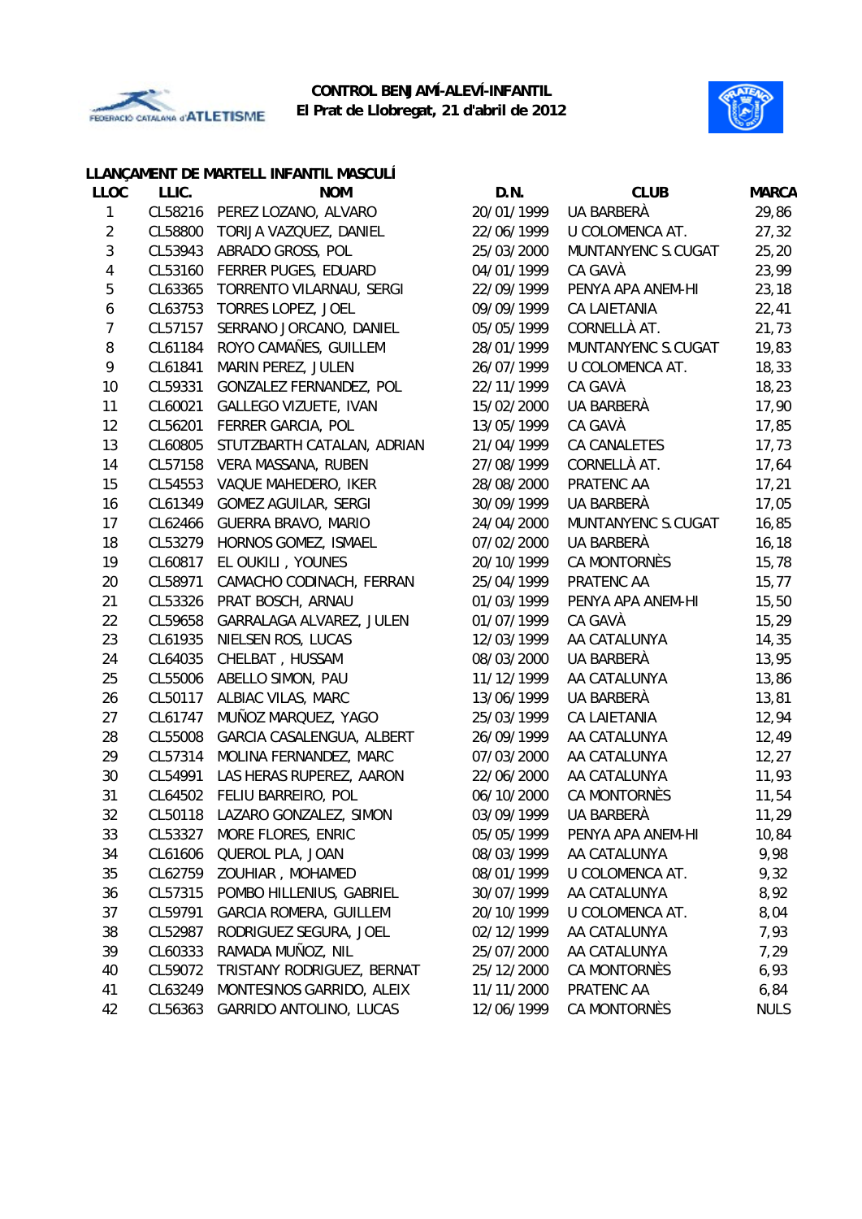**CONTROL BENJAMÍ-ALEVÍ-INFANTIL**
**El Prat de Llobregat, 21 d'abril de 2012**

## LLANÇAMENT DE MARTELL INFANTIL MASCULÍ

| LLOC | LLIC. | NOM | D.N. | CLUB | MARCA |
|---|---|---|---|---|---|
| 1 | CL58216 | PEREZ LOZANO, ALVARO | 20/01/1999 | UA BARBERÀ | 29,86 |
| 2 | CL58800 | TORIJA VAZQUEZ, DANIEL | 22/06/1999 | U COLOMENCA AT. | 27,32 |
| 3 | CL53943 | ABRADO GROSS, POL | 25/03/2000 | MUNTANYENC S.CUGAT | 25,20 |
| 4 | CL53160 | FERRER PUGES, EDUARD | 04/01/1999 | CA GAVÀ | 23,99 |
| 5 | CL63365 | TORRENTO VILARNAU, SERGI | 22/09/1999 | PENYA APA ANEM-HI | 23,18 |
| 6 | CL63753 | TORRES LOPEZ, JOEL | 09/09/1999 | CA LAIETANIA | 22,41 |
| 7 | CL57157 | SERRANO JORCANO, DANIEL | 05/05/1999 | CORNELLÀ AT. | 21,73 |
| 8 | CL61184 | ROYO CAMAÑES, GUILLEM | 28/01/1999 | MUNTANYENC S.CUGAT | 19,83 |
| 9 | CL61841 | MARIN PEREZ, JULEN | 26/07/1999 | U COLOMENCA AT. | 18,33 |
| 10 | CL59331 | GONZALEZ FERNANDEZ, POL | 22/11/1999 | CA GAVÀ | 18,23 |
| 11 | CL60021 | GALLEGO VIZUETE, IVAN | 15/02/2000 | UA BARBERÀ | 17,90 |
| 12 | CL56201 | FERRER GARCIA, POL | 13/05/1999 | CA GAVÀ | 17,85 |
| 13 | CL60805 | STUTZBARTH CATALAN, ADRIAN | 21/04/1999 | CA CANALETES | 17,73 |
| 14 | CL57158 | VERA MASSANA, RUBEN | 27/08/1999 | CORNELLÀ AT. | 17,64 |
| 15 | CL54553 | VAQUE MAHEDERO, IKER | 28/08/2000 | PRATENC AA | 17,21 |
| 16 | CL61349 | GOMEZ AGUILAR, SERGI | 30/09/1999 | UA BARBERÀ | 17,05 |
| 17 | CL62466 | GUERRA BRAVO, MARIO | 24/04/2000 | MUNTANYENC S.CUGAT | 16,85 |
| 18 | CL53279 | HORNOS GOMEZ, ISMAEL | 07/02/2000 | UA BARBERÀ | 16,18 |
| 19 | CL60817 | EL OUKILI , YOUNES | 20/10/1999 | CA MONTORNÈS | 15,78 |
| 20 | CL58971 | CAMACHO CODINACH, FERRAN | 25/04/1999 | PRATENC AA | 15,77 |
| 21 | CL53326 | PRAT BOSCH, ARNAU | 01/03/1999 | PENYA APA ANEM-HI | 15,50 |
| 22 | CL59658 | GARRALAGA ALVAREZ, JULEN | 01/07/1999 | CA GAVÀ | 15,29 |
| 23 | CL61935 | NIELSEN ROS, LUCAS | 12/03/1999 | AA CATALUNYA | 14,35 |
| 24 | CL64035 | CHELBAT , HUSSAM | 08/03/2000 | UA BARBERÀ | 13,95 |
| 25 | CL55006 | ABELLO SIMON, PAU | 11/12/1999 | AA CATALUNYA | 13,86 |
| 26 | CL50117 | ALBIAC VILAS, MARC | 13/06/1999 | UA BARBERÀ | 13,81 |
| 27 | CL61747 | MUÑOZ MARQUEZ, YAGO | 25/03/1999 | CA LAIETANIA | 12,94 |
| 28 | CL55008 | GARCIA CASALENGUA, ALBERT | 26/09/1999 | AA CATALUNYA | 12,49 |
| 29 | CL57314 | MOLINA FERNANDEZ, MARC | 07/03/2000 | AA CATALUNYA | 12,27 |
| 30 | CL54991 | LAS HERAS RUPEREZ, AARON | 22/06/2000 | AA CATALUNYA | 11,93 |
| 31 | CL64502 | FELIU BARREIRO, POL | 06/10/2000 | CA MONTORNÈS | 11,54 |
| 32 | CL50118 | LAZARO GONZALEZ, SIMON | 03/09/1999 | UA BARBERÀ | 11,29 |
| 33 | CL53327 | MORE FLORES, ENRIC | 05/05/1999 | PENYA APA ANEM-HI | 10,84 |
| 34 | CL61606 | QUEROL PLA, JOAN | 08/03/1999 | AA CATALUNYA | 9,98 |
| 35 | CL62759 | ZOUHIAR , MOHAMED | 08/01/1999 | U COLOMENCA AT. | 9,32 |
| 36 | CL57315 | POMBO HILLENIUS, GABRIEL | 30/07/1999 | AA CATALUNYA | 8,92 |
| 37 | CL59791 | GARCIA ROMERA, GUILLEM | 20/10/1999 | U COLOMENCA AT. | 8,04 |
| 38 | CL52987 | RODRIGUEZ SEGURA, JOEL | 02/12/1999 | AA CATALUNYA | 7,93 |
| 39 | CL60333 | RAMADA MUÑOZ, NIL | 25/07/2000 | AA CATALUNYA | 7,29 |
| 40 | CL59072 | TRISTANY RODRIGUEZ, BERNAT | 25/12/2000 | CA MONTORNÈS | 6,93 |
| 41 | CL63249 | MONTESINOS GARRIDO, ALEIX | 11/11/2000 | PRATENC AA | 6,84 |
| 42 | CL56363 | GARRIDO ANTOLINO, LUCAS | 12/06/1999 | CA MONTORNÈS | NULS |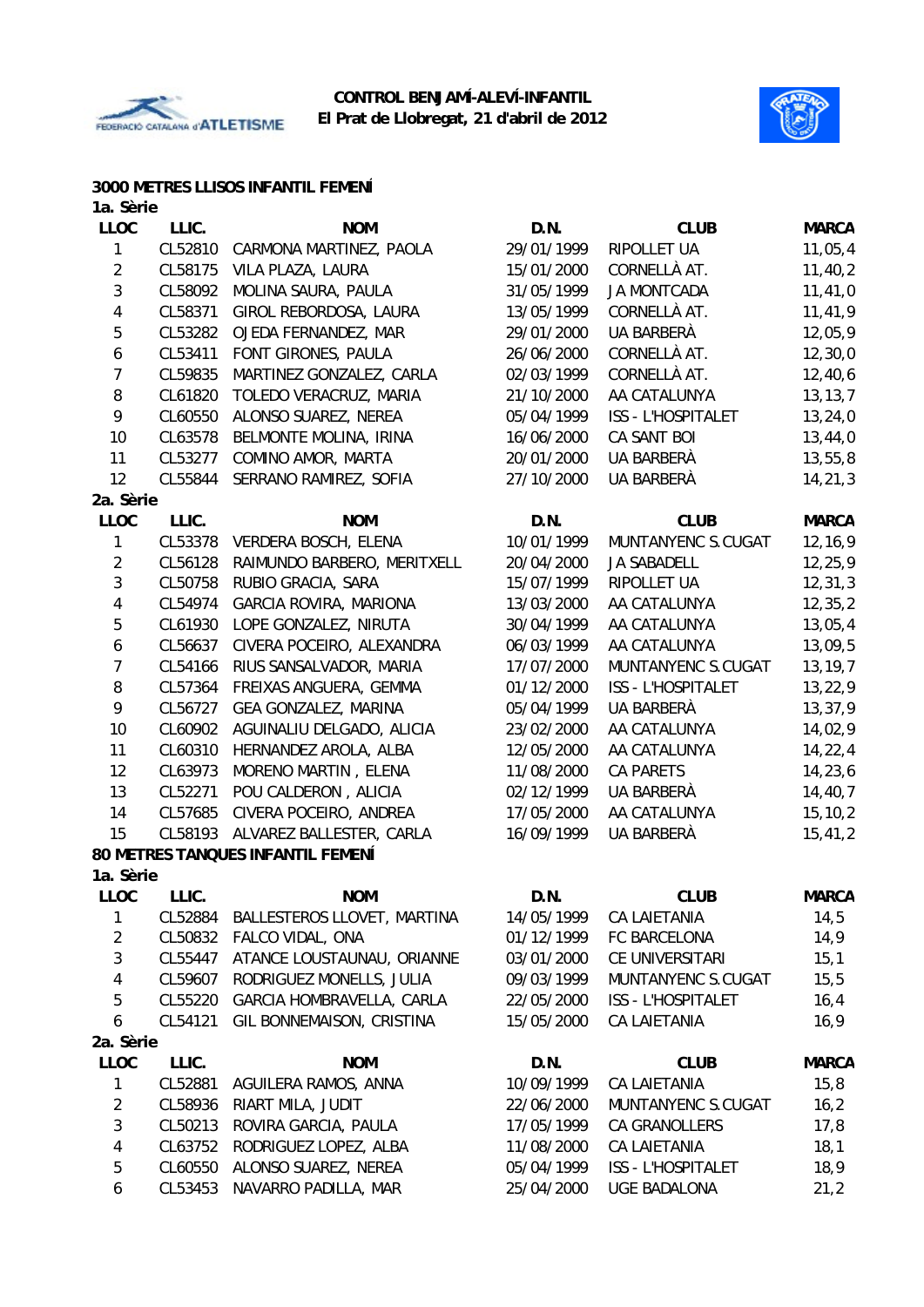**CONTROL BENJAMÍ-ALEVÍ-INFANTIL**
**El Prat de Llobregat, 21 d'abril de 2012**

## 3000 METRES LLISOS INFANTIL FEMENÍ

**1a. Sèrie**

| LLOC | LLIC. | NOM | D.N. | CLUB | MARCA |
|---|---|---|---|---|---|
| 1 | CL52810 | CARMONA MARTINEZ, PAOLA | 29/01/1999 | RIPOLLET UA | 11,05,4 |
| 2 | CL58175 | VILA PLAZA, LAURA | 15/01/2000 | CORNELLÀ AT. | 11,40,2 |
| 3 | CL58092 | MOLINA SAURA, PAULA | 31/05/1999 | JA MONTCADA | 11,41,0 |
| 4 | CL58371 | GIROL REBORDOSA, LAURA | 13/05/1999 | CORNELLÀ AT. | 11,41,9 |
| 5 | CL53282 | OJEDA FERNANDEZ, MAR | 29/01/2000 | UA BARBERÀ | 12,05,9 |
| 6 | CL53411 | FONT GIRONES, PAULA | 26/06/2000 | CORNELLÀ AT. | 12,30,0 |
| 7 | CL59835 | MARTINEZ GONZALEZ, CARLA | 02/03/1999 | CORNELLÀ AT. | 12,40,6 |
| 8 | CL61820 | TOLEDO VERACRUZ, MARIA | 21/10/2000 | AA CATALUNYA | 13,13,7 |
| 9 | CL60550 | ALONSO SUAREZ, NEREA | 05/04/1999 | ISS - L'HOSPITALET | 13,24,0 |
| 10 | CL63578 | BELMONTE MOLINA, IRINA | 16/06/2000 | CA SANT BOI | 13,44,0 |
| 11 | CL53277 | COMINO AMOR, MARTA | 20/01/2000 | UA BARBERÀ | 13,55,8 |
| 12 | CL55844 | SERRANO RAMIREZ, SOFIA | 27/10/2000 | UA BARBERÀ | 14,21,3 |

**2a. Sèrie**

| LLOC | LLIC. | NOM | D.N. | CLUB | MARCA |
|---|---|---|---|---|---|
| 1 | CL53378 | VERDERA BOSCH, ELENA | 10/01/1999 | MUNTANYENC S.CUGAT | 12,16,9 |
| 2 | CL56128 | RAIMUNDO BARBERO, MERITXELL | 20/04/2000 | JA SABADELL | 12,25,9 |
| 3 | CL50758 | RUBIO GRACIA, SARA | 15/07/1999 | RIPOLLET UA | 12,31,3 |
| 4 | CL54974 | GARCIA ROVIRA, MARIONA | 13/03/2000 | AA CATALUNYA | 12,35,2 |
| 5 | CL61930 | LOPE GONZALEZ, NIRUTA | 30/04/1999 | AA CATALUNYA | 13,05,4 |
| 6 | CL56637 | CIVERA POCEIRO, ALEXANDRA | 06/03/1999 | AA CATALUNYA | 13,09,5 |
| 7 | CL54166 | RIUS SANSALVADOR, MARIA | 17/07/2000 | MUNTANYENC S.CUGAT | 13,19,7 |
| 8 | CL57364 | FREIXAS ANGUERA, GEMMA | 01/12/2000 | ISS - L'HOSPITALET | 13,22,9 |
| 9 | CL56727 | GEA GONZALEZ, MARINA | 05/04/1999 | UA BARBERÀ | 13,37,9 |
| 10 | CL60902 | AGUINALIU DELGADO, ALICIA | 23/02/2000 | AA CATALUNYA | 14,02,9 |
| 11 | CL60310 | HERNANDEZ AROLA, ALBA | 12/05/2000 | AA CATALUNYA | 14,22,4 |
| 12 | CL63973 | MORENO MARTIN , ELENA | 11/08/2000 | CA PARETS | 14,23,6 |
| 13 | CL52271 | POU CALDERON , ALICIA | 02/12/1999 | UA BARBERÀ | 14,40,7 |
| 14 | CL57685 | CIVERA POCEIRO, ANDREA | 17/05/2000 | AA CATALUNYA | 15,10,2 |
| 15 | CL58193 | ALVAREZ BALLESTER, CARLA | 16/09/1999 | UA BARBERÀ | 15,41,2 |

## 80 METRES TANQUES INFANTIL FEMENÍ

**1a. Sèrie**

| LLOC | LLIC. | NOM | D.N. | CLUB | MARCA |
|---|---|---|---|---|---|
| 1 | CL52884 | BALLESTEROS LLOVET, MARTINA | 14/05/1999 | CA LAIETANIA | 14,5 |
| 2 | CL50832 | FALCO VIDAL, ONA | 01/12/1999 | FC BARCELONA | 14,9 |
| 3 | CL55447 | ATANCE LOUSTAUNAU, ORIANNE | 03/01/2000 | CE UNIVERSITARI | 15,1 |
| 4 | CL59607 | RODRIGUEZ MONELLS, JULIA | 09/03/1999 | MUNTANYENC S.CUGAT | 15,5 |
| 5 | CL55220 | GARCIA HOMBRAVELLA, CARLA | 22/05/2000 | ISS - L'HOSPITALET | 16,4 |
| 6 | CL54121 | GIL BONNEMAISON, CRISTINA | 15/05/2000 | CA LAIETANIA | 16,9 |

**2a. Sèrie**

| LLOC | LLIC. | NOM | D.N. | CLUB | MARCA |
|---|---|---|---|---|---|
| 1 | CL52881 | AGUILERA RAMOS, ANNA | 10/09/1999 | CA LAIETANIA | 15,8 |
| 2 | CL58936 | RIART MILA, JUDIT | 22/06/2000 | MUNTANYENC S.CUGAT | 16,2 |
| 3 | CL50213 | ROVIRA GARCIA, PAULA | 17/05/1999 | CA GRANOLLERS | 17,8 |
| 4 | CL63752 | RODRIGUEZ LOPEZ, ALBA | 11/08/2000 | CA LAIETANIA | 18,1 |
| 5 | CL60550 | ALONSO SUAREZ, NEREA | 05/04/1999 | ISS - L'HOSPITALET | 18,9 |
| 6 | CL53453 | NAVARRO PADILLA, MAR | 25/04/2000 | UGE BADALONA | 21,2 |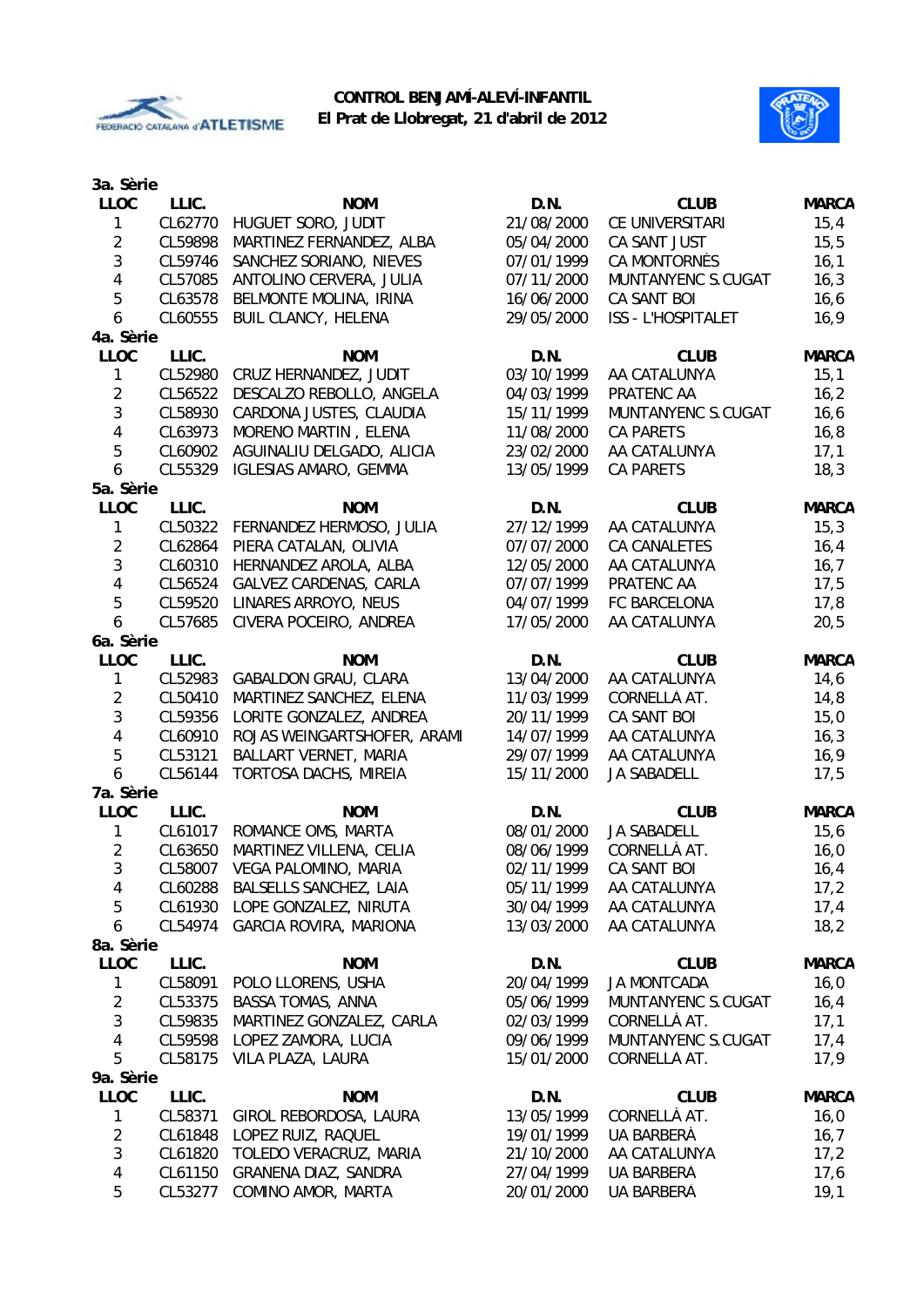**CONTROL BENJAMÍ-ALEVÍ-INFANTIL**
**El Prat de Llobregat, 21 d'abril de 2012**

**3a. Sèrie**

| LLOC | LLIC. | NOM | D.N. | CLUB | MARCA |
|---|---|---|---|---|---|
| 1 | CL62770 | HUGUET SORO, JUDIT | 21/08/2000 | CE UNIVERSITARI | 15,4 |
| 2 | CL59898 | MARTINEZ FERNANDEZ, ALBA | 05/04/2000 | CA SANT JUST | 15,5 |
| 3 | CL59746 | SANCHEZ SORIANO, NIEVES | 07/01/1999 | CA MONTORNÈS | 16,1 |
| 4 | CL57085 | ANTOLINO CERVERA, JULIA | 07/11/2000 | MUNTANYENC S.CUGAT | 16,3 |
| 5 | CL63578 | BELMONTE MOLINA, IRINA | 16/06/2000 | CA SANT BOI | 16,6 |
| 6 | CL60555 | BUIL CLANCY, HELENA | 29/05/2000 | ISS - L'HOSPITALET | 16,9 |

**4a. Sèrie**

| LLOC | LLIC. | NOM | D.N. | CLUB | MARCA |
|---|---|---|---|---|---|
| 1 | CL52980 | CRUZ HERNANDEZ, JUDIT | 03/10/1999 | AA CATALUNYA | 15,1 |
| 2 | CL56522 | DESCALZO REBOLLO, ANGELA | 04/03/1999 | PRATENC AA | 16,2 |
| 3 | CL58930 | CARDONA JUSTES, CLAUDIA | 15/11/1999 | MUNTANYENC S.CUGAT | 16,6 |
| 4 | CL63973 | MORENO MARTIN , ELENA | 11/08/2000 | CA PARETS | 16,8 |
| 5 | CL60902 | AGUINALIU DELGADO, ALICIA | 23/02/2000 | AA CATALUNYA | 17,1 |
| 6 | CL55329 | IGLESIAS AMARO, GEMMA | 13/05/1999 | CA PARETS | 18,3 |

**5a. Sèrie**

| LLOC | LLIC. | NOM | D.N. | CLUB | MARCA |
|---|---|---|---|---|---|
| 1 | CL50322 | FERNANDEZ HERMOSO, JULIA | 27/12/1999 | AA CATALUNYA | 15,3 |
| 2 | CL62864 | PIERA CATALAN, OLIVIA | 07/07/2000 | CA CANALETES | 16,4 |
| 3 | CL60310 | HERNANDEZ AROLA, ALBA | 12/05/2000 | AA CATALUNYA | 16,7 |
| 4 | CL56524 | GALVEZ CARDENAS, CARLA | 07/07/1999 | PRATENC AA | 17,5 |
| 5 | CL59520 | LINARES ARROYO, NEUS | 04/07/1999 | FC BARCELONA | 17,8 |
| 6 | CL57685 | CIVERA POCEIRO, ANDREA | 17/05/2000 | AA CATALUNYA | 20,5 |

**6a. Sèrie**

| LLOC | LLIC. | NOM | D.N. | CLUB | MARCA |
|---|---|---|---|---|---|
| 1 | CL52983 | GABALDON GRAU, CLARA | 13/04/2000 | AA CATALUNYA | 14,6 |
| 2 | CL50410 | MARTINEZ SANCHEZ, ELENA | 11/03/1999 | CORNELLÀ AT. | 14,8 |
| 3 | CL59356 | LORITE GONZALEZ, ANDREA | 20/11/1999 | CA SANT BOI | 15,0 |
| 4 | CL60910 | ROJAS WEINGARTSHOFER, ARAMI | 14/07/1999 | AA CATALUNYA | 16,3 |
| 5 | CL53121 | BALLART VERNET, MARIA | 29/07/1999 | AA CATALUNYA | 16,9 |
| 6 | CL56144 | TORTOSA DACHS, MIREIA | 15/11/2000 | JA SABADELL | 17,5 |

**7a. Sèrie**

| LLOC | LLIC. | NOM | D.N. | CLUB | MARCA |
|---|---|---|---|---|---|
| 1 | CL61017 | ROMANCE OMS, MARTA | 08/01/2000 | JA SABADELL | 15,6 |
| 2 | CL63650 | MARTINEZ VILLENA, CELIA | 08/06/1999 | CORNELLÀ AT. | 16,0 |
| 3 | CL58007 | VEGA PALOMINO, MARIA | 02/11/1999 | CA SANT BOI | 16,4 |
| 4 | CL60288 | BALSELLS SANCHEZ, LAIA | 05/11/1999 | AA CATALUNYA | 17,2 |
| 5 | CL61930 | LOPE GONZALEZ, NIRUTA | 30/04/1999 | AA CATALUNYA | 17,4 |
| 6 | CL54974 | GARCIA ROVIRA, MARIONA | 13/03/2000 | AA CATALUNYA | 18,2 |

**8a. Sèrie**

| LLOC | LLIC. | NOM | D.N. | CLUB | MARCA |
|---|---|---|---|---|---|
| 1 | CL58091 | POLO LLORENS, USHA | 20/04/1999 | JA MONTCADA | 16,0 |
| 2 | CL53375 | BASSA TOMAS, ANNA | 05/06/1999 | MUNTANYENC S.CUGAT | 16,4 |
| 3 | CL59835 | MARTINEZ GONZALEZ, CARLA | 02/03/1999 | CORNELLÀ AT. | 17,1 |
| 4 | CL59598 | LOPEZ ZAMORA, LUCIA | 09/06/1999 | MUNTANYENC S.CUGAT | 17,4 |
| 5 | CL58175 | VILA PLAZA, LAURA | 15/01/2000 | CORNELLÀ AT. | 17,9 |

**9a. Sèrie**

| LLOC | LLIC. | NOM | D.N. | CLUB | MARCA |
|---|---|---|---|---|---|
| 1 | CL58371 | GIROL REBORDOSA, LAURA | 13/05/1999 | CORNELLÀ AT. | 16,0 |
| 2 | CL61848 | LOPEZ RUIZ, RAQUEL | 19/01/1999 | UA BARBERÀ | 16,7 |
| 3 | CL61820 | TOLEDO VERACRUZ, MARIA | 21/10/2000 | AA CATALUNYA | 17,2 |
| 4 | CL61150 | GRANENA DIAZ, SANDRA | 27/04/1999 | UA BARBERÀ | 17,6 |
| 5 | CL53277 | COMINO AMOR, MARTA | 20/01/2000 | UA BARBERÀ | 19,1 |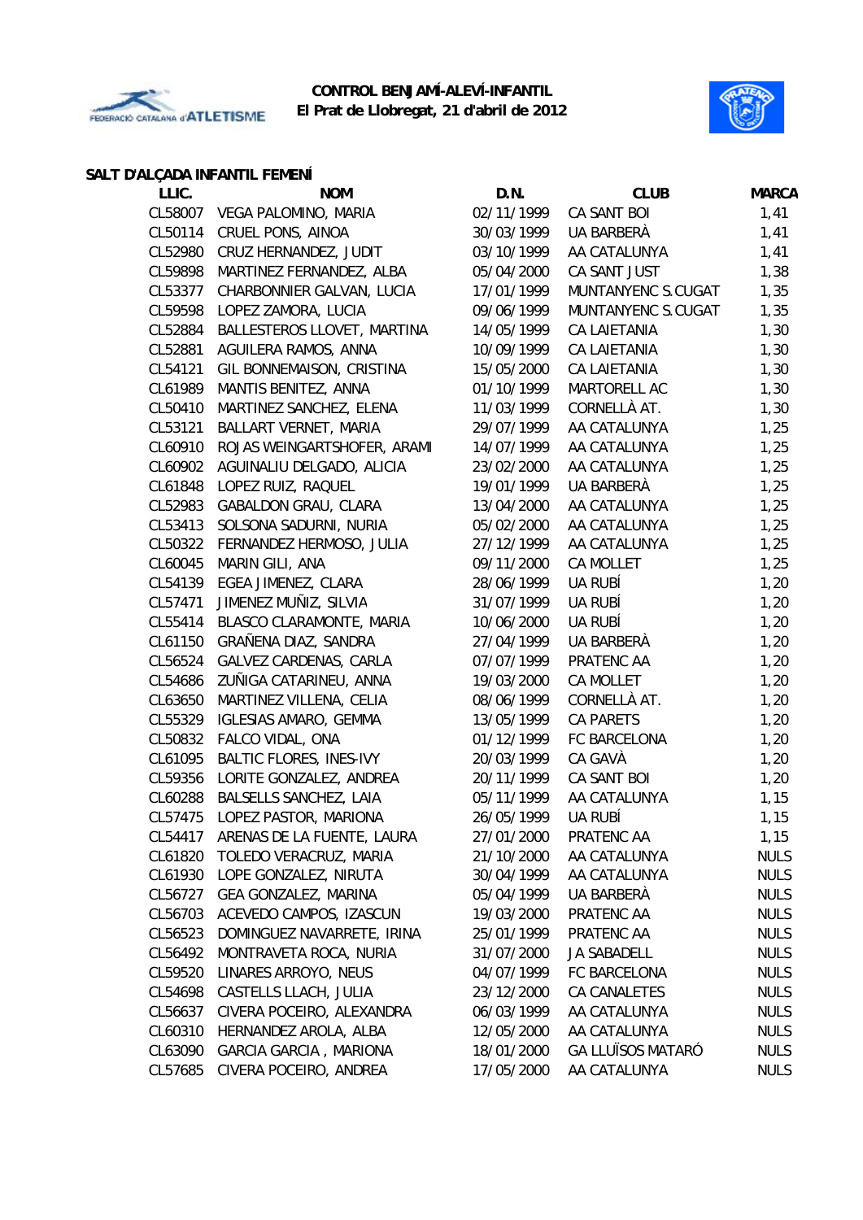**CONTROL BENJAMÍ-ALEVÍ-INFANTIL**
**El Prat de Llobregat, 21 d'abril de 2012**

### SALT D'ALÇADA INFANTIL FEMENÍ

| LLIC. | NOM | D.N. | CLUB | MARCA |
|---|---|---|---|---|
| CL58007 | VEGA PALOMINO, MARIA | 02/11/1999 | CA SANT BOI | 1,41 |
| CL50114 | CRUEL PONS, AINOA | 30/03/1999 | UA BARBERÀ | 1,41 |
| CL52980 | CRUZ HERNANDEZ, JUDIT | 03/10/1999 | AA CATALUNYA | 1,41 |
| CL59898 | MARTINEZ FERNANDEZ, ALBA | 05/04/2000 | CA SANT JUST | 1,38 |
| CL53377 | CHARBONNIER GALVAN, LUCIA | 17/01/1999 | MUNTANYENC S.CUGAT | 1,35 |
| CL59598 | LOPEZ ZAMORA, LUCIA | 09/06/1999 | MUNTANYENC S.CUGAT | 1,35 |
| CL52884 | BALLESTEROS LLOVET, MARTINA | 14/05/1999 | CA LAIETANIA | 1,30 |
| CL52881 | AGUILERA RAMOS, ANNA | 10/09/1999 | CA LAIETANIA | 1,30 |
| CL54121 | GIL BONNEMAISON, CRISTINA | 15/05/2000 | CA LAIETANIA | 1,30 |
| CL61989 | MANTIS BENITEZ, ANNA | 01/10/1999 | MARTORELL AC | 1,30 |
| CL50410 | MARTINEZ SANCHEZ, ELENA | 11/03/1999 | CORNELLÀ AT. | 1,30 |
| CL53121 | BALLART VERNET, MARIA | 29/07/1999 | AA CATALUNYA | 1,25 |
| CL60910 | ROJAS WEINGARTSHOFER, ARAMI | 14/07/1999 | AA CATALUNYA | 1,25 |
| CL60902 | AGUINALIU DELGADO, ALICIA | 23/02/2000 | AA CATALUNYA | 1,25 |
| CL61848 | LOPEZ RUIZ, RAQUEL | 19/01/1999 | UA BARBERÀ | 1,25 |
| CL52983 | GABALDON GRAU, CLARA | 13/04/2000 | AA CATALUNYA | 1,25 |
| CL53413 | SOLSONA SADURNI, NURIA | 05/02/2000 | AA CATALUNYA | 1,25 |
| CL50322 | FERNANDEZ HERMOSO, JULIA | 27/12/1999 | AA CATALUNYA | 1,25 |
| CL60045 | MARIN GILI, ANA | 09/11/2000 | CA MOLLET | 1,25 |
| CL54139 | EGEA JIMENEZ, CLARA | 28/06/1999 | UA RUBÍ | 1,20 |
| CL57471 | JIMENEZ MUÑIZ, SILVIA | 31/07/1999 | UA RUBÍ | 1,20 |
| CL55414 | BLASCO CLARAMONTE, MARIA | 10/06/2000 | UA RUBÍ | 1,20 |
| CL61150 | GRAÑENA DIAZ, SANDRA | 27/04/1999 | UA BARBERÀ | 1,20 |
| CL56524 | GALVEZ CARDENAS, CARLA | 07/07/1999 | PRATENC AA | 1,20 |
| CL54686 | ZUÑIGA CATARINEU, ANNA | 19/03/2000 | CA MOLLET | 1,20 |
| CL63650 | MARTINEZ VILLENA, CELIA | 08/06/1999 | CORNELLÀ AT. | 1,20 |
| CL55329 | IGLESIAS AMARO, GEMMA | 13/05/1999 | CA PARETS | 1,20 |
| CL50832 | FALCO VIDAL, ONA | 01/12/1999 | FC BARCELONA | 1,20 |
| CL61095 | BALTIC FLORES, INES-IVY | 20/03/1999 | CA GAVÀ | 1,20 |
| CL59356 | LORITE GONZALEZ, ANDREA | 20/11/1999 | CA SANT BOI | 1,20 |
| CL60288 | BALSELLS SANCHEZ, LAIA | 05/11/1999 | AA CATALUNYA | 1,15 |
| CL57475 | LOPEZ PASTOR, MARIONA | 26/05/1999 | UA RUBÍ | 1,15 |
| CL54417 | ARENAS DE LA FUENTE, LAURA | 27/01/2000 | PRATENC AA | 1,15 |
| CL61820 | TOLEDO VERACRUZ, MARIA | 21/10/2000 | AA CATALUNYA | NULS |
| CL61930 | LOPE GONZALEZ, NIRUTA | 30/04/1999 | AA CATALUNYA | NULS |
| CL56727 | GEA GONZALEZ, MARINA | 05/04/1999 | UA BARBERÀ | NULS |
| CL56703 | ACEVEDO CAMPOS, IZASCUN | 19/03/2000 | PRATENC AA | NULS |
| CL56523 | DOMINGUEZ NAVARRETE, IRINA | 25/01/1999 | PRATENC AA | NULS |
| CL56492 | MONTRAVETA ROCA, NURIA | 31/07/2000 | JA SABADELL | NULS |
| CL59520 | LINARES ARROYO, NEUS | 04/07/1999 | FC BARCELONA | NULS |
| CL54698 | CASTELLS LLACH, JULIA | 23/12/2000 | CA CANALETES | NULS |
| CL56637 | CIVERA POCEIRO, ALEXANDRA | 06/03/1999 | AA CATALUNYA | NULS |
| CL60310 | HERNANDEZ AROLA, ALBA | 12/05/2000 | AA CATALUNYA | NULS |
| CL63090 | GARCIA GARCIA , MARIONA | 18/01/2000 | GA LLUÏSOS MATARÓ | NULS |
| CL57685 | CIVERA POCEIRO, ANDREA | 17/05/2000 | AA CATALUNYA | NULS |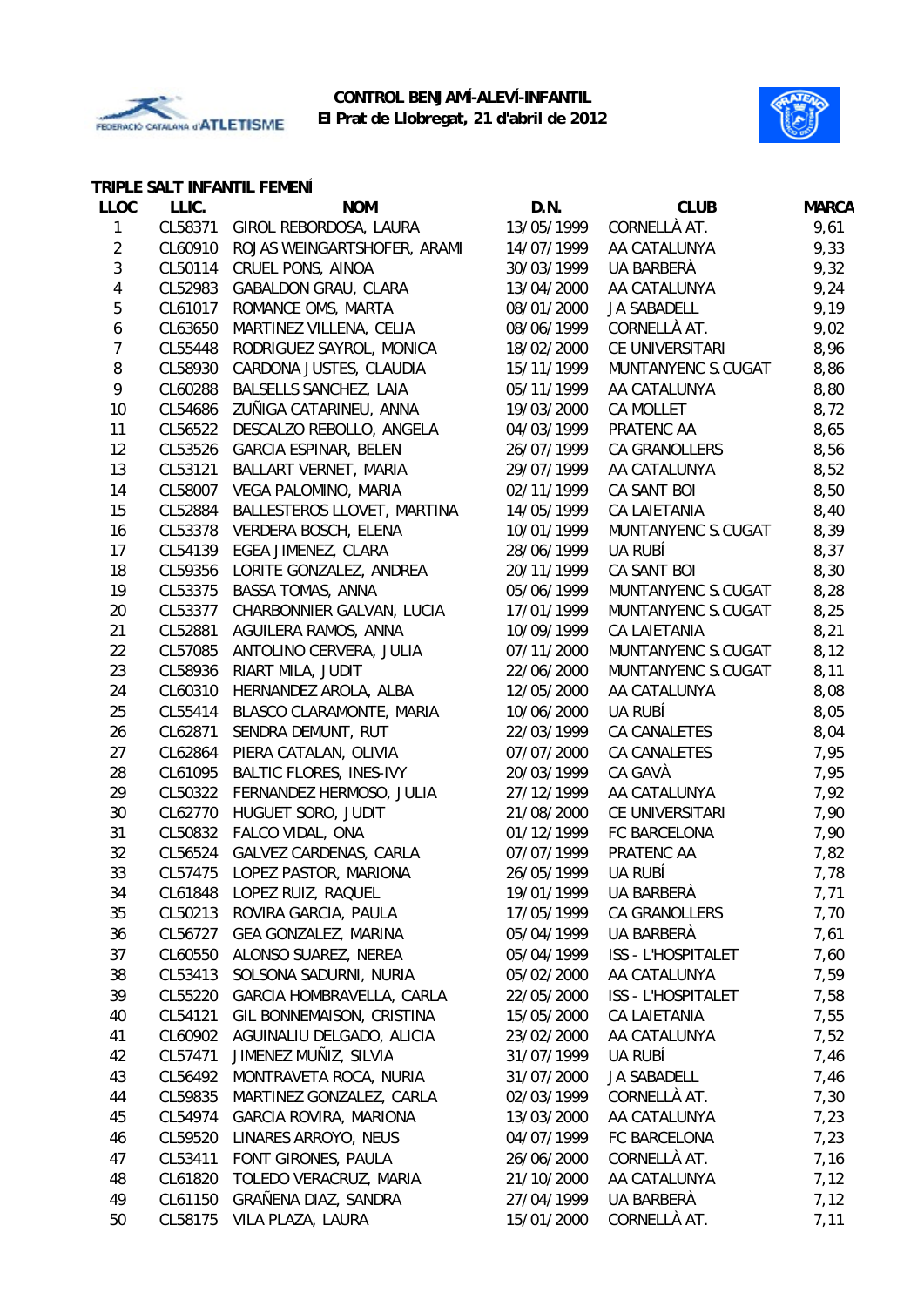**CONTROL BENJAMÍ-ALEVÍ-INFANTIL**
**El Prat de Llobregat, 21 d'abril de 2012**

### TRIPLE SALT INFANTIL FEMENÍ

| LLOC | LLIC. | NOM | D.N. | CLUB | MARCA |
|---|---|---|---|---|---|
| 1 | CL58371 | GIROL REBORDOSA, LAURA | 13/05/1999 | CORNELLÀ AT. | 9,61 |
| 2 | CL60910 | ROJAS WEINGARTSHOFER, ARAMI | 14/07/1999 | AA CATALUNYA | 9,33 |
| 3 | CL50114 | CRUEL PONS, AINOA | 30/03/1999 | UA BARBERÀ | 9,32 |
| 4 | CL52983 | GABALDON GRAU, CLARA | 13/04/2000 | AA CATALUNYA | 9,24 |
| 5 | CL61017 | ROMANCE OMS, MARTA | 08/01/2000 | JA SABADELL | 9,19 |
| 6 | CL63650 | MARTINEZ VILLENA, CELIA | 08/06/1999 | CORNELLÀ AT. | 9,02 |
| 7 | CL55448 | RODRIGUEZ SAYROL, MONICA | 18/02/2000 | CE UNIVERSITARI | 8,96 |
| 8 | CL58930 | CARDONA JUSTES, CLAUDIA | 15/11/1999 | MUNTANYENC S.CUGAT | 8,86 |
| 9 | CL60288 | BALSELLS SANCHEZ, LAIA | 05/11/1999 | AA CATALUNYA | 8,80 |
| 10 | CL54686 | ZUÑIGA CATARINEU, ANNA | 19/03/2000 | CA MOLLET | 8,72 |
| 11 | CL56522 | DESCALZO REBOLLO, ANGELA | 04/03/1999 | PRATENC AA | 8,65 |
| 12 | CL53526 | GARCIA ESPINAR, BELEN | 26/07/1999 | CA GRANOLLERS | 8,56 |
| 13 | CL53121 | BALLART VERNET, MARIA | 29/07/1999 | AA CATALUNYA | 8,52 |
| 14 | CL58007 | VEGA PALOMINO, MARIA | 02/11/1999 | CA SANT BOI | 8,50 |
| 15 | CL52884 | BALLESTEROS LLOVET, MARTINA | 14/05/1999 | CA LAIETANIA | 8,40 |
| 16 | CL53378 | VERDERA BOSCH, ELENA | 10/01/1999 | MUNTANYENC S.CUGAT | 8,39 |
| 17 | CL54139 | EGEA JIMENEZ, CLARA | 28/06/1999 | UA RUBÍ | 8,37 |
| 18 | CL59356 | LORITE GONZALEZ, ANDREA | 20/11/1999 | CA SANT BOI | 8,30 |
| 19 | CL53375 | BASSA TOMAS, ANNA | 05/06/1999 | MUNTANYENC S.CUGAT | 8,28 |
| 20 | CL53377 | CHARBONNIER GALVAN, LUCIA | 17/01/1999 | MUNTANYENC S.CUGAT | 8,25 |
| 21 | CL52881 | AGUILERA RAMOS, ANNA | 10/09/1999 | CA LAIETANIA | 8,21 |
| 22 | CL57085 | ANTOLINO CERVERA, JULIA | 07/11/2000 | MUNTANYENC S.CUGAT | 8,12 |
| 23 | CL58936 | RIART MILA, JUDIT | 22/06/2000 | MUNTANYENC S.CUGAT | 8,11 |
| 24 | CL60310 | HERNANDEZ AROLA, ALBA | 12/05/2000 | AA CATALUNYA | 8,08 |
| 25 | CL55414 | BLASCO CLARAMONTE, MARIA | 10/06/2000 | UA RUBÍ | 8,05 |
| 26 | CL62871 | SENDRA DEMUNT, RUT | 22/03/1999 | CA CANALETES | 8,04 |
| 27 | CL62864 | PIERA CATALAN, OLIVIA | 07/07/2000 | CA CANALETES | 7,95 |
| 28 | CL61095 | BALTIC FLORES, INES-IVY | 20/03/1999 | CA GAVÀ | 7,95 |
| 29 | CL50322 | FERNANDEZ HERMOSO, JULIA | 27/12/1999 | AA CATALUNYA | 7,92 |
| 30 | CL62770 | HUGUET SORO, JUDIT | 21/08/2000 | CE UNIVERSITARI | 7,90 |
| 31 | CL50832 | FALCO VIDAL, ONA | 01/12/1999 | FC BARCELONA | 7,90 |
| 32 | CL56524 | GALVEZ CARDENAS, CARLA | 07/07/1999 | PRATENC AA | 7,82 |
| 33 | CL57475 | LOPEZ PASTOR, MARIONA | 26/05/1999 | UA RUBÍ | 7,78 |
| 34 | CL61848 | LOPEZ RUIZ, RAQUEL | 19/01/1999 | UA BARBERÀ | 7,71 |
| 35 | CL50213 | ROVIRA GARCIA, PAULA | 17/05/1999 | CA GRANOLLERS | 7,70 |
| 36 | CL56727 | GEA GONZALEZ, MARINA | 05/04/1999 | UA BARBERÀ | 7,61 |
| 37 | CL60550 | ALONSO SUAREZ, NEREA | 05/04/1999 | ISS - L'HOSPITALET | 7,60 |
| 38 | CL53413 | SOLSONA SADURNI, NURIA | 05/02/2000 | AA CATALUNYA | 7,59 |
| 39 | CL55220 | GARCIA HOMBRAVELLA, CARLA | 22/05/2000 | ISS - L'HOSPITALET | 7,58 |
| 40 | CL54121 | GIL BONNEMAISON, CRISTINA | 15/05/2000 | CA LAIETANIA | 7,55 |
| 41 | CL60902 | AGUINALIU DELGADO, ALICIA | 23/02/2000 | AA CATALUNYA | 7,52 |
| 42 | CL57471 | JIMENEZ MUÑIZ, SILVIA | 31/07/1999 | UA RUBÍ | 7,46 |
| 43 | CL56492 | MONTRAVETA ROCA, NURIA | 31/07/2000 | JA SABADELL | 7,46 |
| 44 | CL59835 | MARTINEZ GONZALEZ, CARLA | 02/03/1999 | CORNELLÀ AT. | 7,30 |
| 45 | CL54974 | GARCIA ROVIRA, MARIONA | 13/03/2000 | AA CATALUNYA | 7,23 |
| 46 | CL59520 | LINARES ARROYO, NEUS | 04/07/1999 | FC BARCELONA | 7,23 |
| 47 | CL53411 | FONT GIRONES, PAULA | 26/06/2000 | CORNELLÀ AT. | 7,16 |
| 48 | CL61820 | TOLEDO VERACRUZ, MARIA | 21/10/2000 | AA CATALUNYA | 7,12 |
| 49 | CL61150 | GRAÑENA DIAZ, SANDRA | 27/04/1999 | UA BARBERÀ | 7,12 |
| 50 | CL58175 | VILA PLAZA, LAURA | 15/01/2000 | CORNELLÀ AT. | 7,11 |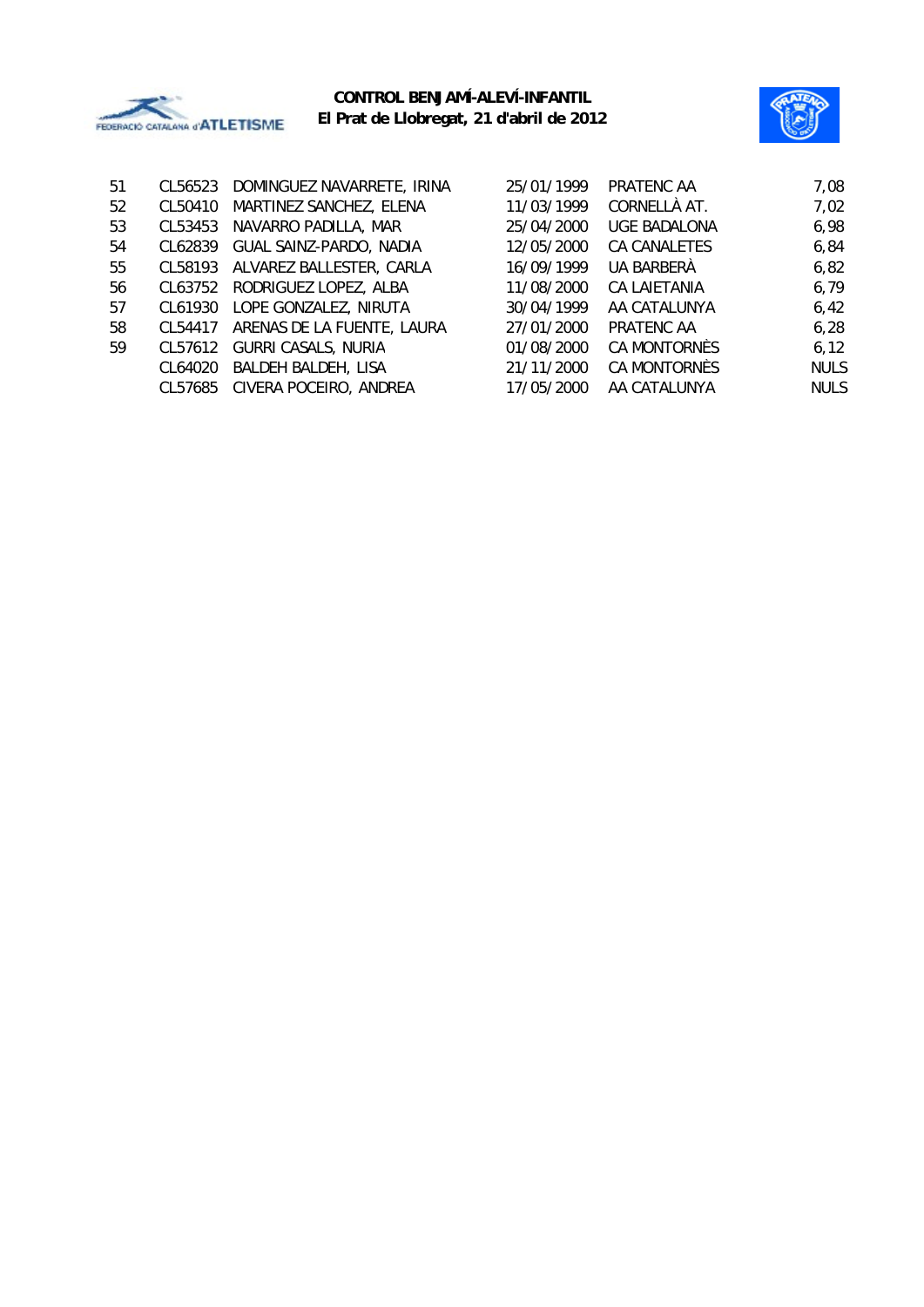| | | | | | |
|---|---|---|---|---|---|
| 51 | CL56523 | DOMINGUEZ NAVARRETE, IRINA | 25/01/1999 | PRATENC AA | 7,08 |
| 52 | CL50410 | MARTINEZ SANCHEZ, ELENA | 11/03/1999 | CORNELLÀ AT. | 7,02 |
| 53 | CL53453 | NAVARRO PADILLA, MAR | 25/04/2000 | UGE BADALONA | 6,98 |
| 54 | CL62839 | GUAL SAINZ-PARDO, NADIA | 12/05/2000 | CA CANALETES | 6,84 |
| 55 | CL58193 | ALVAREZ BALLESTER, CARLA | 16/09/1999 | UA BARBERÀ | 6,82 |
| 56 | CL63752 | RODRIGUEZ LOPEZ, ALBA | 11/08/2000 | CA LAIETANIA | 6,79 |
| 57 | CL61930 | LOPE GONZALEZ, NIRUTA | 30/04/1999 | AA CATALUNYA | 6,42 |
| 58 | CL54417 | ARENAS DE LA FUENTE, LAURA | 27/01/2000 | PRATENC AA | 6,28 |
| 59 | CL57612 | GURRI CASALS, NURIA | 01/08/2000 | CA MONTORNÈS | 6,12 |
| | CL64020 | BALDEH BALDEH, LISA | 21/11/2000 | CA MONTORNÈS | NULS |
| | CL57685 | CIVERA POCEIRO, ANDREA | 17/05/2000 | AA CATALUNYA | NULS |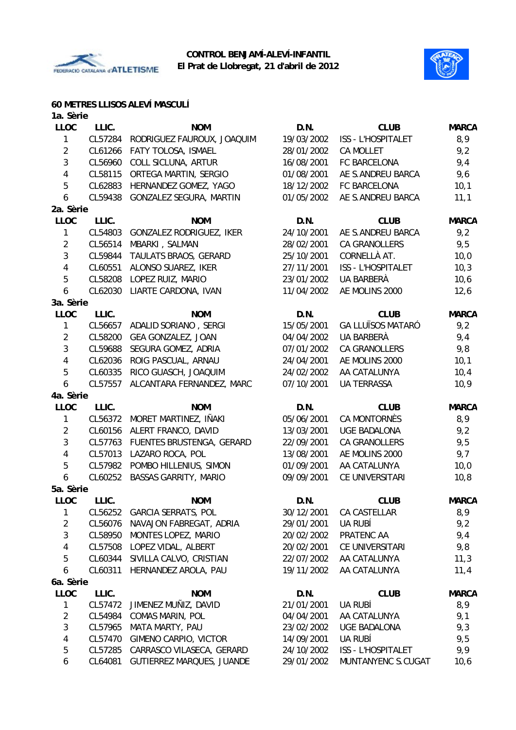**CONTROL BENJAMÍ-ALEVÍ-INFANTIL**
**El Prat de Llobregat, 21 d'abril de 2012**

## 60 METRES LLISOS ALEVÍ MASCULÍ

### 1a. Sèrie

| LLOC | LLIC. | NOM | D.N. | CLUB | MARCA |
|---|---|---|---|---|---|
| 1 | CL57284 | RODRIGUEZ FAUROUX, JOAQUIM | 19/03/2002 | ISS - L'HOSPITALET | 8,9 |
| 2 | CL61266 | FATY TOLOSA, ISMAEL | 28/01/2002 | CA MOLLET | 9,2 |
| 3 | CL56960 | COLL SICLUNA, ARTUR | 16/08/2001 | FC BARCELONA | 9,4 |
| 4 | CL58115 | ORTEGA MARTIN, SERGIO | 01/08/2001 | AE S.ANDREU BARCA | 9,6 |
| 5 | CL62883 | HERNANDEZ GOMEZ, YAGO | 18/12/2002 | FC BARCELONA | 10,1 |
| 6 | CL59438 | GONZALEZ SEGURA, MARTIN | 01/05/2002 | AE S.ANDREU BARCA | 11,1 |

### 2a. Sèrie

| LLOC | LLIC. | NOM | D.N. | CLUB | MARCA |
|---|---|---|---|---|---|
| 1 | CL54803 | GONZALEZ RODRIGUEZ, IKER | 24/10/2001 | AE S.ANDREU BARCA | 9,2 |
| 2 | CL56514 | MBARKI , SALMAN | 28/02/2001 | CA GRANOLLERS | 9,5 |
| 3 | CL59844 | TAULATS BRAOS, GERARD | 25/10/2001 | CORNELLÀ AT. | 10,0 |
| 4 | CL60551 | ALONSO SUAREZ, IKER | 27/11/2001 | ISS - L'HOSPITALET | 10,3 |
| 5 | CL58208 | LOPEZ RUIZ, MARIO | 23/01/2002 | UA BARBERÀ | 10,6 |
| 6 | CL62030 | LIARTE CARDONA, IVAN | 11/04/2002 | AE MOLINS 2000 | 12,6 |

### 3a. Sèrie

| LLOC | LLIC. | NOM | D.N. | CLUB | MARCA |
|---|---|---|---|---|---|
| 1 | CL56657 | ADALID SORIANO , SERGI | 15/05/2001 | GA LLUÏSOS MATARÓ | 9,2 |
| 2 | CL58200 | GEA GONZALEZ, JOAN | 04/04/2002 | UA BARBERÀ | 9,4 |
| 3 | CL59688 | SEGURA GOMEZ, ADRIA | 07/01/2002 | CA GRANOLLERS | 9,8 |
| 4 | CL62036 | ROIG PASCUAL, ARNAU | 24/04/2001 | AE MOLINS 2000 | 10,1 |
| 5 | CL60335 | RICO GUASCH, JOAQUIM | 24/02/2002 | AA CATALUNYA | 10,4 |
| 6 | CL57557 | ALCANTARA FERNANDEZ, MARC | 07/10/2001 | UA TERRASSA | 10,9 |

### 4a. Sèrie

| LLOC | LLIC. | NOM | D.N. | CLUB | MARCA |
|---|---|---|---|---|---|
| 1 | CL56372 | MORET MARTINEZ, IÑAKI | 05/06/2001 | CA MONTORNÈS | 8,9 |
| 2 | CL60156 | ALERT FRANCO, DAVID | 13/03/2001 | UGE BADALONA | 9,2 |
| 3 | CL57763 | FUENTES BRUSTENGA, GERARD | 22/09/2001 | CA GRANOLLERS | 9,5 |
| 4 | CL57013 | LAZARO ROCA, POL | 13/08/2001 | AE MOLINS 2000 | 9,7 |
| 5 | CL57982 | POMBO HILLENIUS, SIMON | 01/09/2001 | AA CATALUNYA | 10,0 |
| 6 | CL60252 | BASSAS GARRITY, MARIO | 09/09/2001 | CE UNIVERSITARI | 10,8 |

### 5a. Sèrie

| LLOC | LLIC. | NOM | D.N. | CLUB | MARCA |
|---|---|---|---|---|---|
| 1 | CL56252 | GARCIA SERRATS, POL | 30/12/2001 | CA CASTELLAR | 8,9 |
| 2 | CL56076 | NAVAJON FABREGAT, ADRIA | 29/01/2001 | UA RUBÍ | 9,2 |
| 3 | CL58950 | MONTES LOPEZ, MARIO | 20/02/2002 | PRATENC AA | 9,4 |
| 4 | CL57508 | LOPEZ VIDAL, ALBERT | 20/02/2001 | CE UNIVERSITARI | 9,8 |
| 5 | CL60344 | SIVILLA CALVO, CRISTIAN | 22/07/2002 | AA CATALUNYA | 11,3 |
| 6 | CL60311 | HERNANDEZ AROLA, PAU | 19/11/2002 | AA CATALUNYA | 11,4 |

### 6a. Sèrie

| LLOC | LLIC. | NOM | D.N. | CLUB | MARCA |
|---|---|---|---|---|---|
| 1 | CL57472 | JIMENEZ MUÑIZ, DAVID | 21/01/2001 | UA RUBÍ | 8,9 |
| 2 | CL54984 | COMAS MARIN, POL | 04/04/2001 | AA CATALUNYA | 9,1 |
| 3 | CL57965 | MATA MARTY, PAU | 23/02/2002 | UGE BADALONA | 9,3 |
| 4 | CL57470 | GIMENO CARPIO, VICTOR | 14/09/2001 | UA RUBÍ | 9,5 |
| 5 | CL57285 | CARRASCO VILASECA, GERARD | 24/10/2002 | ISS - L'HOSPITALET | 9,9 |
| 6 | CL64081 | GUTIERREZ MARQUES, JUANDE | 29/01/2002 | MUNTANYENC S.CUGAT | 10,6 |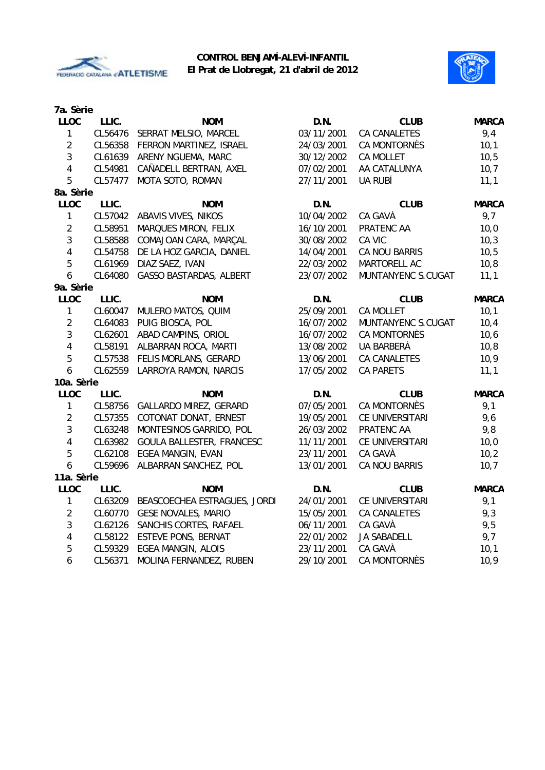**CONTROL BENJAMÍ-ALEVÍ-INFANTIL**
**El Prat de Llobregat, 21 d'abril de 2012**

**7a. Sèrie**

| LLOC | LLIC. | NOM | D.N. | CLUB | MARCA |
|---|---|---|---|---|---|
| 1 | CL56476 | SERRAT MELSIO, MARCEL | 03/11/2001 | CA CANALETES | 9,4 |
| 2 | CL56358 | FERRON MARTINEZ, ISRAEL | 24/03/2001 | CA MONTORNÈS | 10,1 |
| 3 | CL61639 | ARENY NGUEMA, MARC | 30/12/2002 | CA MOLLET | 10,5 |
| 4 | CL54981 | CAÑADELL BERTRAN, AXEL | 07/02/2001 | AA CATALUNYA | 10,7 |
| 5 | CL57477 | MOTA SOTO, ROMAN | 27/11/2001 | UA RUBÍ | 11,1 |

**8a. Sèrie**

| LLOC | LLIC. | NOM | D.N. | CLUB | MARCA |
|---|---|---|---|---|---|
| 1 | CL57042 | ABAVIS VIVES, NIKOS | 10/04/2002 | CA GAVÀ | 9,7 |
| 2 | CL58951 | MARQUES MIRON, FELIX | 16/10/2001 | PRATENC AA | 10,0 |
| 3 | CL58588 | COMAJOAN CARA, MARÇAL | 30/08/2002 | CA VIC | 10,3 |
| 4 | CL54758 | DE LA HOZ GARCIA, DANIEL | 14/04/2001 | CA NOU BARRIS | 10,5 |
| 5 | CL61969 | DIAZ SAEZ, IVAN | 22/03/2002 | MARTORELL AC | 10,8 |
| 6 | CL64080 | GASSO BASTARDAS, ALBERT | 23/07/2002 | MUNTANYENC S.CUGAT | 11,1 |

**9a. Sèrie**

| LLOC | LLIC. | NOM | D.N. | CLUB | MARCA |
|---|---|---|---|---|---|
| 1 | CL60047 | MULERO MATOS, QUIM | 25/09/2001 | CA MOLLET | 10,1 |
| 2 | CL64083 | PUIG BIOSCA, POL | 16/07/2002 | MUNTANYENC S.CUGAT | 10,4 |
| 3 | CL62601 | ABAD CAMPINS, ORIOL | 16/07/2002 | CA MONTORNÈS | 10,6 |
| 4 | CL58191 | ALBARRAN ROCA, MARTI | 13/08/2002 | UA BARBERÀ | 10,8 |
| 5 | CL57538 | FELIS MORLANS, GERARD | 13/06/2001 | CA CANALETES | 10,9 |
| 6 | CL62559 | LARROYA RAMON, NARCIS | 17/05/2002 | CA PARETS | 11,1 |

**10a. Sèrie**

| LLOC | LLIC. | NOM | D.N. | CLUB | MARCA |
|---|---|---|---|---|---|
| 1 | CL58756 | GALLARDO MIREZ, GERARD | 07/05/2001 | CA MONTORNÈS | 9,1 |
| 2 | CL57355 | COTONAT DONAT, ERNEST | 19/05/2001 | CE UNIVERSITARI | 9,6 |
| 3 | CL63248 | MONTESINOS GARRIDO, POL | 26/03/2002 | PRATENC AA | 9,8 |
| 4 | CL63982 | GOULA BALLESTER, FRANCESC | 11/11/2001 | CE UNIVERSITARI | 10,0 |
| 5 | CL62108 | EGEA MANGIN, EVAN | 23/11/2001 | CA GAVÀ | 10,2 |
| 6 | CL59696 | ALBARRAN SANCHEZ, POL | 13/01/2001 | CA NOU BARRIS | 10,7 |

**11a. Sèrie**

| LLOC | LLIC. | NOM | D.N. | CLUB | MARCA |
|---|---|---|---|---|---|
| 1 | CL63209 | BEASCOECHEA ESTRAGUES, JORDI | 24/01/2001 | CE UNIVERSITARI | 9,1 |
| 2 | CL60770 | GESE NOVALES, MARIO | 15/05/2001 | CA CANALETES | 9,3 |
| 3 | CL62126 | SANCHIS CORTES, RAFAEL | 06/11/2001 | CA GAVÀ | 9,5 |
| 4 | CL58122 | ESTEVE PONS, BERNAT | 22/01/2002 | JA SABADELL | 9,7 |
| 5 | CL59329 | EGEA MANGIN, ALOIS | 23/11/2001 | CA GAVÀ | 10,1 |
| 6 | CL56371 | MOLINA FERNANDEZ, RUBEN | 29/10/2001 | CA MONTORNÈS | 10,9 |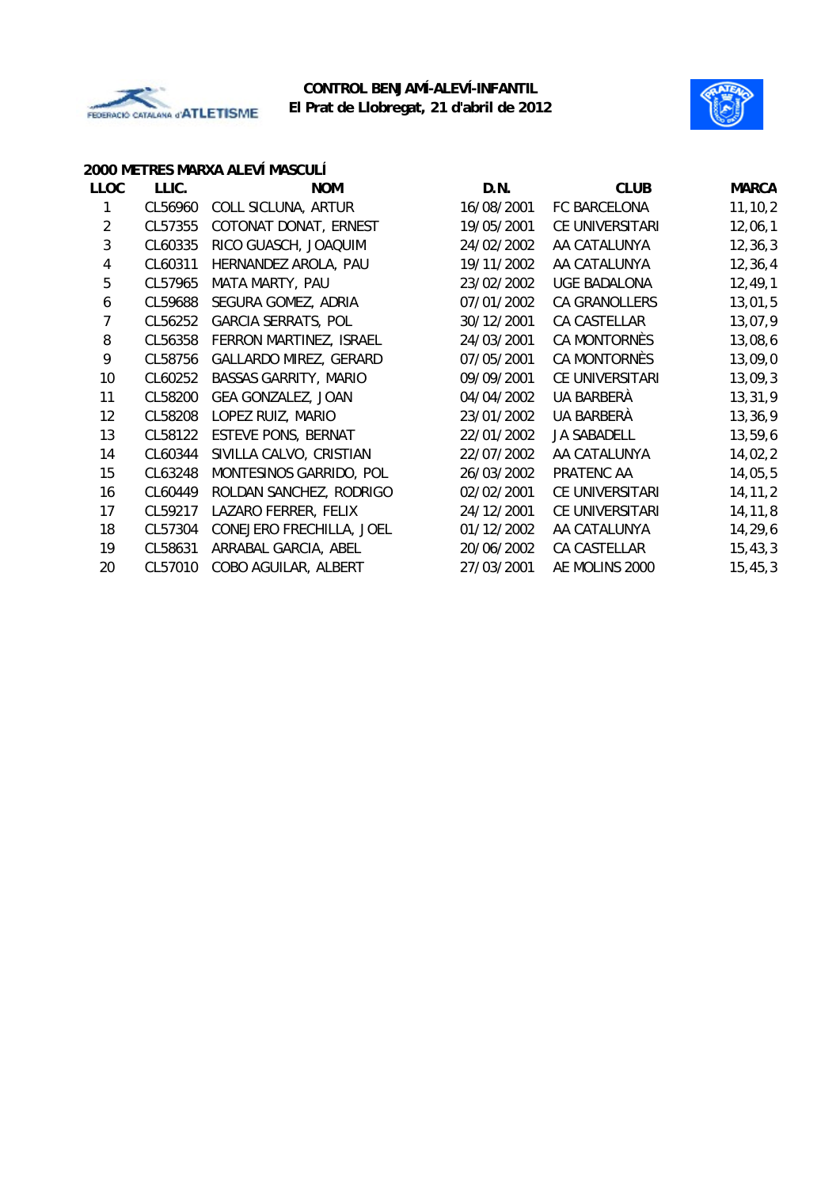**CONTROL BENJAMÍ-ALEVÍ-INFANTIL**
**El Prat de Llobregat, 21 d'abril de 2012**

### 2000 METRES MARXA ALEVÍ MASCULÍ

| LLOC | LLIC. | NOM | D.N. | CLUB | MARCA |
|---|---|---|---|---|---|
| 1 | CL56960 | COLL SICLUNA, ARTUR | 16/08/2001 | FC BARCELONA | 11,10,2 |
| 2 | CL57355 | COTONAT DONAT, ERNEST | 19/05/2001 | CE UNIVERSITARI | 12,06,1 |
| 3 | CL60335 | RICO GUASCH, JOAQUIM | 24/02/2002 | AA CATALUNYA | 12,36,3 |
| 4 | CL60311 | HERNANDEZ AROLA, PAU | 19/11/2002 | AA CATALUNYA | 12,36,4 |
| 5 | CL57965 | MATA MARTY, PAU | 23/02/2002 | UGE BADALONA | 12,49,1 |
| 6 | CL59688 | SEGURA GOMEZ, ADRIA | 07/01/2002 | CA GRANOLLERS | 13,01,5 |
| 7 | CL56252 | GARCIA SERRATS, POL | 30/12/2001 | CA CASTELLAR | 13,07,9 |
| 8 | CL56358 | FERRON MARTINEZ, ISRAEL | 24/03/2001 | CA MONTORNÈS | 13,08,6 |
| 9 | CL58756 | GALLARDO MIREZ, GERARD | 07/05/2001 | CA MONTORNÈS | 13,09,0 |
| 10 | CL60252 | BASSAS GARRITY, MARIO | 09/09/2001 | CE UNIVERSITARI | 13,09,3 |
| 11 | CL58200 | GEA GONZALEZ, JOAN | 04/04/2002 | UA BARBERÀ | 13,31,9 |
| 12 | CL58208 | LOPEZ RUIZ, MARIO | 23/01/2002 | UA BARBERÀ | 13,36,9 |
| 13 | CL58122 | ESTEVE PONS, BERNAT | 22/01/2002 | JA SABADELL | 13,59,6 |
| 14 | CL60344 | SIVILLA CALVO, CRISTIAN | 22/07/2002 | AA CATALUNYA | 14,02,2 |
| 15 | CL63248 | MONTESINOS GARRIDO, POL | 26/03/2002 | PRATENC AA | 14,05,5 |
| 16 | CL60449 | ROLDAN SANCHEZ, RODRIGO | 02/02/2001 | CE UNIVERSITARI | 14,11,2 |
| 17 | CL59217 | LAZARO FERRER, FELIX | 24/12/2001 | CE UNIVERSITARI | 14,11,8 |
| 18 | CL57304 | CONEJERO FRECHILLA, JOEL | 01/12/2002 | AA CATALUNYA | 14,29,6 |
| 19 | CL58631 | ARRABAL GARCIA, ABEL | 20/06/2002 | CA CASTELLAR | 15,43,3 |
| 20 | CL57010 | COBO AGUILAR, ALBERT | 27/03/2001 | AE MOLINS 2000 | 15,45,3 |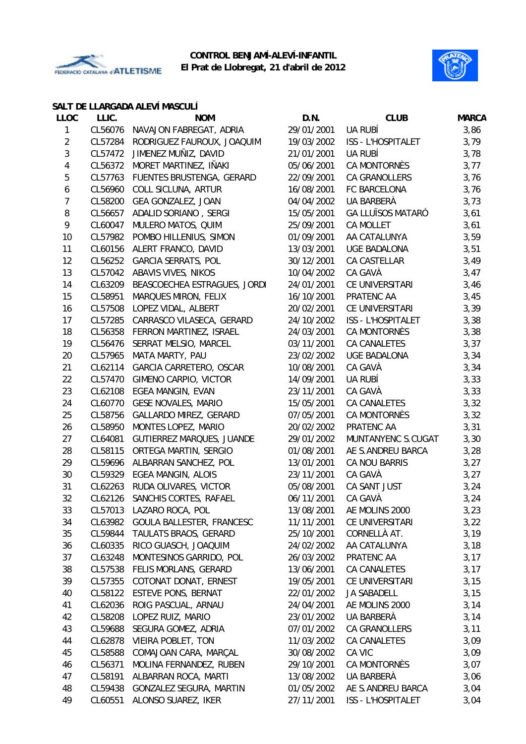**CONTROL BENJAMÍ-ALEVÍ-INFANTIL**
**El Prat de Llobregat, 21 d'abril de 2012**

### SALT DE LLARGADA ALEVÍ MASCULÍ

| LLOC | LLIC. | NOM | D.N. | CLUB | MARCA |
|---|---|---|---|---|---|
| 1 | CL56076 | NAVAJON FABREGAT, ADRIA | 29/01/2001 | UA RUBÍ | 3,86 |
| 2 | CL57284 | RODRIGUEZ FAUROUX, JOAQUIM | 19/03/2002 | ISS - L'HOSPITALET | 3,79 |
| 3 | CL57472 | JIMENEZ MUÑIZ, DAVID | 21/01/2001 | UA RUBÍ | 3,78 |
| 4 | CL56372 | MORET MARTINEZ, IÑAKI | 05/06/2001 | CA MONTORNÈS | 3,77 |
| 5 | CL57763 | FUENTES BRUSTENGA, GERARD | 22/09/2001 | CA GRANOLLERS | 3,76 |
| 6 | CL56960 | COLL SICLUNA, ARTUR | 16/08/2001 | FC BARCELONA | 3,76 |
| 7 | CL58200 | GEA GONZALEZ, JOAN | 04/04/2002 | UA BARBERÀ | 3,73 |
| 8 | CL56657 | ADALID SORIANO , SERGI | 15/05/2001 | GA LLUÏSOS MATARÓ | 3,61 |
| 9 | CL60047 | MULERO MATOS, QUIM | 25/09/2001 | CA MOLLET | 3,61 |
| 10 | CL57982 | POMBO HILLENIUS, SIMON | 01/09/2001 | AA CATALUNYA | 3,59 |
| 11 | CL60156 | ALERT FRANCO, DAVID | 13/03/2001 | UGE BADALONA | 3,51 |
| 12 | CL56252 | GARCIA SERRATS, POL | 30/12/2001 | CA CASTELLAR | 3,49 |
| 13 | CL57042 | ABAVIS VIVES, NIKOS | 10/04/2002 | CA GAVÀ | 3,47 |
| 14 | CL63209 | BEASCOECHEA ESTRAGUES, JORDI | 24/01/2001 | CE UNIVERSITARI | 3,46 |
| 15 | CL58951 | MARQUES MIRON, FELIX | 16/10/2001 | PRATENC AA | 3,45 |
| 16 | CL57508 | LOPEZ VIDAL, ALBERT | 20/02/2001 | CE UNIVERSITARI | 3,39 |
| 17 | CL57285 | CARRASCO VILASECA, GERARD | 24/10/2002 | ISS - L'HOSPITALET | 3,38 |
| 18 | CL56358 | FERRON MARTINEZ, ISRAEL | 24/03/2001 | CA MONTORNÈS | 3,38 |
| 19 | CL56476 | SERRAT MELSIO, MARCEL | 03/11/2001 | CA CANALETES | 3,37 |
| 20 | CL57965 | MATA MARTY, PAU | 23/02/2002 | UGE BADALONA | 3,34 |
| 21 | CL62114 | GARCIA CARRETERO, OSCAR | 10/08/2001 | CA GAVÀ | 3,34 |
| 22 | CL57470 | GIMENO CARPIO, VICTOR | 14/09/2001 | UA RUBÍ | 3,33 |
| 23 | CL62108 | EGEA MANGIN, EVAN | 23/11/2001 | CA GAVÀ | 3,33 |
| 24 | CL60770 | GESE NOVALES, MARIO | 15/05/2001 | CA CANALETES | 3,32 |
| 25 | CL58756 | GALLARDO MIREZ, GERARD | 07/05/2001 | CA MONTORNÈS | 3,32 |
| 26 | CL58950 | MONTES LOPEZ, MARIO | 20/02/2002 | PRATENC AA | 3,31 |
| 27 | CL64081 | GUTIERREZ MARQUES, JUANDE | 29/01/2002 | MUNTANYENC S.CUGAT | 3,30 |
| 28 | CL58115 | ORTEGA MARTIN, SERGIO | 01/08/2001 | AE S.ANDREU BARCA | 3,28 |
| 29 | CL59696 | ALBARRAN SANCHEZ, POL | 13/01/2001 | CA NOU BARRIS | 3,27 |
| 30 | CL59329 | EGEA MANGIN, ALOIS | 23/11/2001 | CA GAVÀ | 3,27 |
| 31 | CL62263 | RUDA OLIVARES, VICTOR | 05/08/2001 | CA SANT JUST | 3,24 |
| 32 | CL62126 | SANCHIS CORTES, RAFAEL | 06/11/2001 | CA GAVÀ | 3,24 |
| 33 | CL57013 | LAZARO ROCA, POL | 13/08/2001 | AE MOLINS 2000 | 3,23 |
| 34 | CL63982 | GOULA BALLESTER, FRANCESC | 11/11/2001 | CE UNIVERSITARI | 3,22 |
| 35 | CL59844 | TAULATS BRAOS, GERARD | 25/10/2001 | CORNELLÀ AT. | 3,19 |
| 36 | CL60335 | RICO GUASCH, JOAQUIM | 24/02/2002 | AA CATALUNYA | 3,18 |
| 37 | CL63248 | MONTESINOS GARRIDO, POL | 26/03/2002 | PRATENC AA | 3,17 |
| 38 | CL57538 | FELIS MORLANS, GERARD | 13/06/2001 | CA CANALETES | 3,17 |
| 39 | CL57355 | COTONAT DONAT, ERNEST | 19/05/2001 | CE UNIVERSITARI | 3,15 |
| 40 | CL58122 | ESTEVE PONS, BERNAT | 22/01/2002 | JA SABADELL | 3,15 |
| 41 | CL62036 | ROIG PASCUAL, ARNAU | 24/04/2001 | AE MOLINS 2000 | 3,14 |
| 42 | CL58208 | LOPEZ RUIZ, MARIO | 23/01/2002 | UA BARBERÀ | 3,14 |
| 43 | CL59688 | SEGURA GOMEZ, ADRIA | 07/01/2002 | CA GRANOLLERS | 3,11 |
| 44 | CL62878 | VIEIRA POBLET, TON | 11/03/2002 | CA CANALETES | 3,09 |
| 45 | CL58588 | COMAJOAN CARA, MARÇAL | 30/08/2002 | CA VIC | 3,09 |
| 46 | CL56371 | MOLINA FERNANDEZ, RUBEN | 29/10/2001 | CA MONTORNÈS | 3,07 |
| 47 | CL58191 | ALBARRAN ROCA, MARTI | 13/08/2002 | UA BARBERÀ | 3,06 |
| 48 | CL59438 | GONZALEZ SEGURA, MARTIN | 01/05/2002 | AE S.ANDREU BARCA | 3,04 |
| 49 | CL60551 | ALONSO SUAREZ, IKER | 27/11/2001 | ISS - L'HOSPITALET | 3,04 |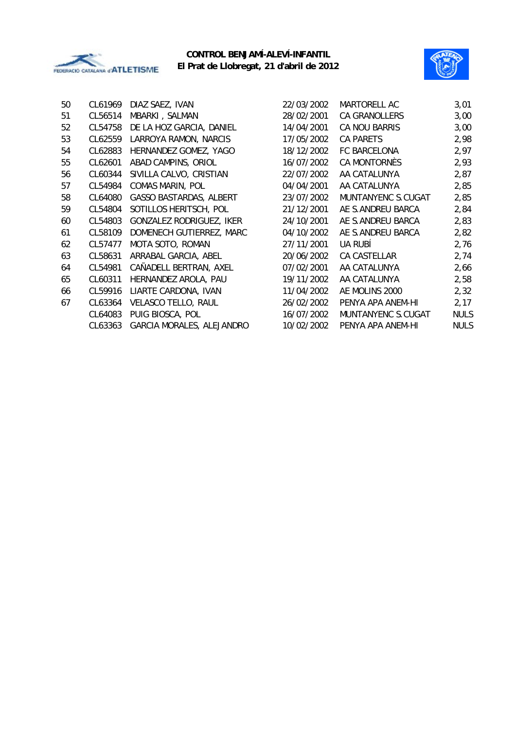**CONTROL BENJAMÍ-ALEVÍ-INFANTIL**
**El Prat de Llobregat, 21 d'abril de 2012**

| | | | | | |
|---|---|---|---|---|---|
| 50 | CL61969 | DIAZ SAEZ, IVAN | 22/03/2002 | MARTORELL AC | 3,01 |
| 51 | CL56514 | MBARKI , SALMAN | 28/02/2001 | CA GRANOLLERS | 3,00 |
| 52 | CL54758 | DE LA HOZ GARCIA, DANIEL | 14/04/2001 | CA NOU BARRIS | 3,00 |
| 53 | CL62559 | LARROYA RAMON, NARCIS | 17/05/2002 | CA PARETS | 2,98 |
| 54 | CL62883 | HERNANDEZ GOMEZ, YAGO | 18/12/2002 | FC BARCELONA | 2,97 |
| 55 | CL62601 | ABAD CAMPINS, ORIOL | 16/07/2002 | CA MONTORNÈS | 2,93 |
| 56 | CL60344 | SIVILLA CALVO, CRISTIAN | 22/07/2002 | AA CATALUNYA | 2,87 |
| 57 | CL54984 | COMAS MARIN, POL | 04/04/2001 | AA CATALUNYA | 2,85 |
| 58 | CL64080 | GASSO BASTARDAS, ALBERT | 23/07/2002 | MUNTANYENC S.CUGAT | 2,85 |
| 59 | CL54804 | SOTILLOS HERITSCH, POL | 21/12/2001 | AE S.ANDREU BARCA | 2,84 |
| 60 | CL54803 | GONZALEZ RODRIGUEZ, IKER | 24/10/2001 | AE S.ANDREU BARCA | 2,83 |
| 61 | CL58109 | DOMENECH GUTIERREZ, MARC | 04/10/2002 | AE S.ANDREU BARCA | 2,82 |
| 62 | CL57477 | MOTA SOTO, ROMAN | 27/11/2001 | UA RUBÍ | 2,76 |
| 63 | CL58631 | ARRABAL GARCIA, ABEL | 20/06/2002 | CA CASTELLAR | 2,74 |
| 64 | CL54981 | CAÑADELL BERTRAN, AXEL | 07/02/2001 | AA CATALUNYA | 2,66 |
| 65 | CL60311 | HERNANDEZ AROLA, PAU | 19/11/2002 | AA CATALUNYA | 2,58 |
| 66 | CL59916 | LIARTE CARDONA, IVAN | 11/04/2002 | AE MOLINS 2000 | 2,32 |
| 67 | CL63364 | VELASCO TELLO, RAUL | 26/02/2002 | PENYA APA ANEM-HI | 2,17 |
| | CL64083 | PUIG BIOSCA, POL | 16/07/2002 | MUNTANYENC S.CUGAT | NULS |
| | CL63363 | GARCIA MORALES, ALEJANDRO | 10/02/2002 | PENYA APA ANEM-HI | NULS |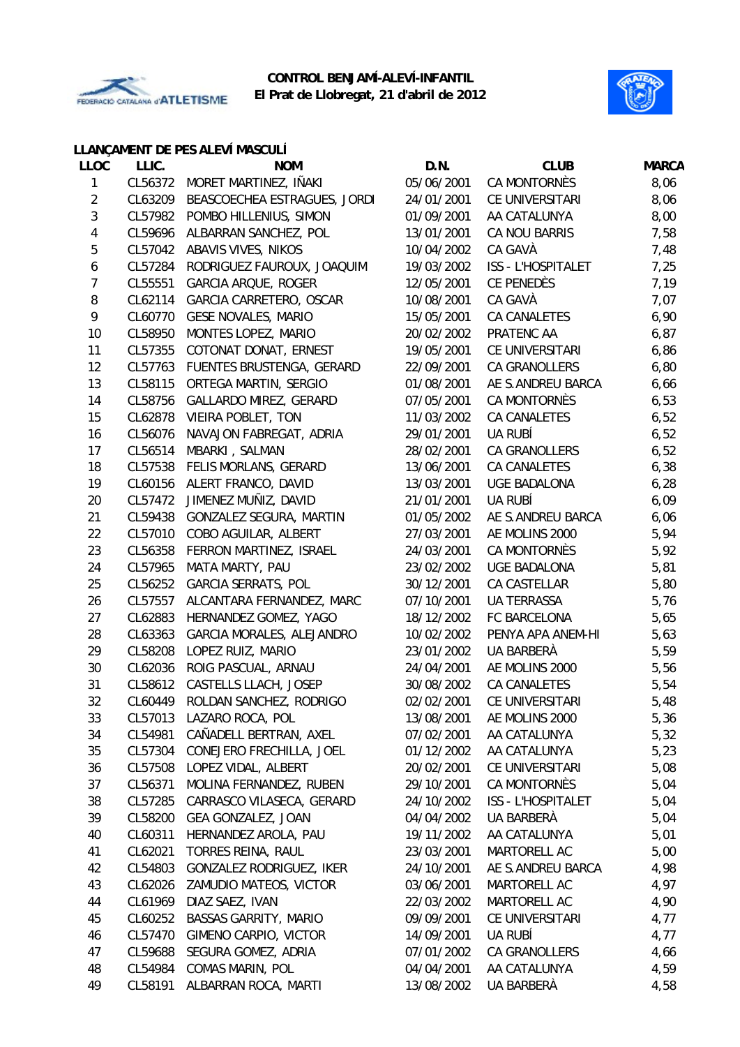**CONTROL BENJAMÍ-ALEVÍ-INFANTIL**
**El Prat de Llobregat, 21 d'abril de 2012**

### LLANÇAMENT DE PES ALEVÍ MASCULÍ

| LLOC | LLIC. | NOM | D.N. | CLUB | MARCA |
|---|---|---|---|---|---|
| 1 | CL56372 | MORET MARTINEZ, IÑAKI | 05/06/2001 | CA MONTORNÈS | 8,06 |
| 2 | CL63209 | BEASCOECHEA ESTRAGUES, JORDI | 24/01/2001 | CE UNIVERSITARI | 8,06 |
| 3 | CL57982 | POMBO HILLENIUS, SIMON | 01/09/2001 | AA CATALUNYA | 8,00 |
| 4 | CL59696 | ALBARRAN SANCHEZ, POL | 13/01/2001 | CA NOU BARRIS | 7,58 |
| 5 | CL57042 | ABAVIS VIVES, NIKOS | 10/04/2002 | CA GAVÀ | 7,48 |
| 6 | CL57284 | RODRIGUEZ FAUROUX, JOAQUIM | 19/03/2002 | ISS - L'HOSPITALET | 7,25 |
| 7 | CL55551 | GARCIA ARQUE, ROGER | 12/05/2001 | CE PENEDÈS | 7,19 |
| 8 | CL62114 | GARCIA CARRETERO, OSCAR | 10/08/2001 | CA GAVÀ | 7,07 |
| 9 | CL60770 | GESE NOVALES, MARIO | 15/05/2001 | CA CANALETES | 6,90 |
| 10 | CL58950 | MONTES LOPEZ, MARIO | 20/02/2002 | PRATENC AA | 6,87 |
| 11 | CL57355 | COTONAT DONAT, ERNEST | 19/05/2001 | CE UNIVERSITARI | 6,86 |
| 12 | CL57763 | FUENTES BRUSTENGA, GERARD | 22/09/2001 | CA GRANOLLERS | 6,80 |
| 13 | CL58115 | ORTEGA MARTIN, SERGIO | 01/08/2001 | AE S.ANDREU BARCA | 6,66 |
| 14 | CL58756 | GALLARDO MIREZ, GERARD | 07/05/2001 | CA MONTORNÈS | 6,53 |
| 15 | CL62878 | VIEIRA POBLET, TON | 11/03/2002 | CA CANALETES | 6,52 |
| 16 | CL56076 | NAVAJON FABREGAT, ADRIA | 29/01/2001 | UA RUBÍ | 6,52 |
| 17 | CL56514 | MBARKI , SALMAN | 28/02/2001 | CA GRANOLLERS | 6,52 |
| 18 | CL57538 | FELIS MORLANS, GERARD | 13/06/2001 | CA CANALETES | 6,38 |
| 19 | CL60156 | ALERT FRANCO, DAVID | 13/03/2001 | UGE BADALONA | 6,28 |
| 20 | CL57472 | JIMENEZ MUÑIZ, DAVID | 21/01/2001 | UA RUBÍ | 6,09 |
| 21 | CL59438 | GONZALEZ SEGURA, MARTIN | 01/05/2002 | AE S.ANDREU BARCA | 6,06 |
| 22 | CL57010 | COBO AGUILAR, ALBERT | 27/03/2001 | AE MOLINS 2000 | 5,94 |
| 23 | CL56358 | FERRON MARTINEZ, ISRAEL | 24/03/2001 | CA MONTORNÈS | 5,92 |
| 24 | CL57965 | MATA MARTY, PAU | 23/02/2002 | UGE BADALONA | 5,81 |
| 25 | CL56252 | GARCIA SERRATS, POL | 30/12/2001 | CA CASTELLAR | 5,80 |
| 26 | CL57557 | ALCANTARA FERNANDEZ, MARC | 07/10/2001 | UA TERRASSA | 5,76 |
| 27 | CL62883 | HERNANDEZ GOMEZ, YAGO | 18/12/2002 | FC BARCELONA | 5,65 |
| 28 | CL63363 | GARCIA MORALES, ALEJANDRO | 10/02/2002 | PENYA APA ANEM-HI | 5,63 |
| 29 | CL58208 | LOPEZ RUIZ, MARIO | 23/01/2002 | UA BARBERÀ | 5,59 |
| 30 | CL62036 | ROIG PASCUAL, ARNAU | 24/04/2001 | AE MOLINS 2000 | 5,56 |
| 31 | CL58612 | CASTELLS LLACH, JOSEP | 30/08/2002 | CA CANALETES | 5,54 |
| 32 | CL60449 | ROLDAN SANCHEZ, RODRIGO | 02/02/2001 | CE UNIVERSITARI | 5,48 |
| 33 | CL57013 | LAZARO ROCA, POL | 13/08/2001 | AE MOLINS 2000 | 5,36 |
| 34 | CL54981 | CAÑADELL BERTRAN, AXEL | 07/02/2001 | AA CATALUNYA | 5,32 |
| 35 | CL57304 | CONEJERO FRECHILLA, JOEL | 01/12/2002 | AA CATALUNYA | 5,23 |
| 36 | CL57508 | LOPEZ VIDAL, ALBERT | 20/02/2001 | CE UNIVERSITARI | 5,08 |
| 37 | CL56371 | MOLINA FERNANDEZ, RUBEN | 29/10/2001 | CA MONTORNÈS | 5,04 |
| 38 | CL57285 | CARRASCO VILASECA, GERARD | 24/10/2002 | ISS - L'HOSPITALET | 5,04 |
| 39 | CL58200 | GEA GONZALEZ, JOAN | 04/04/2002 | UA BARBERÀ | 5,04 |
| 40 | CL60311 | HERNANDEZ AROLA, PAU | 19/11/2002 | AA CATALUNYA | 5,01 |
| 41 | CL62021 | TORRES REINA, RAUL | 23/03/2001 | MARTORELL AC | 5,00 |
| 42 | CL54803 | GONZALEZ RODRIGUEZ, IKER | 24/10/2001 | AE S.ANDREU BARCA | 4,98 |
| 43 | CL62026 | ZAMUDIO MATEOS, VICTOR | 03/06/2001 | MARTORELL AC | 4,97 |
| 44 | CL61969 | DIAZ SAEZ, IVAN | 22/03/2002 | MARTORELL AC | 4,90 |
| 45 | CL60252 | BASSAS GARRITY, MARIO | 09/09/2001 | CE UNIVERSITARI | 4,77 |
| 46 | CL57470 | GIMENO CARPIO, VICTOR | 14/09/2001 | UA RUBÍ | 4,77 |
| 47 | CL59688 | SEGURA GOMEZ, ADRIA | 07/01/2002 | CA GRANOLLERS | 4,66 |
| 48 | CL54984 | COMAS MARIN, POL | 04/04/2001 | AA CATALUNYA | 4,59 |
| 49 | CL58191 | ALBARRAN ROCA, MARTI | 13/08/2002 | UA BARBERÀ | 4,58 |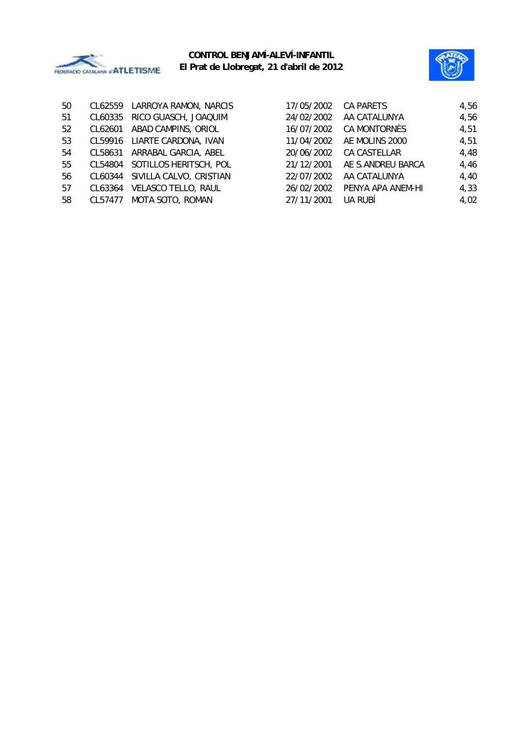| | | | | | |
|---|---|---|---|---|---|
| 50 | CL62559 | LARROYA RAMON, NARCIS | 17/05/2002 | CA PARETS | 4,56 |
| 51 | CL60335 | RICO GUASCH, JOAQUIM | 24/02/2002 | AA CATALUNYA | 4,56 |
| 52 | CL62601 | ABAD CAMPINS, ORIOL | 16/07/2002 | CA MONTORNÈS | 4,51 |
| 53 | CL59916 | LIARTE CARDONA, IVAN | 11/04/2002 | AE MOLINS 2000 | 4,51 |
| 54 | CL58631 | ARRABAL GARCIA, ABEL | 20/06/2002 | CA CASTELLAR | 4,48 |
| 55 | CL54804 | SOTILLOS HERITSCH, POL | 21/12/2001 | AE S.ANDREU BARCA | 4,46 |
| 56 | CL60344 | SIVILLA CALVO, CRISTIAN | 22/07/2002 | AA CATALUNYA | 4,40 |
| 57 | CL63364 | VELASCO TELLO, RAUL | 26/02/2002 | PENYA APA ANEM-HI | 4,33 |
| 58 | CL57477 | MOTA SOTO, ROMAN | 27/11/2001 | UA RUBÍ | 4,02 |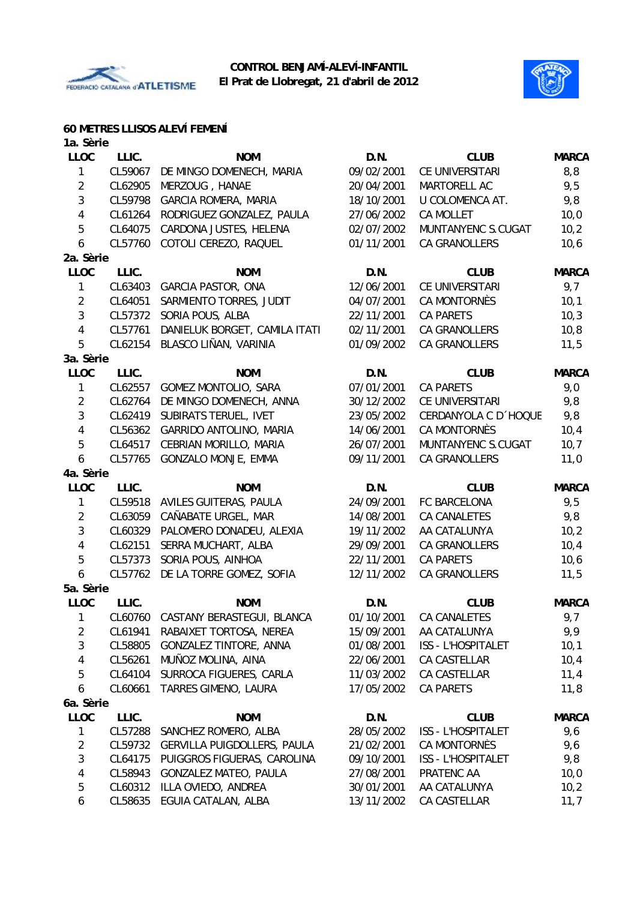**CONTROL BENJAMÍ-ALEVÍ-INFANTIL**
**El Prat de Llobregat, 21 d'abril de 2012**

## 60 METRES LLISOS ALEVÍ FEMENÍ

### 1a. Sèrie

| LLOC | LLIC. | NOM | D.N. | CLUB | MARCA |
|---|---|---|---|---|---|
| 1 | CL59067 | DE MINGO DOMENECH, MARIA | 09/02/2001 | CE UNIVERSITARI | 8,8 |
| 2 | CL62905 | MERZOUG , HANAE | 20/04/2001 | MARTORELL AC | 9,5 |
| 3 | CL59798 | GARCIA ROMERA, MARIA | 18/10/2001 | U COLOMENCA AT. | 9,8 |
| 4 | CL61264 | RODRIGUEZ GONZALEZ, PAULA | 27/06/2002 | CA MOLLET | 10,0 |
| 5 | CL64075 | CARDONA JUSTES, HELENA | 02/07/2002 | MUNTANYENC S.CUGAT | 10,2 |
| 6 | CL57760 | COTOLI CEREZO, RAQUEL | 01/11/2001 | CA GRANOLLERS | 10,6 |

### 2a. Sèrie

| LLOC | LLIC. | NOM | D.N. | CLUB | MARCA |
|---|---|---|---|---|---|
| 1 | CL63403 | GARCIA PASTOR, ONA | 12/06/2001 | CE UNIVERSITARI | 9,7 |
| 2 | CL64051 | SARMIENTO TORRES, JUDIT | 04/07/2001 | CA MONTORNÈS | 10,1 |
| 3 | CL57372 | SORIA POUS, ALBA | 22/11/2001 | CA PARETS | 10,3 |
| 4 | CL57761 | DANIELUK BORGET, CAMILA ITATI | 02/11/2001 | CA GRANOLLERS | 10,8 |
| 5 | CL62154 | BLASCO LIÑAN, VARINIA | 01/09/2002 | CA GRANOLLERS | 11,5 |

### 3a. Sèrie

| LLOC | LLIC. | NOM | D.N. | CLUB | MARCA |
|---|---|---|---|---|---|
| 1 | CL62557 | GOMEZ MONTOLIO, SARA | 07/01/2001 | CA PARETS | 9,0 |
| 2 | CL62764 | DE MINGO DOMENECH, ANNA | 30/12/2002 | CE UNIVERSITARI | 9,8 |
| 3 | CL62419 | SUBIRATS TERUEL, IVET | 23/05/2002 | CERDANYOLA C D´HOQUE | 9,8 |
| 4 | CL56362 | GARRIDO ANTOLINO, MARIA | 14/06/2001 | CA MONTORNÈS | 10,4 |
| 5 | CL64517 | CEBRIAN MORILLO, MARIA | 26/07/2001 | MUNTANYENC S.CUGAT | 10,7 |
| 6 | CL57765 | GONZALO MONJE, EMMA | 09/11/2001 | CA GRANOLLERS | 11,0 |

### 4a. Sèrie

| LLOC | LLIC. | NOM | D.N. | CLUB | MARCA |
|---|---|---|---|---|---|
| 1 | CL59518 | AVILES GUITERAS, PAULA | 24/09/2001 | FC BARCELONA | 9,5 |
| 2 | CL63059 | CAÑABATE URGEL, MAR | 14/08/2001 | CA CANALETES | 9,8 |
| 3 | CL60329 | PALOMERO DONADEU, ALEXIA | 19/11/2002 | AA CATALUNYA | 10,2 |
| 4 | CL62151 | SERRA MUCHART, ALBA | 29/09/2001 | CA GRANOLLERS | 10,4 |
| 5 | CL57373 | SORIA POUS, AINHOA | 22/11/2001 | CA PARETS | 10,6 |
| 6 | CL57762 | DE LA TORRE GOMEZ, SOFIA | 12/11/2002 | CA GRANOLLERS | 11,5 |

### 5a. Sèrie

| LLOC | LLIC. | NOM | D.N. | CLUB | MARCA |
|---|---|---|---|---|---|
| 1 | CL60760 | CASTANY BERASTEGUI, BLANCA | 01/10/2001 | CA CANALETES | 9,7 |
| 2 | CL61941 | RABAIXET TORTOSA, NEREA | 15/09/2001 | AA CATALUNYA | 9,9 |
| 3 | CL58805 | GONZALEZ TINTORE, ANNA | 01/08/2001 | ISS - L'HOSPITALET | 10,1 |
| 4 | CL56261 | MUÑOZ MOLINA, AINA | 22/06/2001 | CA CASTELLAR | 10,4 |
| 5 | CL64104 | SURROCA FIGUERES, CARLA | 11/03/2002 | CA CASTELLAR | 11,4 |
| 6 | CL60661 | TARRES GIMENO, LAURA | 17/05/2002 | CA PARETS | 11,8 |

### 6a. Sèrie

| LLOC | LLIC. | NOM | D.N. | CLUB | MARCA |
|---|---|---|---|---|---|
| 1 | CL57288 | SANCHEZ ROMERO, ALBA | 28/05/2002 | ISS - L'HOSPITALET | 9,6 |
| 2 | CL59732 | GERVILLA PUIGDOLLERS, PAULA | 21/02/2001 | CA MONTORNÈS | 9,6 |
| 3 | CL64175 | PUIGGROS FIGUERAS, CAROLINA | 09/10/2001 | ISS - L'HOSPITALET | 9,8 |
| 4 | CL58943 | GONZALEZ MATEO, PAULA | 27/08/2001 | PRATENC AA | 10,0 |
| 5 | CL60312 | ILLA OVIEDO, ANDREA | 30/01/2001 | AA CATALUNYA | 10,2 |
| 6 | CL58635 | EGUIA CATALAN, ALBA | 13/11/2002 | CA CASTELLAR | 11,7 |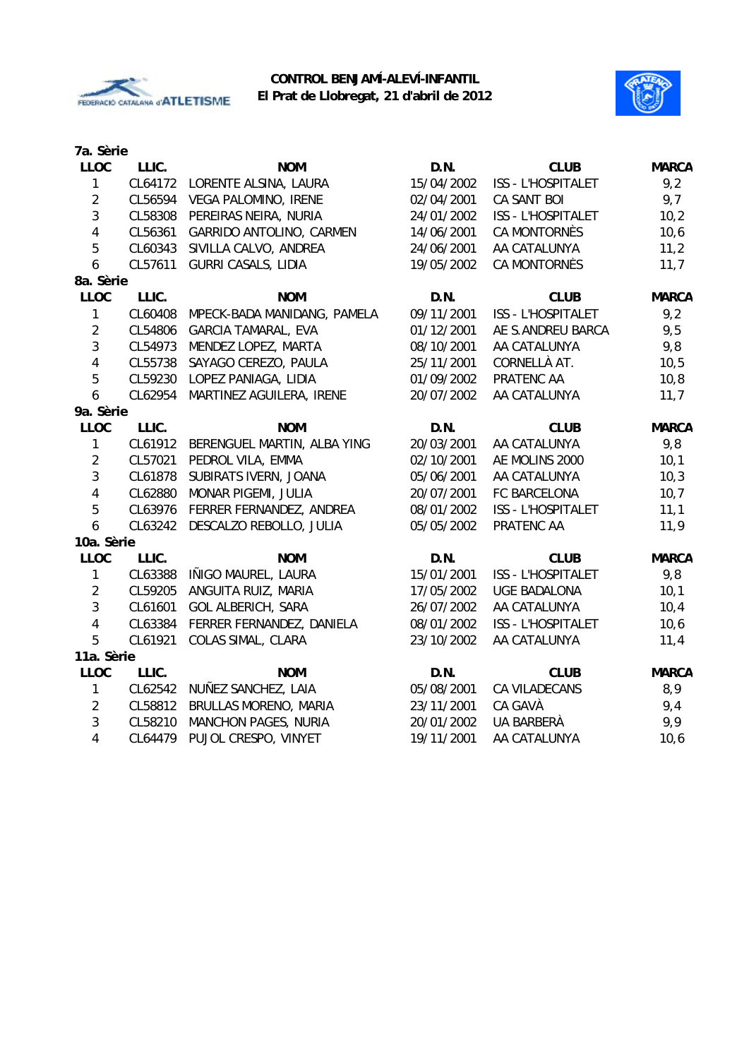**CONTROL BENJAMÍ-ALEVÍ-INFANTIL**
**El Prat de Llobregat, 21 d'abril de 2012**

**7a. Sèrie**

| LLOC | LLIC. | NOM | D.N. | CLUB | MARCA |
|---|---|---|---|---|---|
| 1 | CL64172 | LORENTE ALSINA, LAURA | 15/04/2002 | ISS - L'HOSPITALET | 9,2 |
| 2 | CL56594 | VEGA PALOMINO, IRENE | 02/04/2001 | CA SANT BOI | 9,7 |
| 3 | CL58308 | PEREIRAS NEIRA, NURIA | 24/01/2002 | ISS - L'HOSPITALET | 10,2 |
| 4 | CL56361 | GARRIDO ANTOLINO, CARMEN | 14/06/2001 | CA MONTORNÈS | 10,6 |
| 5 | CL60343 | SIVILLA CALVO, ANDREA | 24/06/2001 | AA CATALUNYA | 11,2 |
| 6 | CL57611 | GURRI CASALS, LIDIA | 19/05/2002 | CA MONTORNÈS | 11,7 |

**8a. Sèrie**

| LLOC | LLIC. | NOM | D.N. | CLUB | MARCA |
|---|---|---|---|---|---|
| 1 | CL60408 | MPECK-BADA MANIDANG, PAMELA | 09/11/2001 | ISS - L'HOSPITALET | 9,2 |
| 2 | CL54806 | GARCIA TAMARAL, EVA | 01/12/2001 | AE S.ANDREU BARCA | 9,5 |
| 3 | CL54973 | MENDEZ LOPEZ, MARTA | 08/10/2001 | AA CATALUNYA | 9,8 |
| 4 | CL55738 | SAYAGO CEREZO, PAULA | 25/11/2001 | CORNELLÀ AT. | 10,5 |
| 5 | CL59230 | LOPEZ PANIAGA, LIDIA | 01/09/2002 | PRATENC AA | 10,8 |
| 6 | CL62954 | MARTINEZ AGUILERA, IRENE | 20/07/2002 | AA CATALUNYA | 11,7 |

**9a. Sèrie**

| LLOC | LLIC. | NOM | D.N. | CLUB | MARCA |
|---|---|---|---|---|---|
| 1 | CL61912 | BERENGUEL MARTIN, ALBA YING | 20/03/2001 | AA CATALUNYA | 9,8 |
| 2 | CL57021 | PEDROL VILA, EMMA | 02/10/2001 | AE MOLINS 2000 | 10,1 |
| 3 | CL61878 | SUBIRATS IVERN, JOANA | 05/06/2001 | AA CATALUNYA | 10,3 |
| 4 | CL62880 | MONAR PIGEMI, JULIA | 20/07/2001 | FC BARCELONA | 10,7 |
| 5 | CL63976 | FERRER FERNANDEZ, ANDREA | 08/01/2002 | ISS - L'HOSPITALET | 11,1 |
| 6 | CL63242 | DESCALZO REBOLLO, JULIA | 05/05/2002 | PRATENC AA | 11,9 |

**10a. Sèrie**

| LLOC | LLIC. | NOM | D.N. | CLUB | MARCA |
|---|---|---|---|---|---|
| 1 | CL63388 | IÑIGO MAUREL, LAURA | 15/01/2001 | ISS - L'HOSPITALET | 9,8 |
| 2 | CL59205 | ANGUITA RUIZ, MARIA | 17/05/2002 | UGE BADALONA | 10,1 |
| 3 | CL61601 | GOL ALBERICH, SARA | 26/07/2002 | AA CATALUNYA | 10,4 |
| 4 | CL63384 | FERRER FERNANDEZ, DANIELA | 08/01/2002 | ISS - L'HOSPITALET | 10,6 |
| 5 | CL61921 | COLAS SIMAL, CLARA | 23/10/2002 | AA CATALUNYA | 11,4 |

**11a. Sèrie**

| LLOC | LLIC. | NOM | D.N. | CLUB | MARCA |
|---|---|---|---|---|---|
| 1 | CL62542 | NUÑEZ SANCHEZ, LAIA | 05/08/2001 | CA VILADECANS | 8,9 |
| 2 | CL58812 | BRULLAS MORENO, MARIA | 23/11/2001 | CA GAVÀ | 9,4 |
| 3 | CL58210 | MANCHON PAGES, NURIA | 20/01/2002 | UA BARBERÀ | 9,9 |
| 4 | CL64479 | PUJOL CRESPO, VINYET | 19/11/2001 | AA CATALUNYA | 10,6 |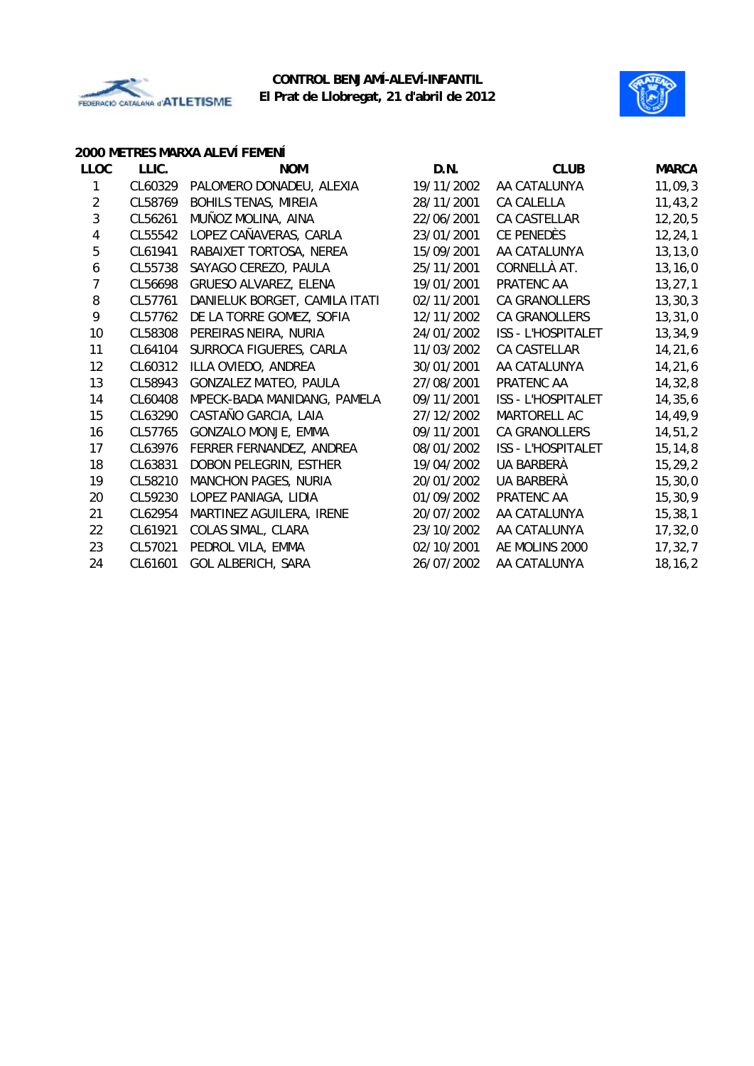**CONTROL BENJAMÍ-ALEVÍ-INFANTIL**
**El Prat de Llobregat, 21 d'abril de 2012**

### 2000 METRES MARXA ALEVÍ FEMENÍ

| LLOC | LLIC. | NOM | D.N. | CLUB | MARCA |
|---|---|---|---|---|---|
| 1 | CL60329 | PALOMERO DONADEU, ALEXIA | 19/11/2002 | AA CATALUNYA | 11,09,3 |
| 2 | CL58769 | BOHILS TENAS, MIREIA | 28/11/2001 | CA CALELLA | 11,43,2 |
| 3 | CL56261 | MUÑOZ MOLINA, AINA | 22/06/2001 | CA CASTELLAR | 12,20,5 |
| 4 | CL55542 | LOPEZ CAÑAVERAS, CARLA | 23/01/2001 | CE PENEDÈS | 12,24,1 |
| 5 | CL61941 | RABAIXET TORTOSA, NEREA | 15/09/2001 | AA CATALUNYA | 13,13,0 |
| 6 | CL55738 | SAYAGO CEREZO, PAULA | 25/11/2001 | CORNELLÀ AT. | 13,16,0 |
| 7 | CL56698 | GRUESO ALVAREZ, ELENA | 19/01/2001 | PRATENC AA | 13,27,1 |
| 8 | CL57761 | DANIELUK BORGET, CAMILA ITATI | 02/11/2001 | CA GRANOLLERS | 13,30,3 |
| 9 | CL57762 | DE LA TORRE GOMEZ, SOFIA | 12/11/2002 | CA GRANOLLERS | 13,31,0 |
| 10 | CL58308 | PEREIRAS NEIRA, NURIA | 24/01/2002 | ISS - L'HOSPITALET | 13,34,9 |
| 11 | CL64104 | SURROCA FIGUERES, CARLA | 11/03/2002 | CA CASTELLAR | 14,21,6 |
| 12 | CL60312 | ILLA OVIEDO, ANDREA | 30/01/2001 | AA CATALUNYA | 14,21,6 |
| 13 | CL58943 | GONZALEZ MATEO, PAULA | 27/08/2001 | PRATENC AA | 14,32,8 |
| 14 | CL60408 | MPECK-BADA MANIDANG, PAMELA | 09/11/2001 | ISS - L'HOSPITALET | 14,35,6 |
| 15 | CL63290 | CASTAÑO GARCIA, LAIA | 27/12/2002 | MARTORELL AC | 14,49,9 |
| 16 | CL57765 | GONZALO MONJE, EMMA | 09/11/2001 | CA GRANOLLERS | 14,51,2 |
| 17 | CL63976 | FERRER FERNANDEZ, ANDREA | 08/01/2002 | ISS - L'HOSPITALET | 15,14,8 |
| 18 | CL63831 | DOBON PELEGRIN, ESTHER | 19/04/2002 | UA BARBERÀ | 15,29,2 |
| 19 | CL58210 | MANCHON PAGES, NURIA | 20/01/2002 | UA BARBERÀ | 15,30,0 |
| 20 | CL59230 | LOPEZ PANIAGA, LIDIA | 01/09/2002 | PRATENC AA | 15,30,9 |
| 21 | CL62954 | MARTINEZ AGUILERA, IRENE | 20/07/2002 | AA CATALUNYA | 15,38,1 |
| 22 | CL61921 | COLAS SIMAL, CLARA | 23/10/2002 | AA CATALUNYA | 17,32,0 |
| 23 | CL57021 | PEDROL VILA, EMMA | 02/10/2001 | AE MOLINS 2000 | 17,32,7 |
| 24 | CL61601 | GOL ALBERICH, SARA | 26/07/2002 | AA CATALUNYA | 18,16,2 |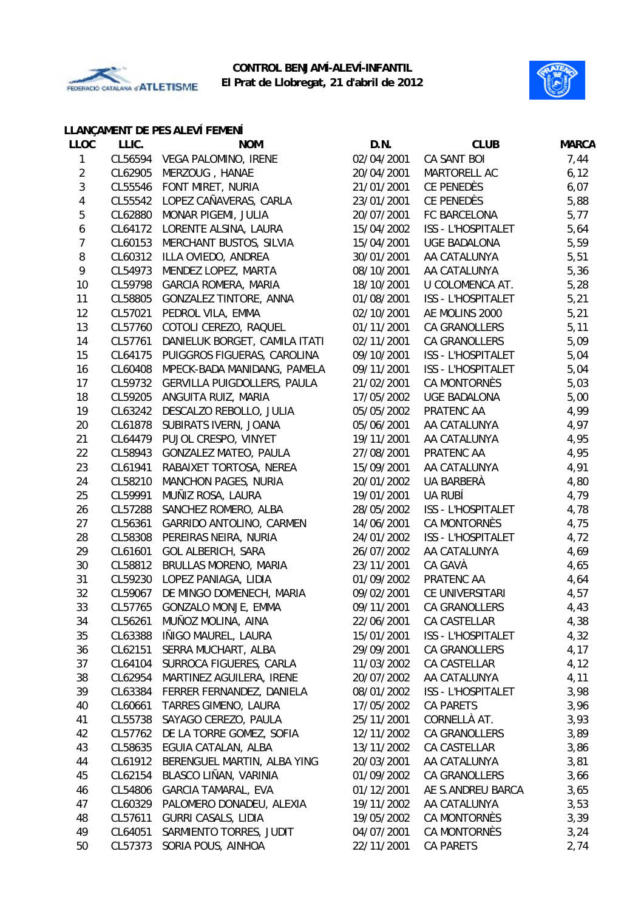**CONTROL BENJAMÍ-ALEVÍ-INFANTIL**
**El Prat de Llobregat, 21 d'abril de 2012**

### LLANÇAMENT DE PES ALEVÍ FEMENÍ

| LLOC | LLIC. | NOM | D.N. | CLUB | MARCA |
|---|---|---|---|---|---|
| 1 | CL56594 | VEGA PALOMINO, IRENE | 02/04/2001 | CA SANT BOI | 7,44 |
| 2 | CL62905 | MERZOUG , HANAE | 20/04/2001 | MARTORELL AC | 6,12 |
| 3 | CL55546 | FONT MIRET, NURIA | 21/01/2001 | CE PENEDÈS | 6,07 |
| 4 | CL55542 | LOPEZ CAÑAVERAS, CARLA | 23/01/2001 | CE PENEDÈS | 5,88 |
| 5 | CL62880 | MONAR PIGEMI, JULIA | 20/07/2001 | FC BARCELONA | 5,77 |
| 6 | CL64172 | LORENTE ALSINA, LAURA | 15/04/2002 | ISS - L'HOSPITALET | 5,64 |
| 7 | CL60153 | MERCHANT BUSTOS, SILVIA | 15/04/2001 | UGE BADALONA | 5,59 |
| 8 | CL60312 | ILLA OVIEDO, ANDREA | 30/01/2001 | AA CATALUNYA | 5,51 |
| 9 | CL54973 | MENDEZ LOPEZ, MARTA | 08/10/2001 | AA CATALUNYA | 5,36 |
| 10 | CL59798 | GARCIA ROMERA, MARIA | 18/10/2001 | U COLOMENCA AT. | 5,28 |
| 11 | CL58805 | GONZALEZ TINTORE, ANNA | 01/08/2001 | ISS - L'HOSPITALET | 5,21 |
| 12 | CL57021 | PEDROL VILA, EMMA | 02/10/2001 | AE MOLINS 2000 | 5,21 |
| 13 | CL57760 | COTOLI CEREZO, RAQUEL | 01/11/2001 | CA GRANOLLERS | 5,11 |
| 14 | CL57761 | DANIELUK BORGET, CAMILA ITATI | 02/11/2001 | CA GRANOLLERS | 5,09 |
| 15 | CL64175 | PUIGGROS FIGUERAS, CAROLINA | 09/10/2001 | ISS - L'HOSPITALET | 5,04 |
| 16 | CL60408 | MPECK-BADA MANIDANG, PAMELA | 09/11/2001 | ISS - L'HOSPITALET | 5,04 |
| 17 | CL59732 | GERVILLA PUIGDOLLERS, PAULA | 21/02/2001 | CA MONTORNÈS | 5,03 |
| 18 | CL59205 | ANGUITA RUIZ, MARIA | 17/05/2002 | UGE BADALONA | 5,00 |
| 19 | CL63242 | DESCALZO REBOLLO, JULIA | 05/05/2002 | PRATENC AA | 4,99 |
| 20 | CL61878 | SUBIRATS IVERN, JOANA | 05/06/2001 | AA CATALUNYA | 4,97 |
| 21 | CL64479 | PUJOL CRESPO, VINYET | 19/11/2001 | AA CATALUNYA | 4,95 |
| 22 | CL58943 | GONZALEZ MATEO, PAULA | 27/08/2001 | PRATENC AA | 4,95 |
| 23 | CL61941 | RABAIXET TORTOSA, NEREA | 15/09/2001 | AA CATALUNYA | 4,91 |
| 24 | CL58210 | MANCHON PAGES, NURIA | 20/01/2002 | UA BARBERÀ | 4,80 |
| 25 | CL59991 | MUÑIZ ROSA, LAURA | 19/01/2001 | UA RUBÍ | 4,79 |
| 26 | CL57288 | SANCHEZ ROMERO, ALBA | 28/05/2002 | ISS - L'HOSPITALET | 4,78 |
| 27 | CL56361 | GARRIDO ANTOLINO, CARMEN | 14/06/2001 | CA MONTORNÈS | 4,75 |
| 28 | CL58308 | PEREIRAS NEIRA, NURIA | 24/01/2002 | ISS - L'HOSPITALET | 4,72 |
| 29 | CL61601 | GOL ALBERICH, SARA | 26/07/2002 | AA CATALUNYA | 4,69 |
| 30 | CL58812 | BRULLAS MORENO, MARIA | 23/11/2001 | CA GAVÀ | 4,65 |
| 31 | CL59230 | LOPEZ PANIAGA, LIDIA | 01/09/2002 | PRATENC AA | 4,64 |
| 32 | CL59067 | DE MINGO DOMENECH, MARIA | 09/02/2001 | CE UNIVERSITARI | 4,57 |
| 33 | CL57765 | GONZALO MONJE, EMMA | 09/11/2001 | CA GRANOLLERS | 4,43 |
| 34 | CL56261 | MUÑOZ MOLINA, AINA | 22/06/2001 | CA CASTELLAR | 4,38 |
| 35 | CL63388 | IÑIGO MAUREL, LAURA | 15/01/2001 | ISS - L'HOSPITALET | 4,32 |
| 36 | CL62151 | SERRA MUCHART, ALBA | 29/09/2001 | CA GRANOLLERS | 4,17 |
| 37 | CL64104 | SURROCA FIGUERES, CARLA | 11/03/2002 | CA CASTELLAR | 4,12 |
| 38 | CL62954 | MARTINEZ AGUILERA, IRENE | 20/07/2002 | AA CATALUNYA | 4,11 |
| 39 | CL63384 | FERRER FERNANDEZ, DANIELA | 08/01/2002 | ISS - L'HOSPITALET | 3,98 |
| 40 | CL60661 | TARRES GIMENO, LAURA | 17/05/2002 | CA PARETS | 3,96 |
| 41 | CL55738 | SAYAGO CEREZO, PAULA | 25/11/2001 | CORNELLÀ AT. | 3,93 |
| 42 | CL57762 | DE LA TORRE GOMEZ, SOFIA | 12/11/2002 | CA GRANOLLERS | 3,89 |
| 43 | CL58635 | EGUIA CATALAN, ALBA | 13/11/2002 | CA CASTELLAR | 3,86 |
| 44 | CL61912 | BERENGUEL MARTIN, ALBA YING | 20/03/2001 | AA CATALUNYA | 3,81 |
| 45 | CL62154 | BLASCO LIÑAN, VARINIA | 01/09/2002 | CA GRANOLLERS | 3,66 |
| 46 | CL54806 | GARCIA TAMARAL, EVA | 01/12/2001 | AE S.ANDREU BARCA | 3,65 |
| 47 | CL60329 | PALOMERO DONADEU, ALEXIA | 19/11/2002 | AA CATALUNYA | 3,53 |
| 48 | CL57611 | GURRI CASALS, LIDIA | 19/05/2002 | CA MONTORNÈS | 3,39 |
| 49 | CL64051 | SARMIENTO TORRES, JUDIT | 04/07/2001 | CA MONTORNÈS | 3,24 |
| 50 | CL57373 | SORIA POUS, AINHOA | 22/11/2001 | CA PARETS | 2,74 |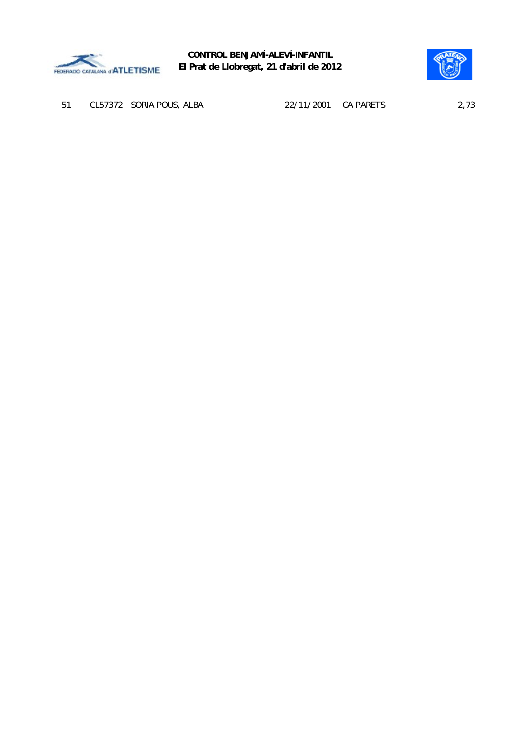| 51 | CL57372 | SORIA POUS, ALBA | 22/11/2001 | CA PARETS | 2,73 |
|---|---|---|---|---|---|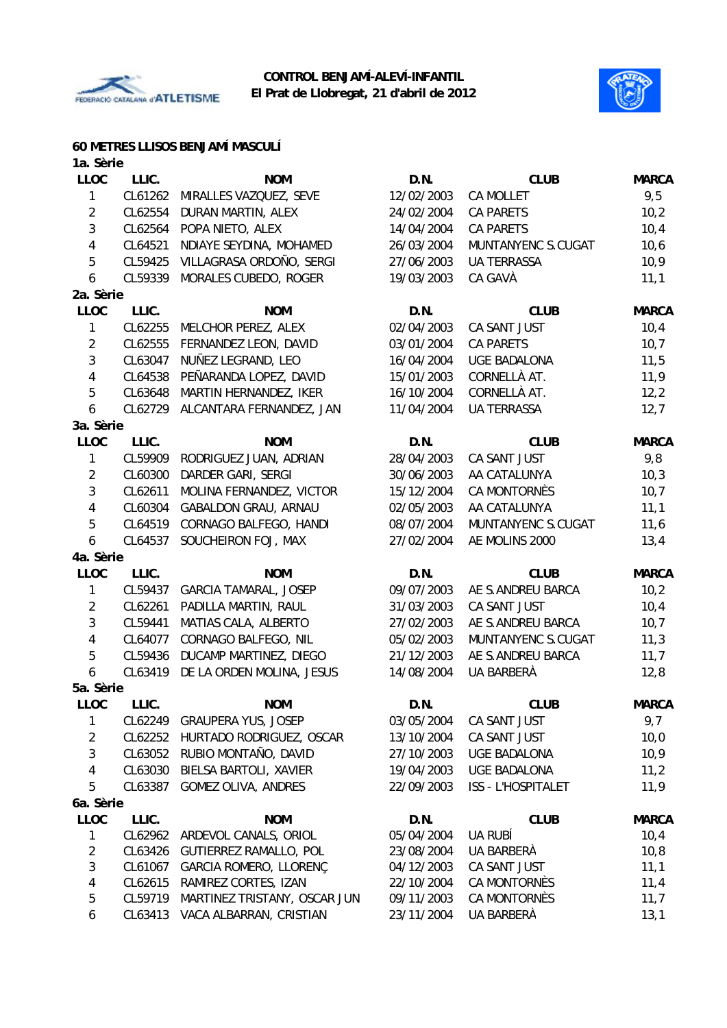**CONTROL BENJAMÍ-ALEVÍ-INFANTIL**
**El Prat de Llobregat, 21 d'abril de 2012**

## 60 METRES LLISOS BENJAMÍ MASCULÍ

### 1a. Sèrie

| LLOC | LLIC. | NOM | D.N. | CLUB | MARCA |
|---|---|---|---|---|---|
| 1 | CL61262 | MIRALLES VAZQUEZ, SEVE | 12/02/2003 | CA MOLLET | 9,5 |
| 2 | CL62554 | DURAN MARTIN, ALEX | 24/02/2004 | CA PARETS | 10,2 |
| 3 | CL62564 | POPA NIETO, ALEX | 14/04/2004 | CA PARETS | 10,4 |
| 4 | CL64521 | NDIAYE SEYDINA, MOHAMED | 26/03/2004 | MUNTANYENC S.CUGAT | 10,6 |
| 5 | CL59425 | VILLAGRASA ORDOÑO, SERGI | 27/06/2003 | UA TERRASSA | 10,9 |
| 6 | CL59339 | MORALES CUBEDO, ROGER | 19/03/2003 | CA GAVÀ | 11,1 |

### 2a. Sèrie

| LLOC | LLIC. | NOM | D.N. | CLUB | MARCA |
|---|---|---|---|---|---|
| 1 | CL62255 | MELCHOR PEREZ, ALEX | 02/04/2003 | CA SANT JUST | 10,4 |
| 2 | CL62555 | FERNANDEZ LEON, DAVID | 03/01/2004 | CA PARETS | 10,7 |
| 3 | CL63047 | NUÑEZ LEGRAND, LEO | 16/04/2004 | UGE BADALONA | 11,5 |
| 4 | CL64538 | PEÑARANDA LOPEZ, DAVID | 15/01/2003 | CORNELLÀ AT. | 11,9 |
| 5 | CL63648 | MARTIN HERNANDEZ, IKER | 16/10/2004 | CORNELLÀ AT. | 12,2 |
| 6 | CL62729 | ALCANTARA FERNANDEZ, JAN | 11/04/2004 | UA TERRASSA | 12,7 |

### 3a. Sèrie

| LLOC | LLIC. | NOM | D.N. | CLUB | MARCA |
|---|---|---|---|---|---|
| 1 | CL59909 | RODRIGUEZ JUAN, ADRIAN | 28/04/2003 | CA SANT JUST | 9,8 |
| 2 | CL60300 | DARDER GARI, SERGI | 30/06/2003 | AA CATALUNYA | 10,3 |
| 3 | CL62611 | MOLINA FERNANDEZ, VICTOR | 15/12/2004 | CA MONTORNÈS | 10,7 |
| 4 | CL60304 | GABALDON GRAU, ARNAU | 02/05/2003 | AA CATALUNYA | 11,1 |
| 5 | CL64519 | CORNAGO BALFEGO, HANDI | 08/07/2004 | MUNTANYENC S.CUGAT | 11,6 |
| 6 | CL64537 | SOUCHEIRON FOJ, MAX | 27/02/2004 | AE MOLINS 2000 | 13,4 |

### 4a. Sèrie

| LLOC | LLIC. | NOM | D.N. | CLUB | MARCA |
|---|---|---|---|---|---|
| 1 | CL59437 | GARCIA TAMARAL, JOSEP | 09/07/2003 | AE S.ANDREU BARCA | 10,2 |
| 2 | CL62261 | PADILLA MARTIN, RAUL | 31/03/2003 | CA SANT JUST | 10,4 |
| 3 | CL59441 | MATIAS CALA, ALBERTO | 27/02/2003 | AE S.ANDREU BARCA | 10,7 |
| 4 | CL64077 | CORNAGO BALFEGO, NIL | 05/02/2003 | MUNTANYENC S.CUGAT | 11,3 |
| 5 | CL59436 | DUCAMP MARTINEZ, DIEGO | 21/12/2003 | AE S.ANDREU BARCA | 11,7 |
| 6 | CL63419 | DE LA ORDEN MOLINA, JESUS | 14/08/2004 | UA BARBERÀ | 12,8 |

### 5a. Sèrie

| LLOC | LLIC. | NOM | D.N. | CLUB | MARCA |
|---|---|---|---|---|---|
| 1 | CL62249 | GRAUPERA YUS, JOSEP | 03/05/2004 | CA SANT JUST | 9,7 |
| 2 | CL62252 | HURTADO RODRIGUEZ, OSCAR | 13/10/2004 | CA SANT JUST | 10,0 |
| 3 | CL63052 | RUBIO MONTAÑO, DAVID | 27/10/2003 | UGE BADALONA | 10,9 |
| 4 | CL63030 | BIELSA BARTOLI, XAVIER | 19/04/2003 | UGE BADALONA | 11,2 |
| 5 | CL63387 | GOMEZ OLIVA, ANDRES | 22/09/2003 | ISS - L'HOSPITALET | 11,9 |

### 6a. Sèrie

| LLOC | LLIC. | NOM | D.N. | CLUB | MARCA |
|---|---|---|---|---|---|
| 1 | CL62962 | ARDEVOL CANALS, ORIOL | 05/04/2004 | UA RUBÍ | 10,4 |
| 2 | CL63426 | GUTIERREZ RAMALLO, POL | 23/08/2004 | UA BARBERÀ | 10,8 |
| 3 | CL61067 | GARCIA ROMERO, LLORENÇ | 04/12/2003 | CA SANT JUST | 11,1 |
| 4 | CL62615 | RAMIREZ CORTES, IZAN | 22/10/2004 | CA MONTORNÈS | 11,4 |
| 5 | CL59719 | MARTINEZ TRISTANY, OSCAR JUN | 09/11/2003 | CA MONTORNÈS | 11,7 |
| 6 | CL63413 | VACA ALBARRAN, CRISTIAN | 23/11/2004 | UA BARBERÀ | 13,1 |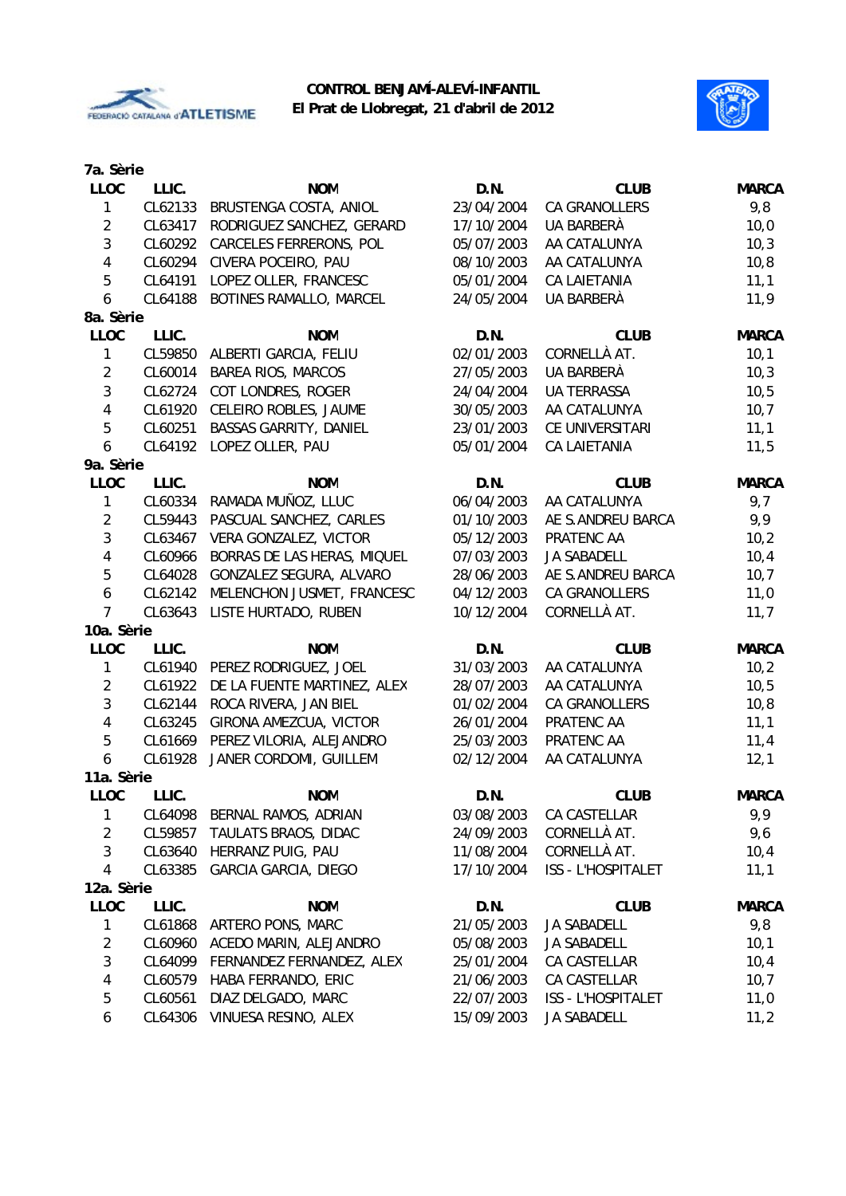**CONTROL BENJAMÍ-ALEVÍ-INFANTIL**
**El Prat de Llobregat, 21 d'abril de 2012**

**7a. Sèrie**

| LLOC | LLIC. | NOM | D.N. | CLUB | MARCA |
|---|---|---|---|---|---|
| 1 | CL62133 | BRUSTENGA COSTA, ANIOL | 23/04/2004 | CA GRANOLLERS | 9,8 |
| 2 | CL63417 | RODRIGUEZ SANCHEZ, GERARD | 17/10/2004 | UA BARBERÀ | 10,0 |
| 3 | CL60292 | CARCELES FERRERONS, POL | 05/07/2003 | AA CATALUNYA | 10,3 |
| 4 | CL60294 | CIVERA POCEIRO, PAU | 08/10/2003 | AA CATALUNYA | 10,8 |
| 5 | CL64191 | LOPEZ OLLER, FRANCESC | 05/01/2004 | CA LAIETANIA | 11,1 |
| 6 | CL64188 | BOTINES RAMALLO, MARCEL | 24/05/2004 | UA BARBERÀ | 11,9 |

**8a. Sèrie**

| LLOC | LLIC. | NOM | D.N. | CLUB | MARCA |
|---|---|---|---|---|---|
| 1 | CL59850 | ALBERTI GARCIA, FELIU | 02/01/2003 | CORNELLÀ AT. | 10,1 |
| 2 | CL60014 | BAREA RIOS, MARCOS | 27/05/2003 | UA BARBERÀ | 10,3 |
| 3 | CL62724 | COT LONDRES, ROGER | 24/04/2004 | UA TERRASSA | 10,5 |
| 4 | CL61920 | CELEIRO ROBLES, JAUME | 30/05/2003 | AA CATALUNYA | 10,7 |
| 5 | CL60251 | BASSAS GARRITY, DANIEL | 23/01/2003 | CE UNIVERSITARI | 11,1 |
| 6 | CL64192 | LOPEZ OLLER, PAU | 05/01/2004 | CA LAIETANIA | 11,5 |

**9a. Sèrie**

| LLOC | LLIC. | NOM | D.N. | CLUB | MARCA |
|---|---|---|---|---|---|
| 1 | CL60334 | RAMADA MUÑOZ, LLUC | 06/04/2003 | AA CATALUNYA | 9,7 |
| 2 | CL59443 | PASCUAL SANCHEZ, CARLES | 01/10/2003 | AE S.ANDREU BARCA | 9,9 |
| 3 | CL63467 | VERA GONZALEZ, VICTOR | 05/12/2003 | PRATENC AA | 10,2 |
| 4 | CL60966 | BORRAS DE LAS HERAS, MIQUEL | 07/03/2003 | JA SABADELL | 10,4 |
| 5 | CL64028 | GONZALEZ SEGURA, ALVARO | 28/06/2003 | AE S.ANDREU BARCA | 10,7 |
| 6 | CL62142 | MELENCHON JUSMET, FRANCESC | 04/12/2003 | CA GRANOLLERS | 11,0 |
| 7 | CL63643 | LISTE HURTADO, RUBEN | 10/12/2004 | CORNELLÀ AT. | 11,7 |

**10a. Sèrie**

| LLOC | LLIC. | NOM | D.N. | CLUB | MARCA |
|---|---|---|---|---|---|
| 1 | CL61940 | PEREZ RODRIGUEZ, JOEL | 31/03/2003 | AA CATALUNYA | 10,2 |
| 2 | CL61922 | DE LA FUENTE MARTINEZ, ALEX | 28/07/2003 | AA CATALUNYA | 10,5 |
| 3 | CL62144 | ROCA RIVERA, JAN BIEL | 01/02/2004 | CA GRANOLLERS | 10,8 |
| 4 | CL63245 | GIRONA AMEZCUA, VICTOR | 26/01/2004 | PRATENC AA | 11,1 |
| 5 | CL61669 | PEREZ VILORIA, ALEJANDRO | 25/03/2003 | PRATENC AA | 11,4 |
| 6 | CL61928 | JANER CORDOMI, GUILLEM | 02/12/2004 | AA CATALUNYA | 12,1 |

**11a. Sèrie**

| LLOC | LLIC. | NOM | D.N. | CLUB | MARCA |
|---|---|---|---|---|---|
| 1 | CL64098 | BERNAL RAMOS, ADRIAN | 03/08/2003 | CA CASTELLAR | 9,9 |
| 2 | CL59857 | TAULATS BRAOS, DIDAC | 24/09/2003 | CORNELLÀ AT. | 9,6 |
| 3 | CL63640 | HERRANZ PUIG, PAU | 11/08/2004 | CORNELLÀ AT. | 10,4 |
| 4 | CL63385 | GARCIA GARCIA, DIEGO | 17/10/2004 | ISS - L'HOSPITALET | 11,1 |

**12a. Sèrie**

| LLOC | LLIC. | NOM | D.N. | CLUB | MARCA |
|---|---|---|---|---|---|
| 1 | CL61868 | ARTERO PONS, MARC | 21/05/2003 | JA SABADELL | 9,8 |
| 2 | CL60960 | ACEDO MARIN, ALEJANDRO | 05/08/2003 | JA SABADELL | 10,1 |
| 3 | CL64099 | FERNANDEZ FERNANDEZ, ALEX | 25/01/2004 | CA CASTELLAR | 10,4 |
| 4 | CL60579 | HABA FERRANDO, ERIC | 21/06/2003 | CA CASTELLAR | 10,7 |
| 5 | CL60561 | DIAZ DELGADO, MARC | 22/07/2003 | ISS - L'HOSPITALET | 11,0 |
| 6 | CL64306 | VINUESA RESINO, ALEX | 15/09/2003 | JA SABADELL | 11,2 |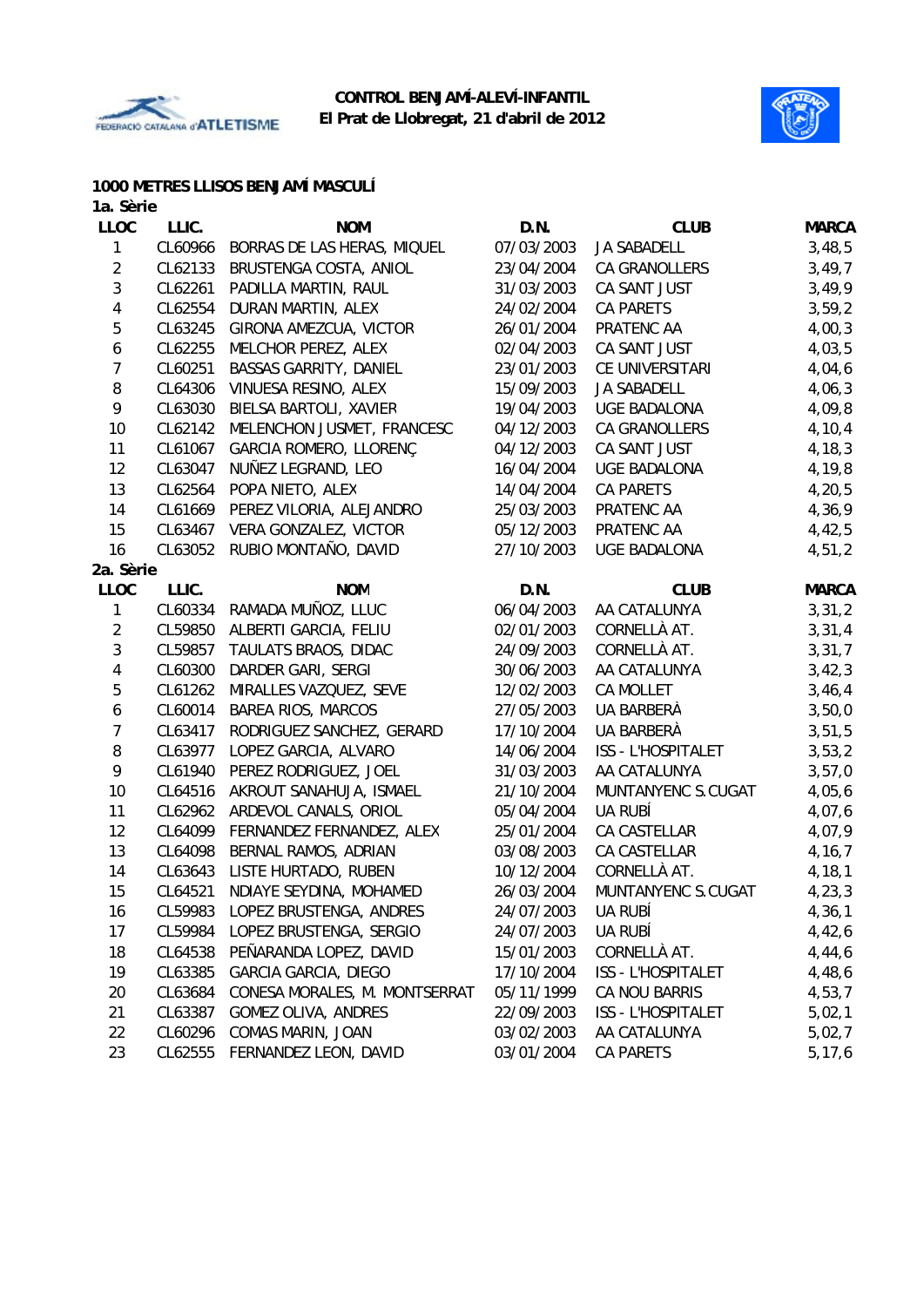**CONTROL BENJAMÍ-ALEVÍ-INFANTIL**
**El Prat de Llobregat, 21 d'abril de 2012**

## 1000 METRES LLISOS BENJAMÍ MASCULÍ

### 1a. Sèrie

| LLOC | LLIC. | NOM | D.N. | CLUB | MARCA |
|---|---|---|---|---|---|
| 1 | CL60966 | BORRAS DE LAS HERAS, MIQUEL | 07/03/2003 | JA SABADELL | 3,48,5 |
| 2 | CL62133 | BRUSTENGA COSTA, ANIOL | 23/04/2004 | CA GRANOLLERS | 3,49,7 |
| 3 | CL62261 | PADILLA MARTIN, RAUL | 31/03/2003 | CA SANT JUST | 3,49,9 |
| 4 | CL62554 | DURAN MARTIN, ALEX | 24/02/2004 | CA PARETS | 3,59,2 |
| 5 | CL63245 | GIRONA AMEZCUA, VICTOR | 26/01/2004 | PRATENC AA | 4,00,3 |
| 6 | CL62255 | MELCHOR PEREZ, ALEX | 02/04/2003 | CA SANT JUST | 4,03,5 |
| 7 | CL60251 | BASSAS GARRITY, DANIEL | 23/01/2003 | CE UNIVERSITARI | 4,04,6 |
| 8 | CL64306 | VINUESA RESINO, ALEX | 15/09/2003 | JA SABADELL | 4,06,3 |
| 9 | CL63030 | BIELSA BARTOLI, XAVIER | 19/04/2003 | UGE BADALONA | 4,09,8 |
| 10 | CL62142 | MELENCHON JUSMET, FRANCESC | 04/12/2003 | CA GRANOLLERS | 4,10,4 |
| 11 | CL61067 | GARCIA ROMERO, LLORENÇ | 04/12/2003 | CA SANT JUST | 4,18,3 |
| 12 | CL63047 | NUÑEZ LEGRAND, LEO | 16/04/2004 | UGE BADALONA | 4,19,8 |
| 13 | CL62564 | POPA NIETO, ALEX | 14/04/2004 | CA PARETS | 4,20,5 |
| 14 | CL61669 | PEREZ VILORIA, ALEJANDRO | 25/03/2003 | PRATENC AA | 4,36,9 |
| 15 | CL63467 | VERA GONZALEZ, VICTOR | 05/12/2003 | PRATENC AA | 4,42,5 |
| 16 | CL63052 | RUBIO MONTAÑO, DAVID | 27/10/2003 | UGE BADALONA | 4,51,2 |

### 2a. Sèrie

| LLOC | LLIC. | NOM | D.N. | CLUB | MARCA |
|---|---|---|---|---|---|
| 1 | CL60334 | RAMADA MUÑOZ, LLUC | 06/04/2003 | AA CATALUNYA | 3,31,2 |
| 2 | CL59850 | ALBERTI GARCIA, FELIU | 02/01/2003 | CORNELLÀ AT. | 3,31,4 |
| 3 | CL59857 | TAULATS BRAOS, DIDAC | 24/09/2003 | CORNELLÀ AT. | 3,31,7 |
| 4 | CL60300 | DARDER GARI, SERGI | 30/06/2003 | AA CATALUNYA | 3,42,3 |
| 5 | CL61262 | MIRALLES VAZQUEZ, SEVE | 12/02/2003 | CA MOLLET | 3,46,4 |
| 6 | CL60014 | BAREA RIOS, MARCOS | 27/05/2003 | UA BARBERÀ | 3,50,0 |
| 7 | CL63417 | RODRIGUEZ SANCHEZ, GERARD | 17/10/2004 | UA BARBERÀ | 3,51,5 |
| 8 | CL63977 | LOPEZ GARCIA, ALVARO | 14/06/2004 | ISS - L'HOSPITALET | 3,53,2 |
| 9 | CL61940 | PEREZ RODRIGUEZ, JOEL | 31/03/2003 | AA CATALUNYA | 3,57,0 |
| 10 | CL64516 | AKROUT SANAHUJA, ISMAEL | 21/10/2004 | MUNTANYENC S.CUGAT | 4,05,6 |
| 11 | CL62962 | ARDEVOL CANALS, ORIOL | 05/04/2004 | UA RUBÍ | 4,07,6 |
| 12 | CL64099 | FERNANDEZ FERNANDEZ, ALEX | 25/01/2004 | CA CASTELLAR | 4,07,9 |
| 13 | CL64098 | BERNAL RAMOS, ADRIAN | 03/08/2003 | CA CASTELLAR | 4,16,7 |
| 14 | CL63643 | LISTE HURTADO, RUBEN | 10/12/2004 | CORNELLÀ AT. | 4,18,1 |
| 15 | CL64521 | NDIAYE SEYDINA, MOHAMED | 26/03/2004 | MUNTANYENC S.CUGAT | 4,23,3 |
| 16 | CL59983 | LOPEZ BRUSTENGA, ANDRES | 24/07/2003 | UA RUBÍ | 4,36,1 |
| 17 | CL59984 | LOPEZ BRUSTENGA, SERGIO | 24/07/2003 | UA RUBÍ | 4,42,6 |
| 18 | CL64538 | PEÑARANDA LOPEZ, DAVID | 15/01/2003 | CORNELLÀ AT. | 4,44,6 |
| 19 | CL63385 | GARCIA GARCIA, DIEGO | 17/10/2004 | ISS - L'HOSPITALET | 4,48,6 |
| 20 | CL63684 | CONESA MORALES, M. MONTSERRAT | 05/11/1999 | CA NOU BARRIS | 4,53,7 |
| 21 | CL63387 | GOMEZ OLIVA, ANDRES | 22/09/2003 | ISS - L'HOSPITALET | 5,02,1 |
| 22 | CL60296 | COMAS MARIN, JOAN | 03/02/2003 | AA CATALUNYA | 5,02,7 |
| 23 | CL62555 | FERNANDEZ LEON, DAVID | 03/01/2004 | CA PARETS | 5,17,6 |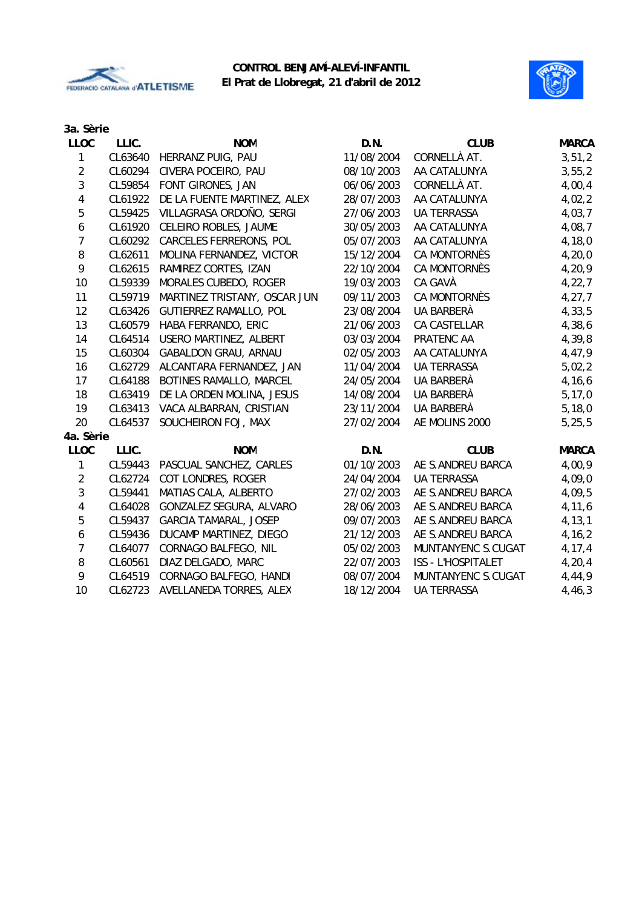**CONTROL BENJAMÍ-ALEVÍ-INFANTIL**
**El Prat de Llobregat, 21 d'abril de 2012**

### 3a. Sèrie

| LLOC | LLIC. | NOM | D.N. | CLUB | MARCA |
|---|---|---|---|---|---|
| 1 | CL63640 | HERRANZ PUIG, PAU | 11/08/2004 | CORNELLÀ AT. | 3,51,2 |
| 2 | CL60294 | CIVERA POCEIRO, PAU | 08/10/2003 | AA CATALUNYA | 3,55,2 |
| 3 | CL59854 | FONT GIRONES, JAN | 06/06/2003 | CORNELLÀ AT. | 4,00,4 |
| 4 | CL61922 | DE LA FUENTE MARTINEZ, ALEX | 28/07/2003 | AA CATALUNYA | 4,02,2 |
| 5 | CL59425 | VILLAGRASA ORDOÑO, SERGI | 27/06/2003 | UA TERRASSA | 4,03,7 |
| 6 | CL61920 | CELEIRO ROBLES, JAUME | 30/05/2003 | AA CATALUNYA | 4,08,7 |
| 7 | CL60292 | CARCELES FERRERONS, POL | 05/07/2003 | AA CATALUNYA | 4,18,0 |
| 8 | CL62611 | MOLINA FERNANDEZ, VICTOR | 15/12/2004 | CA MONTORNÈS | 4,20,0 |
| 9 | CL62615 | RAMIREZ CORTES, IZAN | 22/10/2004 | CA MONTORNÈS | 4,20,9 |
| 10 | CL59339 | MORALES CUBEDO, ROGER | 19/03/2003 | CA GAVÀ | 4,22,7 |
| 11 | CL59719 | MARTINEZ TRISTANY, OSCAR JUN | 09/11/2003 | CA MONTORNÈS | 4,27,7 |
| 12 | CL63426 | GUTIERREZ RAMALLO, POL | 23/08/2004 | UA BARBERÀ | 4,33,5 |
| 13 | CL60579 | HABA FERRANDO, ERIC | 21/06/2003 | CA CASTELLAR | 4,38,6 |
| 14 | CL64514 | USERO MARTINEZ, ALBERT | 03/03/2004 | PRATENC AA | 4,39,8 |
| 15 | CL60304 | GABALDON GRAU, ARNAU | 02/05/2003 | AA CATALUNYA | 4,47,9 |
| 16 | CL62729 | ALCANTARA FERNANDEZ, JAN | 11/04/2004 | UA TERRASSA | 5,02,2 |
| 17 | CL64188 | BOTINES RAMALLO, MARCEL | 24/05/2004 | UA BARBERÀ | 4,16,6 |
| 18 | CL63419 | DE LA ORDEN MOLINA, JESUS | 14/08/2004 | UA BARBERÀ | 5,17,0 |
| 19 | CL63413 | VACA ALBARRAN, CRISTIAN | 23/11/2004 | UA BARBERÀ | 5,18,0 |
| 20 | CL64537 | SOUCHEIRON FOJ, MAX | 27/02/2004 | AE MOLINS 2000 | 5,25,5 |

### 4a. Sèrie

| LLOC | LLIC. | NOM | D.N. | CLUB | MARCA |
|---|---|---|---|---|---|
| 1 | CL59443 | PASCUAL SANCHEZ, CARLES | 01/10/2003 | AE S.ANDREU BARCA | 4,00,9 |
| 2 | CL62724 | COT LONDRES, ROGER | 24/04/2004 | UA TERRASSA | 4,09,0 |
| 3 | CL59441 | MATIAS CALA, ALBERTO | 27/02/2003 | AE S.ANDREU BARCA | 4,09,5 |
| 4 | CL64028 | GONZALEZ SEGURA, ALVARO | 28/06/2003 | AE S.ANDREU BARCA | 4,11,6 |
| 5 | CL59437 | GARCIA TAMARAL, JOSEP | 09/07/2003 | AE S.ANDREU BARCA | 4,13,1 |
| 6 | CL59436 | DUCAMP MARTINEZ, DIEGO | 21/12/2003 | AE S.ANDREU BARCA | 4,16,2 |
| 7 | CL64077 | CORNAGO BALFEGO, NIL | 05/02/2003 | MUNTANYENC S.CUGAT | 4,17,4 |
| 8 | CL60561 | DIAZ DELGADO, MARC | 22/07/2003 | ISS - L'HOSPITALET | 4,20,4 |
| 9 | CL64519 | CORNAGO BALFEGO, HANDI | 08/07/2004 | MUNTANYENC S.CUGAT | 4,44,9 |
| 10 | CL62723 | AVELLANEDA TORRES, ALEX | 18/12/2004 | UA TERRASSA | 4,46,3 |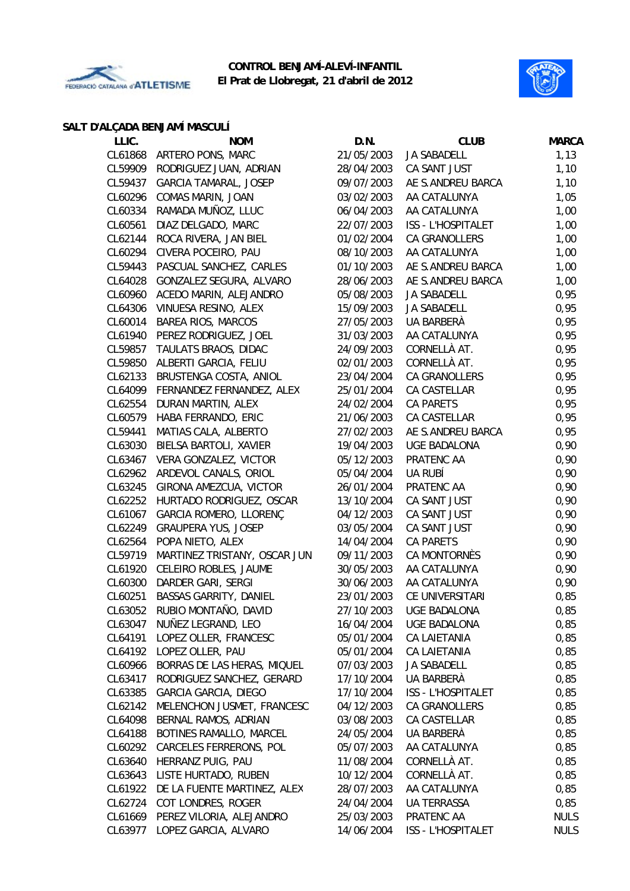**CONTROL BENJAMÍ-ALEVÍ-INFANTIL**
**El Prat de Llobregat, 21 d'abril de 2012**

### SALT D'ALÇADA BENJAMÍ MASCULÍ

| LLIC. | NOM | D.N. | CLUB | MARCA |
|---|---|---|---|---|
| CL61868 | ARTERO PONS, MARC | 21/05/2003 | JA SABADELL | 1,13 |
| CL59909 | RODRIGUEZ JUAN, ADRIAN | 28/04/2003 | CA SANT JUST | 1,10 |
| CL59437 | GARCIA TAMARAL, JOSEP | 09/07/2003 | AE S.ANDREU BARCA | 1,10 |
| CL60296 | COMAS MARIN, JOAN | 03/02/2003 | AA CATALUNYA | 1,05 |
| CL60334 | RAMADA MUÑOZ, LLUC | 06/04/2003 | AA CATALUNYA | 1,00 |
| CL60561 | DIAZ DELGADO, MARC | 22/07/2003 | ISS - L'HOSPITALET | 1,00 |
| CL62144 | ROCA RIVERA, JAN BIEL | 01/02/2004 | CA GRANOLLERS | 1,00 |
| CL60294 | CIVERA POCEIRO, PAU | 08/10/2003 | AA CATALUNYA | 1,00 |
| CL59443 | PASCUAL SANCHEZ, CARLES | 01/10/2003 | AE S.ANDREU BARCA | 1,00 |
| CL64028 | GONZALEZ SEGURA, ALVARO | 28/06/2003 | AE S.ANDREU BARCA | 1,00 |
| CL60960 | ACEDO MARIN, ALEJANDRO | 05/08/2003 | JA SABADELL | 0,95 |
| CL64306 | VINUESA RESINO, ALEX | 15/09/2003 | JA SABADELL | 0,95 |
| CL60014 | BAREA RIOS, MARCOS | 27/05/2003 | UA BARBERÀ | 0,95 |
| CL61940 | PEREZ RODRIGUEZ, JOEL | 31/03/2003 | AA CATALUNYA | 0,95 |
| CL59857 | TAULATS BRAOS, DIDAC | 24/09/2003 | CORNELLÀ AT. | 0,95 |
| CL59850 | ALBERTI GARCIA, FELIU | 02/01/2003 | CORNELLÀ AT. | 0,95 |
| CL62133 | BRUSTENGA COSTA, ANIOL | 23/04/2004 | CA GRANOLLERS | 0,95 |
| CL64099 | FERNANDEZ FERNANDEZ, ALEX | 25/01/2004 | CA CASTELLAR | 0,95 |
| CL62554 | DURAN MARTIN, ALEX | 24/02/2004 | CA PARETS | 0,95 |
| CL60579 | HABA FERRANDO, ERIC | 21/06/2003 | CA CASTELLAR | 0,95 |
| CL59441 | MATIAS CALA, ALBERTO | 27/02/2003 | AE S.ANDREU BARCA | 0,95 |
| CL63030 | BIELSA BARTOLI, XAVIER | 19/04/2003 | UGE BADALONA | 0,90 |
| CL63467 | VERA GONZALEZ, VICTOR | 05/12/2003 | PRATENC AA | 0,90 |
| CL62962 | ARDEVOL CANALS, ORIOL | 05/04/2004 | UA RUBÍ | 0,90 |
| CL63245 | GIRONA AMEZCUA, VICTOR | 26/01/2004 | PRATENC AA | 0,90 |
| CL62252 | HURTADO RODRIGUEZ, OSCAR | 13/10/2004 | CA SANT JUST | 0,90 |
| CL61067 | GARCIA ROMERO, LLORENÇ | 04/12/2003 | CA SANT JUST | 0,90 |
| CL62249 | GRAUPERA YUS, JOSEP | 03/05/2004 | CA SANT JUST | 0,90 |
| CL62564 | POPA NIETO, ALEX | 14/04/2004 | CA PARETS | 0,90 |
| CL59719 | MARTINEZ TRISTANY, OSCAR JUN | 09/11/2003 | CA MONTORNÈS | 0,90 |
| CL61920 | CELEIRO ROBLES, JAUME | 30/05/2003 | AA CATALUNYA | 0,90 |
| CL60300 | DARDER GARI, SERGI | 30/06/2003 | AA CATALUNYA | 0,90 |
| CL60251 | BASSAS GARRITY, DANIEL | 23/01/2003 | CE UNIVERSITARI | 0,85 |
| CL63052 | RUBIO MONTAÑO, DAVID | 27/10/2003 | UGE BADALONA | 0,85 |
| CL63047 | NUÑEZ LEGRAND, LEO | 16/04/2004 | UGE BADALONA | 0,85 |
| CL64191 | LOPEZ OLLER, FRANCESC | 05/01/2004 | CA LAIETANIA | 0,85 |
| CL64192 | LOPEZ OLLER, PAU | 05/01/2004 | CA LAIETANIA | 0,85 |
| CL60966 | BORRAS DE LAS HERAS, MIQUEL | 07/03/2003 | JA SABADELL | 0,85 |
| CL63417 | RODRIGUEZ SANCHEZ, GERARD | 17/10/2004 | UA BARBERÀ | 0,85 |
| CL63385 | GARCIA GARCIA, DIEGO | 17/10/2004 | ISS - L'HOSPITALET | 0,85 |
| CL62142 | MELENCHON JUSMET, FRANCESC | 04/12/2003 | CA GRANOLLERS | 0,85 |
| CL64098 | BERNAL RAMOS, ADRIAN | 03/08/2003 | CA CASTELLAR | 0,85 |
| CL64188 | BOTINES RAMALLO, MARCEL | 24/05/2004 | UA BARBERÀ | 0,85 |
| CL60292 | CARCELES FERRERONS, POL | 05/07/2003 | AA CATALUNYA | 0,85 |
| CL63640 | HERRANZ PUIG, PAU | 11/08/2004 | CORNELLÀ AT. | 0,85 |
| CL63643 | LISTE HURTADO, RUBEN | 10/12/2004 | CORNELLÀ AT. | 0,85 |
| CL61922 | DE LA FUENTE MARTINEZ, ALEX | 28/07/2003 | AA CATALUNYA | 0,85 |
| CL62724 | COT LONDRES, ROGER | 24/04/2004 | UA TERRASSA | 0,85 |
| CL61669 | PEREZ VILORIA, ALEJANDRO | 25/03/2003 | PRATENC AA | NULS |
| CL63977 | LOPEZ GARCIA, ALVARO | 14/06/2004 | ISS - L'HOSPITALET | NULS |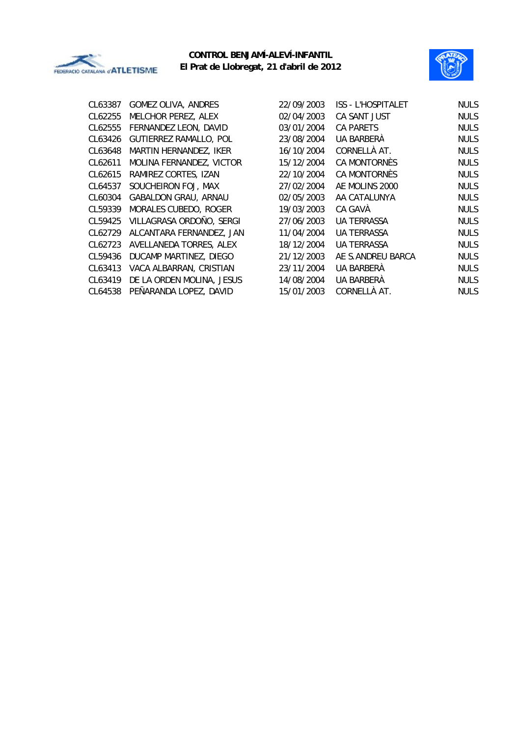**CONTROL BENJAMÍ-ALEVÍ-INFANTIL**
**El Prat de Llobregat, 21 d'abril de 2012**

| | | | | |
|---|---|---|---|---|
| CL63387 | GOMEZ OLIVA, ANDRES | 22/09/2003 | ISS - L'HOSPITALET | NULS |
| CL62255 | MELCHOR PEREZ, ALEX | 02/04/2003 | CA SANT JUST | NULS |
| CL62555 | FERNANDEZ LEON, DAVID | 03/01/2004 | CA PARETS | NULS |
| CL63426 | GUTIERREZ RAMALLO, POL | 23/08/2004 | UA BARBERÀ | NULS |
| CL63648 | MARTIN HERNANDEZ, IKER | 16/10/2004 | CORNELLÀ AT. | NULS |
| CL62611 | MOLINA FERNANDEZ, VICTOR | 15/12/2004 | CA MONTORNÈS | NULS |
| CL62615 | RAMIREZ CORTES, IZAN | 22/10/2004 | CA MONTORNÈS | NULS |
| CL64537 | SOUCHEIRON FOJ, MAX | 27/02/2004 | AE MOLINS 2000 | NULS |
| CL60304 | GABALDON GRAU, ARNAU | 02/05/2003 | AA CATALUNYA | NULS |
| CL59339 | MORALES CUBEDO, ROGER | 19/03/2003 | CA GAVÀ | NULS |
| CL59425 | VILLAGRASA ORDOÑO, SERGI | 27/06/2003 | UA TERRASSA | NULS |
| CL62729 | ALCANTARA FERNANDEZ, JAN | 11/04/2004 | UA TERRASSA | NULS |
| CL62723 | AVELLANEDA TORRES, ALEX | 18/12/2004 | UA TERRASSA | NULS |
| CL59436 | DUCAMP MARTINEZ, DIEGO | 21/12/2003 | AE S.ANDREU BARCA | NULS |
| CL63413 | VACA ALBARRAN, CRISTIAN | 23/11/2004 | UA BARBERÀ | NULS |
| CL63419 | DE LA ORDEN MOLINA, JESUS | 14/08/2004 | UA BARBERÀ | NULS |
| CL64538 | PEÑARANDA LOPEZ, DAVID | 15/01/2003 | CORNELLÀ AT. | NULS |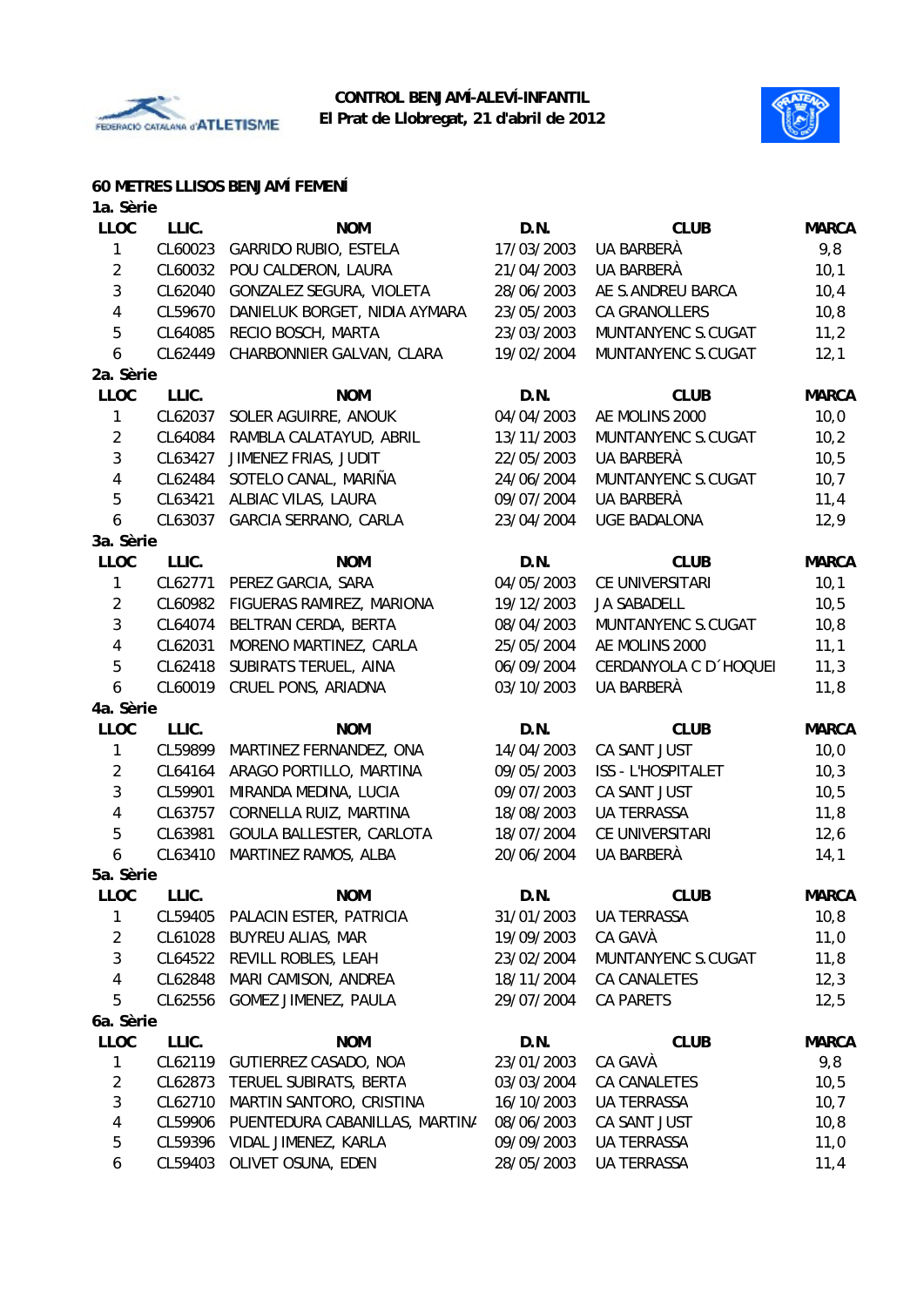**CONTROL BENJAMÍ-ALEVÍ-INFANTIL**
**El Prat de Llobregat, 21 d'abril de 2012**

## 60 METRES LLISOS BENJAMÍ FEMENÍ

### 1a. Sèrie

| LLOC | LLIC. | NOM | D.N. | CLUB | MARCA |
|---|---|---|---|---|---|
| 1 | CL60023 | GARRIDO RUBIO, ESTELA | 17/03/2003 | UA BARBERÀ | 9,8 |
| 2 | CL60032 | POU CALDERON, LAURA | 21/04/2003 | UA BARBERÀ | 10,1 |
| 3 | CL62040 | GONZALEZ SEGURA, VIOLETA | 28/06/2003 | AE S.ANDREU BARCA | 10,4 |
| 4 | CL59670 | DANIELUK BORGET, NIDIA AYMARA | 23/05/2003 | CA GRANOLLERS | 10,8 |
| 5 | CL64085 | RECIO BOSCH, MARTA | 23/03/2003 | MUNTANYENC S.CUGAT | 11,2 |
| 6 | CL62449 | CHARBONNIER GALVAN, CLARA | 19/02/2004 | MUNTANYENC S.CUGAT | 12,1 |

### 2a. Sèrie

| LLOC | LLIC. | NOM | D.N. | CLUB | MARCA |
|---|---|---|---|---|---|
| 1 | CL62037 | SOLER AGUIRRE, ANOUK | 04/04/2003 | AE MOLINS 2000 | 10,0 |
| 2 | CL64084 | RAMBLA CALATAYUD, ABRIL | 13/11/2003 | MUNTANYENC S.CUGAT | 10,2 |
| 3 | CL63427 | JIMENEZ FRIAS, JUDIT | 22/05/2003 | UA BARBERÀ | 10,5 |
| 4 | CL62484 | SOTELO CANAL, MARIÑA | 24/06/2004 | MUNTANYENC S.CUGAT | 10,7 |
| 5 | CL63421 | ALBIAC VILAS, LAURA | 09/07/2004 | UA BARBERÀ | 11,4 |
| 6 | CL63037 | GARCIA SERRANO, CARLA | 23/04/2004 | UGE BADALONA | 12,9 |

### 3a. Sèrie

| LLOC | LLIC. | NOM | D.N. | CLUB | MARCA |
|---|---|---|---|---|---|
| 1 | CL62771 | PEREZ GARCIA, SARA | 04/05/2003 | CE UNIVERSITARI | 10,1 |
| 2 | CL60982 | FIGUERAS RAMIREZ, MARIONA | 19/12/2003 | JA SABADELL | 10,5 |
| 3 | CL64074 | BELTRAN CERDA, BERTA | 08/04/2003 | MUNTANYENC S.CUGAT | 10,8 |
| 4 | CL62031 | MORENO MARTINEZ, CARLA | 25/05/2004 | AE MOLINS 2000 | 11,1 |
| 5 | CL62418 | SUBIRATS TERUEL, AINA | 06/09/2004 | CERDANYOLA C D´HOQUEI | 11,3 |
| 6 | CL60019 | CRUEL PONS, ARIADNA | 03/10/2003 | UA BARBERÀ | 11,8 |

### 4a. Sèrie

| LLOC | LLIC. | NOM | D.N. | CLUB | MARCA |
|---|---|---|---|---|---|
| 1 | CL59899 | MARTINEZ FERNANDEZ, ONA | 14/04/2003 | CA SANT JUST | 10,0 |
| 2 | CL64164 | ARAGO PORTILLO, MARTINA | 09/05/2003 | ISS - L'HOSPITALET | 10,3 |
| 3 | CL59901 | MIRANDA MEDINA, LUCIA | 09/07/2003 | CA SANT JUST | 10,5 |
| 4 | CL63757 | CORNELLA RUIZ, MARTINA | 18/08/2003 | UA TERRASSA | 11,8 |
| 5 | CL63981 | GOULA BALLESTER, CARLOTA | 18/07/2004 | CE UNIVERSITARI | 12,6 |
| 6 | CL63410 | MARTINEZ RAMOS, ALBA | 20/06/2004 | UA BARBERÀ | 14,1 |

### 5a. Sèrie

| LLOC | LLIC. | NOM | D.N. | CLUB | MARCA |
|---|---|---|---|---|---|
| 1 | CL59405 | PALACIN ESTER, PATRICIA | 31/01/2003 | UA TERRASSA | 10,8 |
| 2 | CL61028 | BUYREU ALIAS, MAR | 19/09/2003 | CA GAVÀ | 11,0 |
| 3 | CL64522 | REVILL ROBLES, LEAH | 23/02/2004 | MUNTANYENC S.CUGAT | 11,8 |
| 4 | CL62848 | MARI CAMISON, ANDREA | 18/11/2004 | CA CANALETES | 12,3 |
| 5 | CL62556 | GOMEZ JIMENEZ, PAULA | 29/07/2004 | CA PARETS | 12,5 |

### 6a. Sèrie

| LLOC | LLIC. | NOM | D.N. | CLUB | MARCA |
|---|---|---|---|---|---|
| 1 | CL62119 | GUTIERREZ CASADO, NOA | 23/01/2003 | CA GAVÀ | 9,8 |
| 2 | CL62873 | TERUEL SUBIRATS, BERTA | 03/03/2004 | CA CANALETES | 10,5 |
| 3 | CL62710 | MARTIN SANTORO, CRISTINA | 16/10/2003 | UA TERRASSA | 10,7 |
| 4 | CL59906 | PUENTEDURA CABANILLAS, MARTINA | 08/06/2003 | CA SANT JUST | 10,8 |
| 5 | CL59396 | VIDAL JIMENEZ, KARLA | 09/09/2003 | UA TERRASSA | 11,0 |
| 6 | CL59403 | OLIVET OSUNA, EDEN | 28/05/2003 | UA TERRASSA | 11,4 |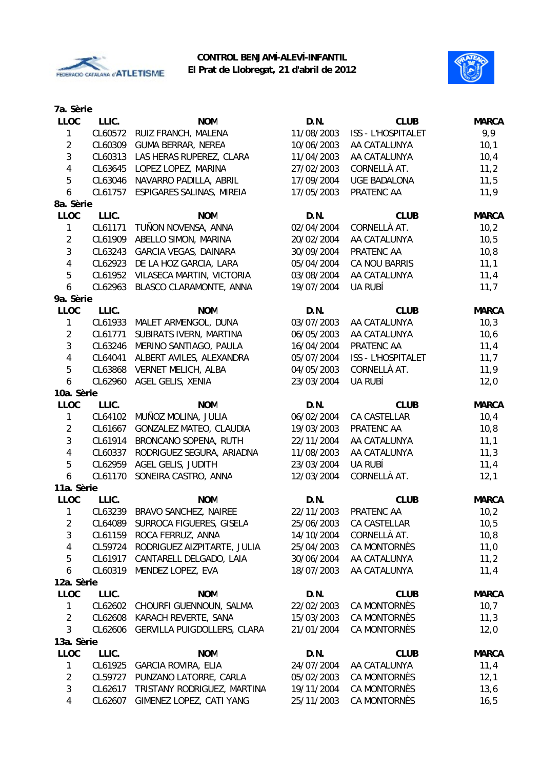**CONTROL BENJAMÍ-ALEVÍ-INFANTIL**
**El Prat de Llobregat, 21 d'abril de 2012**

**7a. Sèrie**

| LLOC | LLIC. | NOM | D.N. | CLUB | MARCA |
|---|---|---|---|---|---|
| 1 | CL60572 | RUIZ FRANCH, MALENA | 11/08/2003 | ISS - L'HOSPITALET | 9,9 |
| 2 | CL60309 | GUMA BERRAR, NEREA | 10/06/2003 | AA CATALUNYA | 10,1 |
| 3 | CL60313 | LAS HERAS RUPEREZ, CLARA | 11/04/2003 | AA CATALUNYA | 10,4 |
| 4 | CL63645 | LOPEZ LOPEZ, MARINA | 27/02/2003 | CORNELLÀ AT. | 11,2 |
| 5 | CL63046 | NAVARRO PADILLA, ABRIL | 17/09/2004 | UGE BADALONA | 11,5 |
| 6 | CL61757 | ESPIGARES SALINAS, MIREIA | 17/05/2003 | PRATENC AA | 11,9 |

**8a. Sèrie**

| LLOC | LLIC. | NOM | D.N. | CLUB | MARCA |
|---|---|---|---|---|---|
| 1 | CL61171 | TUÑON NOVENSA, ANNA | 02/04/2004 | CORNELLÀ AT. | 10,2 |
| 2 | CL61909 | ABELLO SIMON, MARINA | 20/02/2004 | AA CATALUNYA | 10,5 |
| 3 | CL63243 | GARCIA VEGAS, DAINARA | 30/09/2004 | PRATENC AA | 10,8 |
| 4 | CL62923 | DE LA HOZ GARCIA, LARA | 05/04/2004 | CA NOU BARRIS | 11,1 |
| 5 | CL61952 | VILASECA MARTIN, VICTORIA | 03/08/2004 | AA CATALUNYA | 11,4 |
| 6 | CL62963 | BLASCO CLARAMONTE, ANNA | 19/07/2004 | UA RUBÍ | 11,7 |

**9a. Sèrie**

| LLOC | LLIC. | NOM | D.N. | CLUB | MARCA |
|---|---|---|---|---|---|
| 1 | CL61933 | MALET ARMENGOL, DUNA | 03/07/2003 | AA CATALUNYA | 10,3 |
| 2 | CL61771 | SUBIRATS IVERN, MARTINA | 06/05/2003 | AA CATALUNYA | 10,6 |
| 3 | CL63246 | MERINO SANTIAGO, PAULA | 16/04/2004 | PRATENC AA | 11,4 |
| 4 | CL64041 | ALBERT AVILES, ALEXANDRA | 05/07/2004 | ISS - L'HOSPITALET | 11,7 |
| 5 | CL63868 | VERNET MELICH, ALBA | 04/05/2003 | CORNELLÀ AT. | 11,9 |
| 6 | CL62960 | AGEL GELIS, XENIA | 23/03/2004 | UA RUBÍ | 12,0 |

**10a. Sèrie**

| LLOC | LLIC. | NOM | D.N. | CLUB | MARCA |
|---|---|---|---|---|---|
| 1 | CL64102 | MUÑOZ MOLINA, JULIA | 06/02/2004 | CA CASTELLAR | 10,4 |
| 2 | CL61667 | GONZALEZ MATEO, CLAUDIA | 19/03/2003 | PRATENC AA | 10,8 |
| 3 | CL61914 | BRONCANO SOPENA, RUTH | 22/11/2004 | AA CATALUNYA | 11,1 |
| 4 | CL60337 | RODRIGUEZ SEGURA, ARIADNA | 11/08/2003 | AA CATALUNYA | 11,3 |
| 5 | CL62959 | AGEL GELIS, JUDITH | 23/03/2004 | UA RUBÍ | 11,4 |
| 6 | CL61170 | SONEIRA CASTRO, ANNA | 12/03/2004 | CORNELLÀ AT. | 12,1 |

**11a. Sèrie**

| LLOC | LLIC. | NOM | D.N. | CLUB | MARCA |
|---|---|---|---|---|---|
| 1 | CL63239 | BRAVO SANCHEZ, NAIREE | 22/11/2003 | PRATENC AA | 10,2 |
| 2 | CL64089 | SURROCA FIGUERES, GISELA | 25/06/2003 | CA CASTELLAR | 10,5 |
| 3 | CL61159 | ROCA FERRUZ, ANNA | 14/10/2004 | CORNELLÀ AT. | 10,8 |
| 4 | CL59724 | RODRIGUEZ AIZPITARTE, JULIA | 25/04/2003 | CA MONTORNÈS | 11,0 |
| 5 | CL61917 | CANTARELL DELGADO, LAIA | 30/06/2004 | AA CATALUNYA | 11,2 |
| 6 | CL60319 | MENDEZ LOPEZ, EVA | 18/07/2003 | AA CATALUNYA | 11,4 |

**12a. Sèrie**

| LLOC | LLIC. | NOM | D.N. | CLUB | MARCA |
|---|---|---|---|---|---|
| 1 | CL62602 | CHOURFI GUENNOUN, SALMA | 22/02/2003 | CA MONTORNÈS | 10,7 |
| 2 | CL62608 | KARACH REVERTE, SANA | 15/03/2003 | CA MONTORNÈS | 11,3 |
| 3 | CL62606 | GERVILLA PUIGDOLLERS, CLARA | 21/01/2004 | CA MONTORNÈS | 12,0 |

**13a. Sèrie**

| LLOC | LLIC. | NOM | D.N. | CLUB | MARCA |
|---|---|---|---|---|---|
| 1 | CL61925 | GARCIA ROVIRA, ELIA | 24/07/2004 | AA CATALUNYA | 11,4 |
| 2 | CL59727 | PUNZANO LATORRE, CARLA | 05/02/2003 | CA MONTORNÈS | 12,1 |
| 3 | CL62617 | TRISTANY RODRIGUEZ, MARTINA | 19/11/2004 | CA MONTORNÈS | 13,6 |
| 4 | CL62607 | GIMENEZ LOPEZ, CATI YANG | 25/11/2003 | CA MONTORNÈS | 16,5 |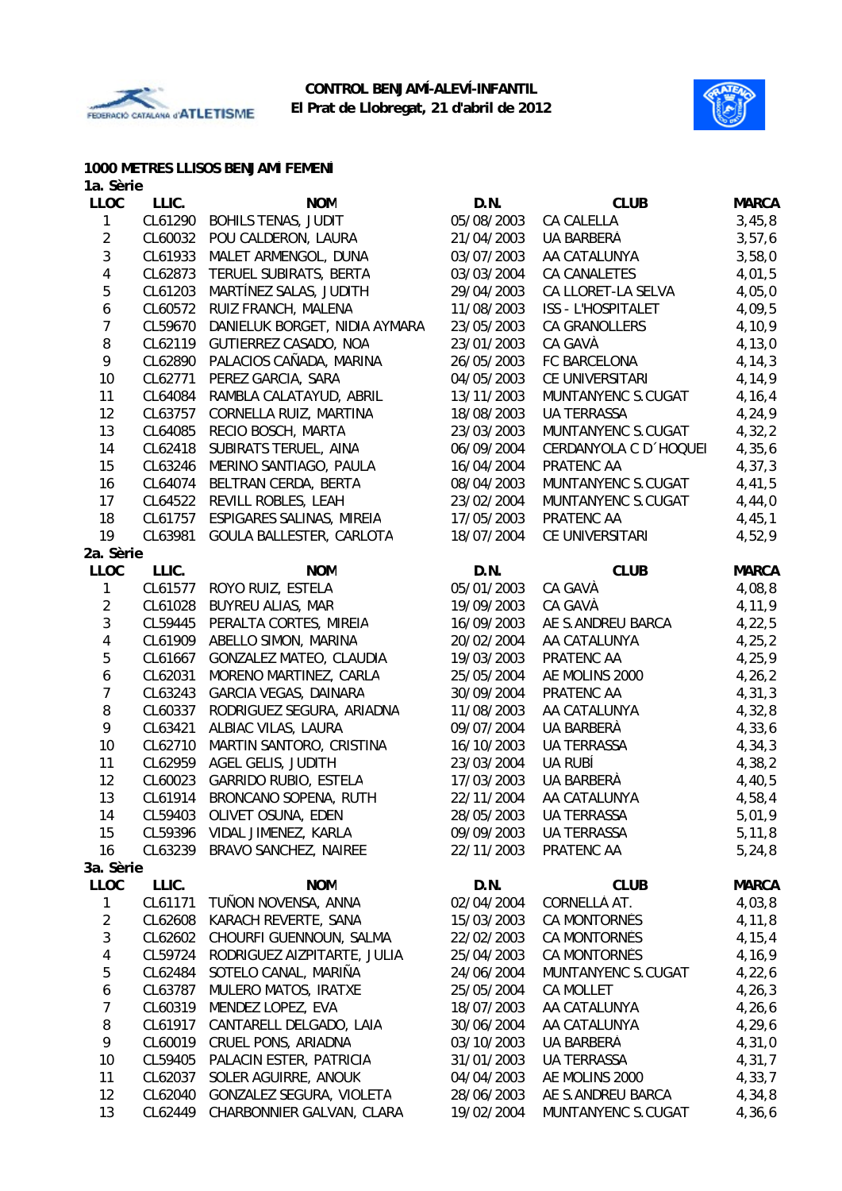**CONTROL BENJAMÍ-ALEVÍ-INFANTIL**
**El Prat de Llobregat, 21 d'abril de 2012**

### 1000 METRES LLISOS BENJAMÍ FEMENÍ

**1a. Sèrie**

| LLOC | LLIC. | NOM | D.N. | CLUB | MARCA |
|---|---|---|---|---|---|
| 1 | CL61290 | BOHILS TENAS, JUDIT | 05/08/2003 | CA CALELLA | 3,45,8 |
| 2 | CL60032 | POU CALDERON, LAURA | 21/04/2003 | UA BARBERÀ | 3,57,6 |
| 3 | CL61933 | MALET ARMENGOL, DUNA | 03/07/2003 | AA CATALUNYA | 3,58,0 |
| 4 | CL62873 | TERUEL SUBIRATS, BERTA | 03/03/2004 | CA CANALETES | 4,01,5 |
| 5 | CL61203 | MARTÍNEZ SALAS, JUDITH | 29/04/2003 | CA LLORET-LA SELVA | 4,05,0 |
| 6 | CL60572 | RUIZ FRANCH, MALENA | 11/08/2003 | ISS - L'HOSPITALET | 4,09,5 |
| 7 | CL59670 | DANIELUK BORGET, NIDIA AYMARA | 23/05/2003 | CA GRANOLLERS | 4,10,9 |
| 8 | CL62119 | GUTIERREZ CASADO, NOA | 23/01/2003 | CA GAVÀ | 4,13,0 |
| 9 | CL62890 | PALACIOS CAÑADA, MARINA | 26/05/2003 | FC BARCELONA | 4,14,3 |
| 10 | CL62771 | PEREZ GARCIA, SARA | 04/05/2003 | CE UNIVERSITARI | 4,14,9 |
| 11 | CL64084 | RAMBLA CALATAYUD, ABRIL | 13/11/2003 | MUNTANYENC S.CUGAT | 4,16,4 |
| 12 | CL63757 | CORNELLA RUIZ, MARTINA | 18/08/2003 | UA TERRASSA | 4,24,9 |
| 13 | CL64085 | RECIO BOSCH, MARTA | 23/03/2003 | MUNTANYENC S.CUGAT | 4,32,2 |
| 14 | CL62418 | SUBIRATS TERUEL, AINA | 06/09/2004 | CERDANYOLA C D´HOQUEI | 4,35,6 |
| 15 | CL63246 | MERINO SANTIAGO, PAULA | 16/04/2004 | PRATENC AA | 4,37,3 |
| 16 | CL64074 | BELTRAN CERDA, BERTA | 08/04/2003 | MUNTANYENC S.CUGAT | 4,41,5 |
| 17 | CL64522 | REVILL ROBLES, LEAH | 23/02/2004 | MUNTANYENC S.CUGAT | 4,44,0 |
| 18 | CL61757 | ESPIGARES SALINAS, MIREIA | 17/05/2003 | PRATENC AA | 4,45,1 |
| 19 | CL63981 | GOULA BALLESTER, CARLOTA | 18/07/2004 | CE UNIVERSITARI | 4,52,9 |

**2a. Sèrie**

| LLOC | LLIC. | NOM | D.N. | CLUB | MARCA |
|---|---|---|---|---|---|
| 1 | CL61577 | ROYO RUIZ, ESTELA | 05/01/2003 | CA GAVÀ | 4,08,8 |
| 2 | CL61028 | BUYREU ALIAS, MAR | 19/09/2003 | CA GAVÀ | 4,11,9 |
| 3 | CL59445 | PERALTA CORTES, MIREIA | 16/09/2003 | AE S.ANDREU BARCA | 4,22,5 |
| 4 | CL61909 | ABELLO SIMON, MARINA | 20/02/2004 | AA CATALUNYA | 4,25,2 |
| 5 | CL61667 | GONZALEZ MATEO, CLAUDIA | 19/03/2003 | PRATENC AA | 4,25,9 |
| 6 | CL62031 | MORENO MARTINEZ, CARLA | 25/05/2004 | AE MOLINS 2000 | 4,26,2 |
| 7 | CL63243 | GARCIA VEGAS, DAINARA | 30/09/2004 | PRATENC AA | 4,31,3 |
| 8 | CL60337 | RODRIGUEZ SEGURA, ARIADNA | 11/08/2003 | AA CATALUNYA | 4,32,8 |
| 9 | CL63421 | ALBIAC VILAS, LAURA | 09/07/2004 | UA BARBERÀ | 4,33,6 |
| 10 | CL62710 | MARTIN SANTORO, CRISTINA | 16/10/2003 | UA TERRASSA | 4,34,3 |
| 11 | CL62959 | AGEL GELIS, JUDITH | 23/03/2004 | UA RUBÍ | 4,38,2 |
| 12 | CL60023 | GARRIDO RUBIO, ESTELA | 17/03/2003 | UA BARBERÀ | 4,40,5 |
| 13 | CL61914 | BRONCANO SOPENA, RUTH | 22/11/2004 | AA CATALUNYA | 4,58,4 |
| 14 | CL59403 | OLIVET OSUNA, EDEN | 28/05/2003 | UA TERRASSA | 5,01,9 |
| 15 | CL59396 | VIDAL JIMENEZ, KARLA | 09/09/2003 | UA TERRASSA | 5,11,8 |
| 16 | CL63239 | BRAVO SANCHEZ, NAIREE | 22/11/2003 | PRATENC AA | 5,24,8 |

**3a. Sèrie**

| LLOC | LLIC. | NOM | D.N. | CLUB | MARCA |
|---|---|---|---|---|---|
| 1 | CL61171 | TUÑON NOVENSA, ANNA | 02/04/2004 | CORNELLÀ AT. | 4,03,8 |
| 2 | CL62608 | KARACH REVERTE, SANA | 15/03/2003 | CA MONTORNÈS | 4,11,8 |
| 3 | CL62602 | CHOURFI GUENNOUN, SALMA | 22/02/2003 | CA MONTORNÈS | 4,15,4 |
| 4 | CL59724 | RODRIGUEZ AIZPITARTE, JULIA | 25/04/2003 | CA MONTORNÈS | 4,16,9 |
| 5 | CL62484 | SOTELO CANAL, MARIÑA | 24/06/2004 | MUNTANYENC S.CUGAT | 4,22,6 |
| 6 | CL63787 | MULERO MATOS, IRATXE | 25/05/2004 | CA MOLLET | 4,26,3 |
| 7 | CL60319 | MENDEZ LOPEZ, EVA | 18/07/2003 | AA CATALUNYA | 4,26,6 |
| 8 | CL61917 | CANTARELL DELGADO, LAIA | 30/06/2004 | AA CATALUNYA | 4,29,6 |
| 9 | CL60019 | CRUEL PONS, ARIADNA | 03/10/2003 | UA BARBERÀ | 4,31,0 |
| 10 | CL59405 | PALACIN ESTER, PATRICIA | 31/01/2003 | UA TERRASSA | 4,31,7 |
| 11 | CL62037 | SOLER AGUIRRE, ANOUK | 04/04/2003 | AE MOLINS 2000 | 4,33,7 |
| 12 | CL62040 | GONZALEZ SEGURA, VIOLETA | 28/06/2003 | AE S.ANDREU BARCA | 4,34,8 |
| 13 | CL62449 | CHARBONNIER GALVAN, CLARA | 19/02/2004 | MUNTANYENC S.CUGAT | 4,36,6 |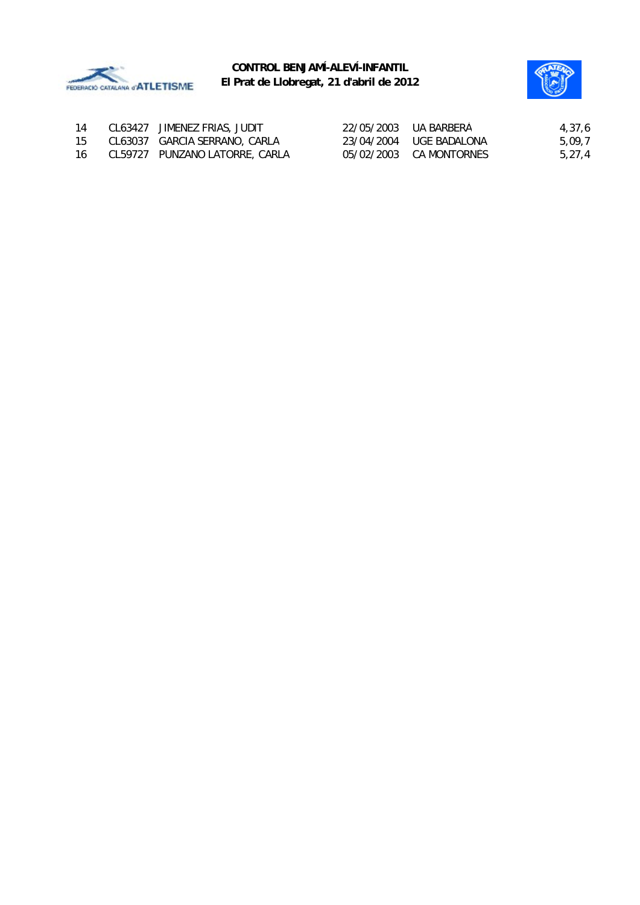**CONTROL BENJAMÍ-ALEVÍ-INFANTIL**
**El Prat de Llobregat, 21 d'abril de 2012**

| | | | | | |
|---|---|---|---|---|---|
| 14 | CL63427 | JIMENEZ FRIAS, JUDIT | 22/05/2003 | UA BARBERÀ | 4,37,6 |
| 15 | CL63037 | GARCIA SERRANO, CARLA | 23/04/2004 | UGE BADALONA | 5,09,7 |
| 16 | CL59727 | PUNZANO LATORRE, CARLA | 05/02/2003 | CA MONTORNÈS | 5,27,4 |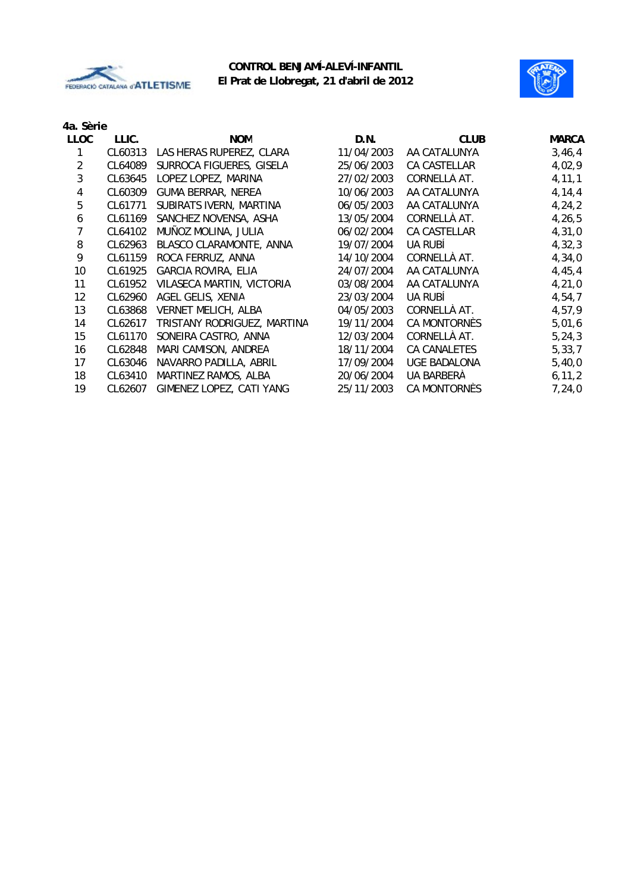**CONTROL BENJAMÍ-ALEVÍ-INFANTIL**
**El Prat de Llobregat, 21 d'abril de 2012**

**4a. Sèrie**

| LLOC | LLIC. | NOM | D.N. | CLUB | MARCA |
|---|---|---|---|---|---|
| 1 | CL60313 | LAS HERAS RUPEREZ, CLARA | 11/04/2003 | AA CATALUNYA | 3,46,4 |
| 2 | CL64089 | SURROCA FIGUERES, GISELA | 25/06/2003 | CA CASTELLAR | 4,02,9 |
| 3 | CL63645 | LOPEZ LOPEZ, MARINA | 27/02/2003 | CORNELLÀ AT. | 4,11,1 |
| 4 | CL60309 | GUMA BERRAR, NEREA | 10/06/2003 | AA CATALUNYA | 4,14,4 |
| 5 | CL61771 | SUBIRATS IVERN, MARTINA | 06/05/2003 | AA CATALUNYA | 4,24,2 |
| 6 | CL61169 | SANCHEZ NOVENSA, ASHA | 13/05/2004 | CORNELLÀ AT. | 4,26,5 |
| 7 | CL64102 | MUÑOZ MOLINA, JULIA | 06/02/2004 | CA CASTELLAR | 4,31,0 |
| 8 | CL62963 | BLASCO CLARAMONTE, ANNA | 19/07/2004 | UA RUBÍ | 4,32,3 |
| 9 | CL61159 | ROCA FERRUZ, ANNA | 14/10/2004 | CORNELLÀ AT. | 4,34,0 |
| 10 | CL61925 | GARCIA ROVIRA, ELIA | 24/07/2004 | AA CATALUNYA | 4,45,4 |
| 11 | CL61952 | VILASECA MARTIN, VICTORIA | 03/08/2004 | AA CATALUNYA | 4,21,0 |
| 12 | CL62960 | AGEL GELIS, XENIA | 23/03/2004 | UA RUBÍ | 4,54,7 |
| 13 | CL63868 | VERNET MELICH, ALBA | 04/05/2003 | CORNELLÀ AT. | 4,57,9 |
| 14 | CL62617 | TRISTANY RODRIGUEZ, MARTINA | 19/11/2004 | CA MONTORNÈS | 5,01,6 |
| 15 | CL61170 | SONEIRA CASTRO, ANNA | 12/03/2004 | CORNELLÀ AT. | 5,24,3 |
| 16 | CL62848 | MARI CAMISON, ANDREA | 18/11/2004 | CA CANALETES | 5,33,7 |
| 17 | CL63046 | NAVARRO PADILLA, ABRIL | 17/09/2004 | UGE BADALONA | 5,40,0 |
| 18 | CL63410 | MARTINEZ RAMOS, ALBA | 20/06/2004 | UA BARBERÀ | 6,11,2 |
| 19 | CL62607 | GIMENEZ LOPEZ, CATI YANG | 25/11/2003 | CA MONTORNÈS | 7,24,0 |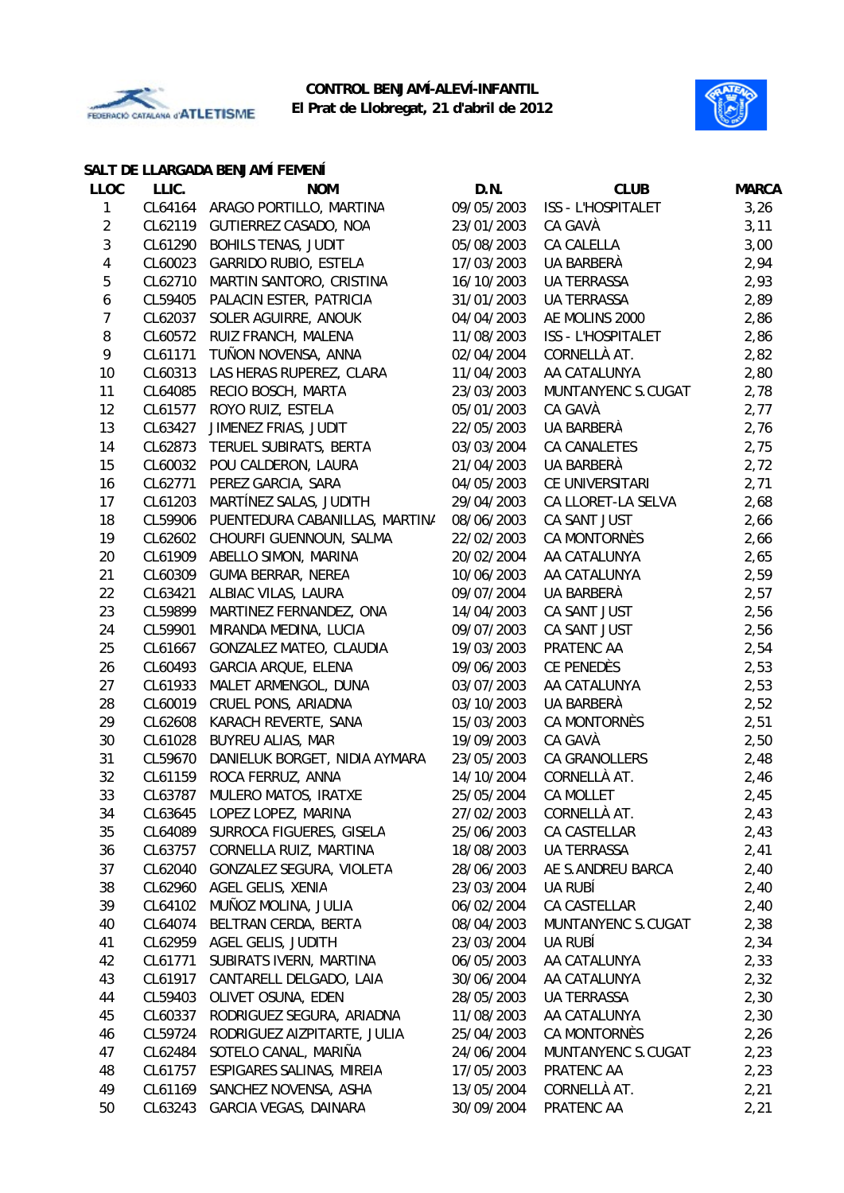**CONTROL BENJAMÍ-ALEVÍ-INFANTIL**
**El Prat de Llobregat, 21 d'abril de 2012**

### SALT DE LLARGADA BENJAMÍ FEMENÍ

| LLOC | LLIC. | NOM | D.N. | CLUB | MARCA |
|---|---|---|---|---|---|
| 1 | CL64164 | ARAGO PORTILLO, MARTINA | 09/05/2003 | ISS - L'HOSPITALET | 3,26 |
| 2 | CL62119 | GUTIERREZ CASADO, NOA | 23/01/2003 | CA GAVÀ | 3,11 |
| 3 | CL61290 | BOHILS TENAS, JUDIT | 05/08/2003 | CA CALELLA | 3,00 |
| 4 | CL60023 | GARRIDO RUBIO, ESTELA | 17/03/2003 | UA BARBERÀ | 2,94 |
| 5 | CL62710 | MARTIN SANTORO, CRISTINA | 16/10/2003 | UA TERRASSA | 2,93 |
| 6 | CL59405 | PALACIN ESTER, PATRICIA | 31/01/2003 | UA TERRASSA | 2,89 |
| 7 | CL62037 | SOLER AGUIRRE, ANOUK | 04/04/2003 | AE MOLINS 2000 | 2,86 |
| 8 | CL60572 | RUIZ FRANCH, MALENA | 11/08/2003 | ISS - L'HOSPITALET | 2,86 |
| 9 | CL61171 | TUÑON NOVENSA, ANNA | 02/04/2004 | CORNELLÀ AT. | 2,82 |
| 10 | CL60313 | LAS HERAS RUPEREZ, CLARA | 11/04/2003 | AA CATALUNYA | 2,80 |
| 11 | CL64085 | RECIO BOSCH, MARTA | 23/03/2003 | MUNTANYENC S.CUGAT | 2,78 |
| 12 | CL61577 | ROYO RUIZ, ESTELA | 05/01/2003 | CA GAVÀ | 2,77 |
| 13 | CL63427 | JIMENEZ FRIAS, JUDIT | 22/05/2003 | UA BARBERÀ | 2,76 |
| 14 | CL62873 | TERUEL SUBIRATS, BERTA | 03/03/2004 | CA CANALETES | 2,75 |
| 15 | CL60032 | POU CALDERON, LAURA | 21/04/2003 | UA BARBERÀ | 2,72 |
| 16 | CL62771 | PEREZ GARCIA, SARA | 04/05/2003 | CE UNIVERSITARI | 2,71 |
| 17 | CL61203 | MARTÍNEZ SALAS, JUDITH | 29/04/2003 | CA LLORET-LA SELVA | 2,68 |
| 18 | CL59906 | PUENTEDURA CABANILLAS, MARTINA | 08/06/2003 | CA SANT JUST | 2,66 |
| 19 | CL62602 | CHOURFI GUENNOUN, SALMA | 22/02/2003 | CA MONTORNÈS | 2,66 |
| 20 | CL61909 | ABELLO SIMON, MARINA | 20/02/2004 | AA CATALUNYA | 2,65 |
| 21 | CL60309 | GUMA BERRAR, NEREA | 10/06/2003 | AA CATALUNYA | 2,59 |
| 22 | CL63421 | ALBIAC VILAS, LAURA | 09/07/2004 | UA BARBERÀ | 2,57 |
| 23 | CL59899 | MARTINEZ FERNANDEZ, ONA | 14/04/2003 | CA SANT JUST | 2,56 |
| 24 | CL59901 | MIRANDA MEDINA, LUCIA | 09/07/2003 | CA SANT JUST | 2,56 |
| 25 | CL61667 | GONZALEZ MATEO, CLAUDIA | 19/03/2003 | PRATENC AA | 2,54 |
| 26 | CL60493 | GARCIA ARQUE, ELENA | 09/06/2003 | CE PENEDÈS | 2,53 |
| 27 | CL61933 | MALET ARMENGOL, DUNA | 03/07/2003 | AA CATALUNYA | 2,53 |
| 28 | CL60019 | CRUEL PONS, ARIADNA | 03/10/2003 | UA BARBERÀ | 2,52 |
| 29 | CL62608 | KARACH REVERTE, SANA | 15/03/2003 | CA MONTORNÈS | 2,51 |
| 30 | CL61028 | BUYREU ALIAS, MAR | 19/09/2003 | CA GAVÀ | 2,50 |
| 31 | CL59670 | DANIELUK BORGET, NIDIA AYMARA | 23/05/2003 | CA GRANOLLERS | 2,48 |
| 32 | CL61159 | ROCA FERRUZ, ANNA | 14/10/2004 | CORNELLÀ AT. | 2,46 |
| 33 | CL63787 | MULERO MATOS, IRATXE | 25/05/2004 | CA MOLLET | 2,45 |
| 34 | CL63645 | LOPEZ LOPEZ, MARINA | 27/02/2003 | CORNELLÀ AT. | 2,43 |
| 35 | CL64089 | SURROCA FIGUERES, GISELA | 25/06/2003 | CA CASTELLAR | 2,43 |
| 36 | CL63757 | CORNELLA RUIZ, MARTINA | 18/08/2003 | UA TERRASSA | 2,41 |
| 37 | CL62040 | GONZALEZ SEGURA, VIOLETA | 28/06/2003 | AE S.ANDREU BARCA | 2,40 |
| 38 | CL62960 | AGEL GELIS, XENIA | 23/03/2004 | UA RUBÍ | 2,40 |
| 39 | CL64102 | MUÑOZ MOLINA, JULIA | 06/02/2004 | CA CASTELLAR | 2,40 |
| 40 | CL64074 | BELTRAN CERDA, BERTA | 08/04/2003 | MUNTANYENC S.CUGAT | 2,38 |
| 41 | CL62959 | AGEL GELIS, JUDITH | 23/03/2004 | UA RUBÍ | 2,34 |
| 42 | CL61771 | SUBIRATS IVERN, MARTINA | 06/05/2003 | AA CATALUNYA | 2,33 |
| 43 | CL61917 | CANTARELL DELGADO, LAIA | 30/06/2004 | AA CATALUNYA | 2,32 |
| 44 | CL59403 | OLIVET OSUNA, EDEN | 28/05/2003 | UA TERRASSA | 2,30 |
| 45 | CL60337 | RODRIGUEZ SEGURA, ARIADNA | 11/08/2003 | AA CATALUNYA | 2,30 |
| 46 | CL59724 | RODRIGUEZ AIZPITARTE, JULIA | 25/04/2003 | CA MONTORNÈS | 2,26 |
| 47 | CL62484 | SOTELO CANAL, MARIÑA | 24/06/2004 | MUNTANYENC S.CUGAT | 2,23 |
| 48 | CL61757 | ESPIGARES SALINAS, MIREIA | 17/05/2003 | PRATENC AA | 2,23 |
| 49 | CL61169 | SANCHEZ NOVENSA, ASHA | 13/05/2004 | CORNELLÀ AT. | 2,21 |
| 50 | CL63243 | GARCIA VEGAS, DAINARA | 30/09/2004 | PRATENC AA | 2,21 |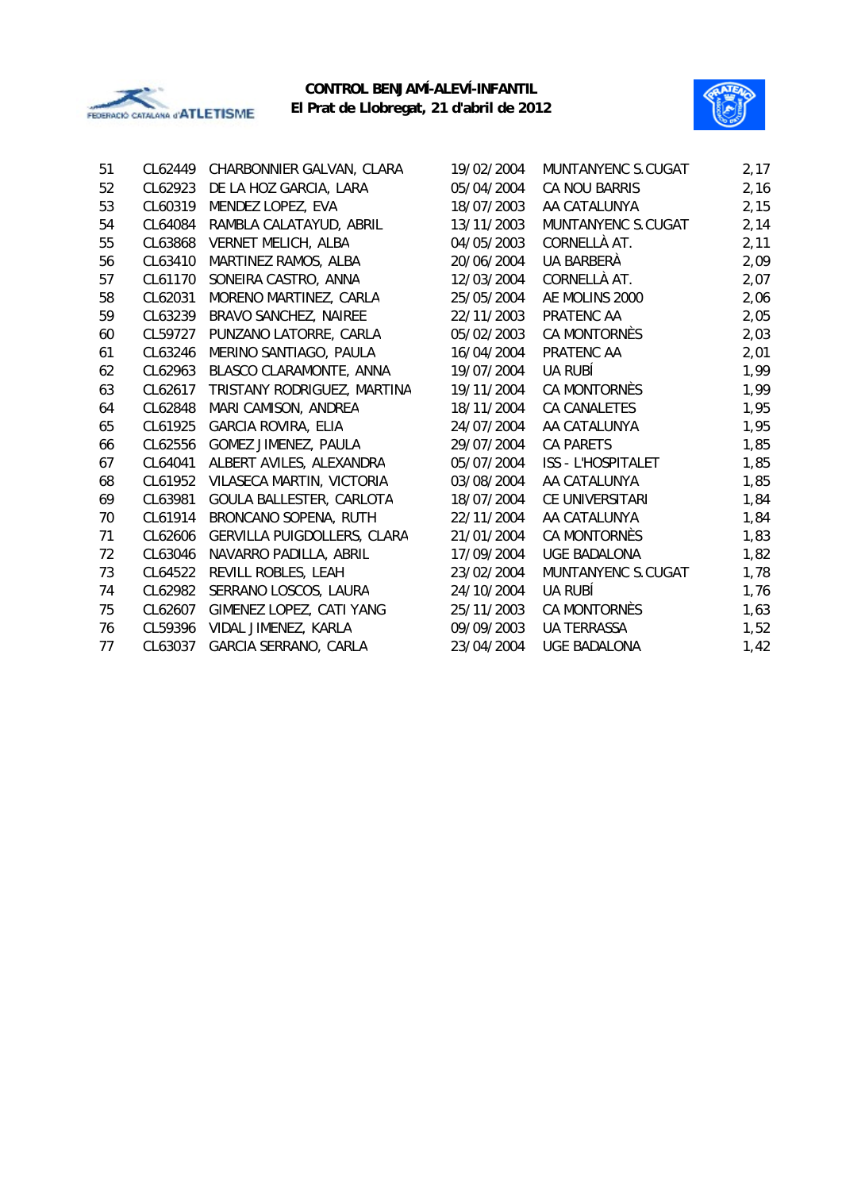**CONTROL BENJAMÍ-ALEVÍ-INFANTIL**
**El Prat de Llobregat, 21 d'abril de 2012**

| | | | | | |
|---|---|---|---|---|---|
| 51 | CL62449 | CHARBONNIER GALVAN, CLARA | 19/02/2004 | MUNTANYENC S.CUGAT | 2,17 |
| 52 | CL62923 | DE LA HOZ GARCIA, LARA | 05/04/2004 | CA NOU BARRIS | 2,16 |
| 53 | CL60319 | MENDEZ LOPEZ, EVA | 18/07/2003 | AA CATALUNYA | 2,15 |
| 54 | CL64084 | RAMBLA CALATAYUD, ABRIL | 13/11/2003 | MUNTANYENC S.CUGAT | 2,14 |
| 55 | CL63868 | VERNET MELICH, ALBA | 04/05/2003 | CORNELLÀ AT. | 2,11 |
| 56 | CL63410 | MARTINEZ RAMOS, ALBA | 20/06/2004 | UA BARBERÀ | 2,09 |
| 57 | CL61170 | SONEIRA CASTRO, ANNA | 12/03/2004 | CORNELLÀ AT. | 2,07 |
| 58 | CL62031 | MORENO MARTINEZ, CARLA | 25/05/2004 | AE MOLINS 2000 | 2,06 |
| 59 | CL63239 | BRAVO SANCHEZ, NAIREE | 22/11/2003 | PRATENC AA | 2,05 |
| 60 | CL59727 | PUNZANO LATORRE, CARLA | 05/02/2003 | CA MONTORNÈS | 2,03 |
| 61 | CL63246 | MERINO SANTIAGO, PAULA | 16/04/2004 | PRATENC AA | 2,01 |
| 62 | CL62963 | BLASCO CLARAMONTE, ANNA | 19/07/2004 | UA RUBÍ | 1,99 |
| 63 | CL62617 | TRISTANY RODRIGUEZ, MARTINA | 19/11/2004 | CA MONTORNÈS | 1,99 |
| 64 | CL62848 | MARI CAMISON, ANDREA | 18/11/2004 | CA CANALETES | 1,95 |
| 65 | CL61925 | GARCIA ROVIRA, ELIA | 24/07/2004 | AA CATALUNYA | 1,95 |
| 66 | CL62556 | GOMEZ JIMENEZ, PAULA | 29/07/2004 | CA PARETS | 1,85 |
| 67 | CL64041 | ALBERT AVILES, ALEXANDRA | 05/07/2004 | ISS - L'HOSPITALET | 1,85 |
| 68 | CL61952 | VILASECA MARTIN, VICTORIA | 03/08/2004 | AA CATALUNYA | 1,85 |
| 69 | CL63981 | GOULA BALLESTER, CARLOTA | 18/07/2004 | CE UNIVERSITARI | 1,84 |
| 70 | CL61914 | BRONCANO SOPENA, RUTH | 22/11/2004 | AA CATALUNYA | 1,84 |
| 71 | CL62606 | GERVILLA PUIGDOLLERS, CLARA | 21/01/2004 | CA MONTORNÈS | 1,83 |
| 72 | CL63046 | NAVARRO PADILLA, ABRIL | 17/09/2004 | UGE BADALONA | 1,82 |
| 73 | CL64522 | REVILL ROBLES, LEAH | 23/02/2004 | MUNTANYENC S.CUGAT | 1,78 |
| 74 | CL62982 | SERRANO LOSCOS, LAURA | 24/10/2004 | UA RUBÍ | 1,76 |
| 75 | CL62607 | GIMENEZ LOPEZ, CATI YANG | 25/11/2003 | CA MONTORNÈS | 1,63 |
| 76 | CL59396 | VIDAL JIMENEZ, KARLA | 09/09/2003 | UA TERRASSA | 1,52 |
| 77 | CL63037 | GARCIA SERRANO, CARLA | 23/04/2004 | UGE BADALONA | 1,42 |